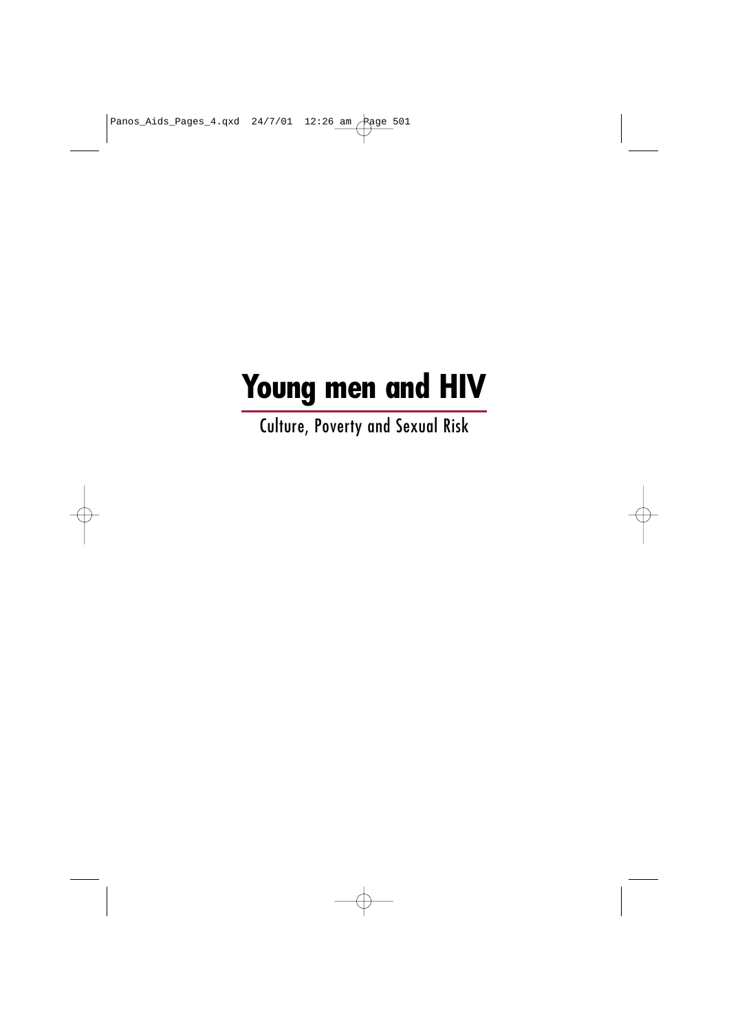# Young men and HIV

## Culture, Poverty and Sexual Risk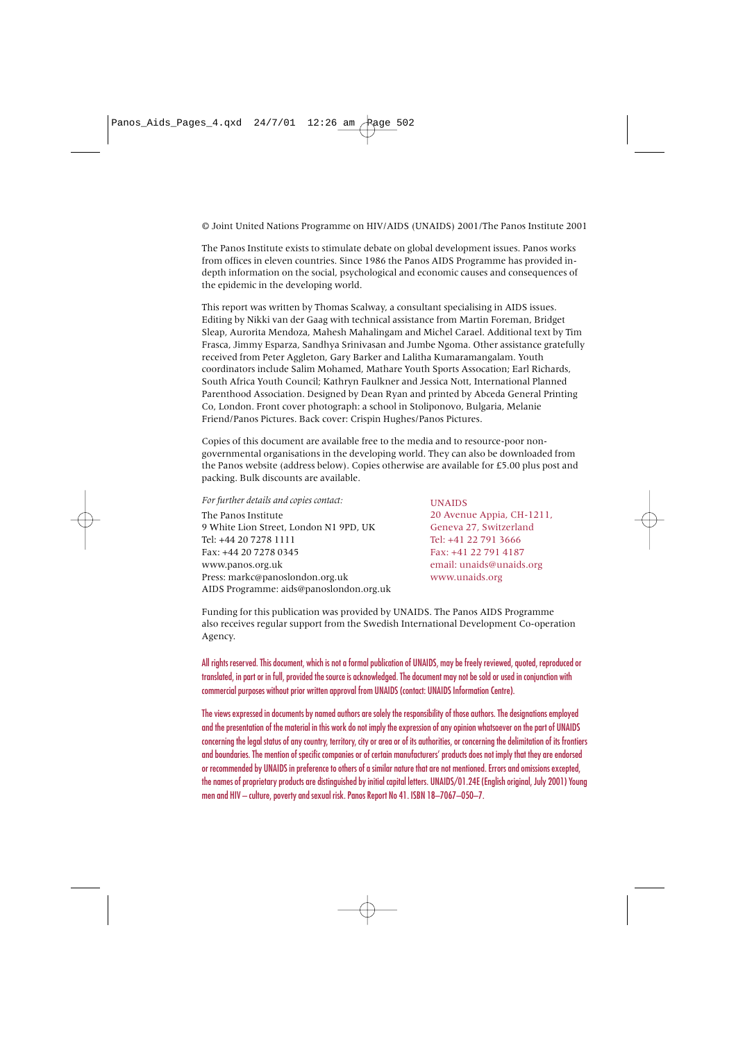© Joint United Nations Programme on HIV/AIDS (UNAIDS) 2001/The Panos Institute 2001

The Panos Institute exists to stimulate debate on global development issues. Panos works from offices in eleven countries. Since 1986 the Panos AIDS Programme has provided in-depth information on the social, psychological and economic causes and consequences of the epidemic in the developing world.

This report was written by Thomas Scalway, a consultant specialising in AIDS issues. Editing by Nikki van der Gaag with technical assistance from Martin Foreman, Bridget Sleap, Aurorita Mendoza, Mahesh Mahalingam and Michel Carael. Additional text by Tim Frasca, Jimmy Esparza, Sandhya Srinivasan and Jumbe Ngoma. Other assistance gratefully received from Peter Aggleton, Gary Barker and Lalitha Kumaramangalam. Youth coordinators include Salim Mohamed, Mathare Youth Sports Assocation; Earl Richards, South Africa Youth Council; Kathryn Faulkner and Jessica Nott, International Planned Parenthood Association. Designed by Dean Ryan and printed by Abceda General Printing Co, London. Front cover photograph: a school in Stoliponovo, Bulgaria, Melanie Friend/Panos Pictures. Back cover: Crispin Hughes/Panos Pictures.

Copies of this document are available free to the media and to resource-poor non-governmental organisations in the developing world. They can also be downloaded from the Panos website (address below). Copies otherwise are available for £5.00 plus post and packing. Bulk discounts are available.

*For further details and copies contact:*

The Panos Institute
9 White Lion Street, London N1 9PD, UK
Tel: +44 20 7278 1111
Fax: +44 20 7278 0345
www.panos.org.uk
Press: markc@panoslondon.org.uk
AIDS Programme: aids@panoslondon.org.uk

UNAIDS
20 Avenue Appia, CH-1211,
Geneva 27, Switzerland
Tel: +41 22 791 3666
Fax: +41 22 791 4187
email: unaids@unaids.org
www.unaids.org

Funding for this publication was provided by UNAIDS. The Panos AIDS Programme also receives regular support from the Swedish International Development Co-operation Agency.

All rights reserved. This document, which is not a formal publication of UNAIDS, may be freely reviewed, quoted, reproduced or translated, in part or in full, provided the source is acknowledged. The document may not be sold or used in conjunction with commercial purposes without prior written approval from UNAIDS (contact: UNAIDS Information Centre).

The views expressed in documents by named authors are solely the responsibility of those authors. The designations employed and the presentation of the material in this work do not imply the expression of any opinion whatsoever on the part of UNAIDS concerning the legal status of any country, territory, city or area or of its authorities, or concerning the delimitation of its frontiers and boundaries. The mention of specific companies or of certain manufacturers' products does not imply that they are endorsed or recommended by UNAIDS in preference to others of a similar nature that are not mentioned. Errors and omissions excepted, the names of proprietary products are distinguished by initial capital letters. UNAIDS/01.24E (English original, July 2001) Young men and HIV – culture, poverty and sexual risk. Panos Report No 41. ISBN 18–7067–050–7.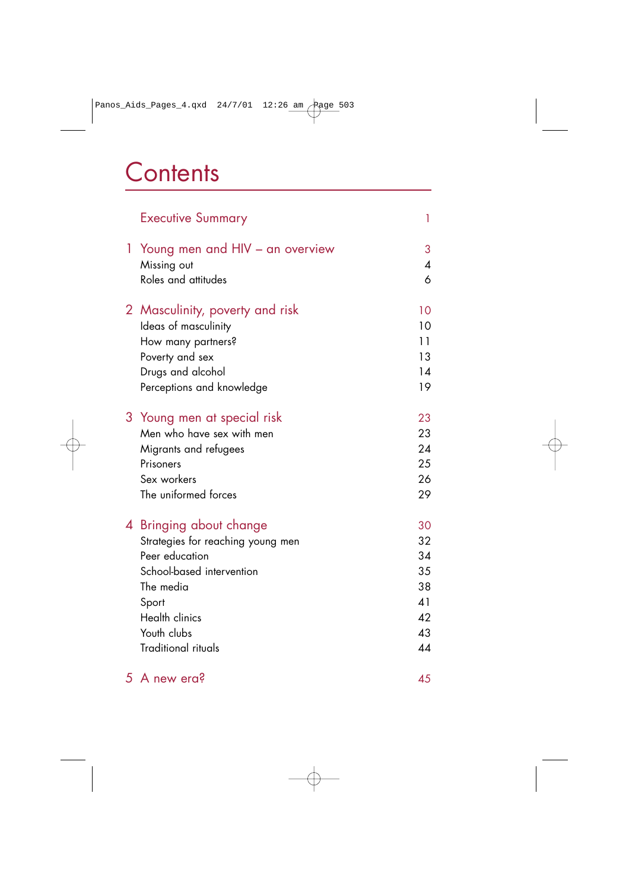# Contents

| | | |
|---|---|---|
| | Executive Summary | 1 |
| 1 | Young men and HIV – an overview | 3 |
| | Missing out | 4 |
| | Roles and attitudes | 6 |
| 2 | Masculinity, poverty and risk | 10 |
| | Ideas of masculinity | 10 |
| | How many partners? | 11 |
| | Poverty and sex | 13 |
| | Drugs and alcohol | 14 |
| | Perceptions and knowledge | 19 |
| 3 | Young men at special risk | 23 |
| | Men who have sex with men | 23 |
| | Migrants and refugees | 24 |
| | Prisoners | 25 |
| | Sex workers | 26 |
| | The uniformed forces | 29 |
| 4 | Bringing about change | 30 |
| | Strategies for reaching young men | 32 |
| | Peer education | 34 |
| | School-based intervention | 35 |
| | The media | 38 |
| | Sport | 41 |
| | Health clinics | 42 |
| | Youth clubs | 43 |
| | Traditional rituals | 44 |
| 5 | A new era? | 45 |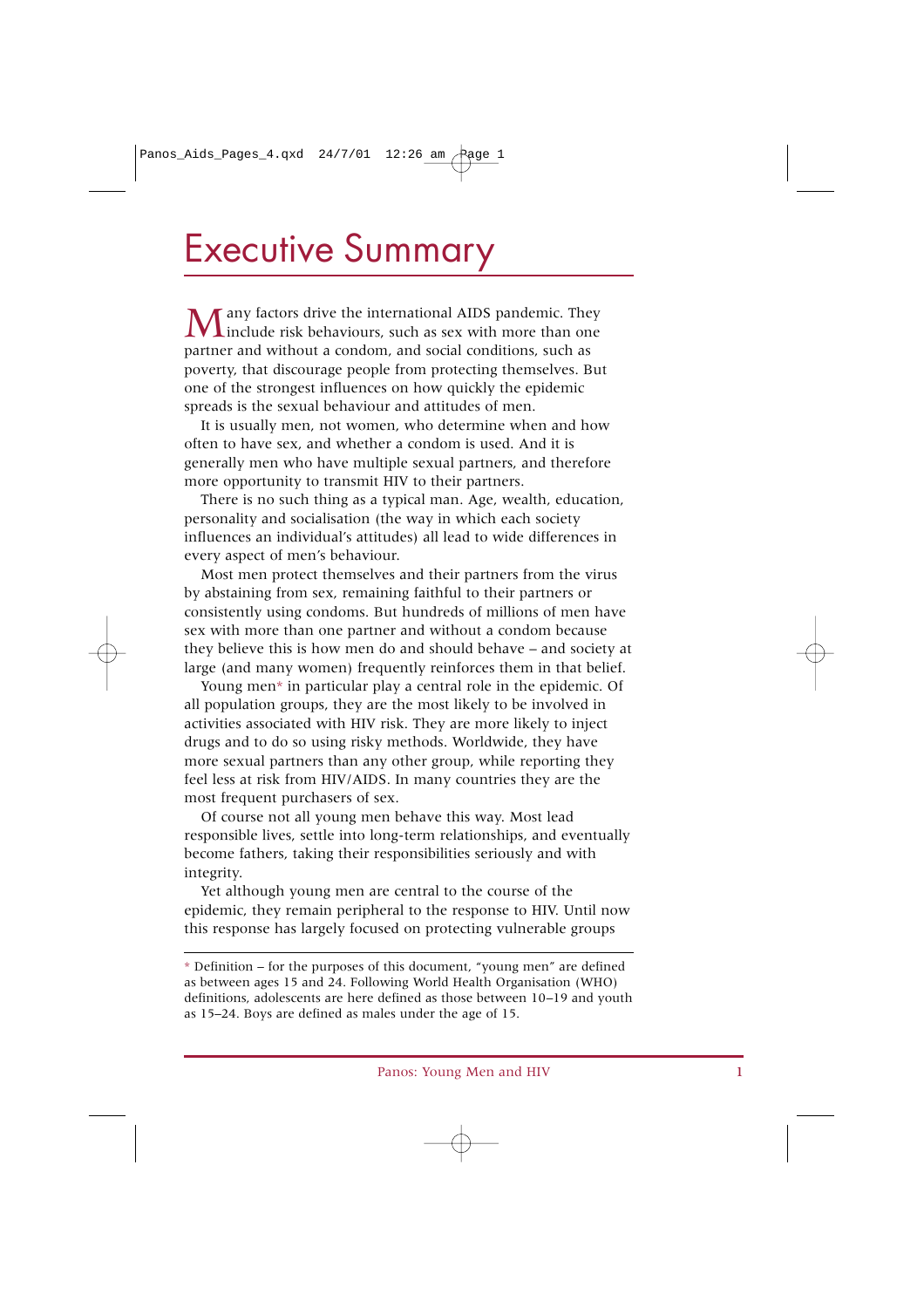# Executive Summary

Many factors drive the international AIDS pandemic. They include risk behaviours, such as sex with more than one partner and without a condom, and social conditions, such as poverty, that discourage people from protecting themselves. But one of the strongest influences on how quickly the epidemic spreads is the sexual behaviour and attitudes of men.

It is usually men, not women, who determine when and how often to have sex, and whether a condom is used. And it is generally men who have multiple sexual partners, and therefore more opportunity to transmit HIV to their partners.

There is no such thing as a typical man. Age, wealth, education, personality and socialisation (the way in which each society influences an individual's attitudes) all lead to wide differences in every aspect of men's behaviour.

Most men protect themselves and their partners from the virus by abstaining from sex, remaining faithful to their partners or consistently using condoms. But hundreds of millions of men have sex with more than one partner and without a condom because they believe this is how men do and should behave – and society at large (and many women) frequently reinforces them in that belief.

Young men* in particular play a central role in the epidemic. Of all population groups, they are the most likely to be involved in activities associated with HIV risk. They are more likely to inject drugs and to do so using risky methods. Worldwide, they have more sexual partners than any other group, while reporting they feel less at risk from HIV/AIDS. In many countries they are the most frequent purchasers of sex.

Of course not all young men behave this way. Most lead responsible lives, settle into long-term relationships, and eventually become fathers, taking their responsibilities seriously and with integrity.

Yet although young men are central to the course of the epidemic, they remain peripheral to the response to HIV. Until now this response has largely focused on protecting vulnerable groups

---

* Definition – for the purposes of this document, "young men" are defined as between ages 15 and 24. Following World Health Organisation (WHO) definitions, adolescents are here defined as those between 10–19 and youth as 15–24. Boys are defined as males under the age of 15.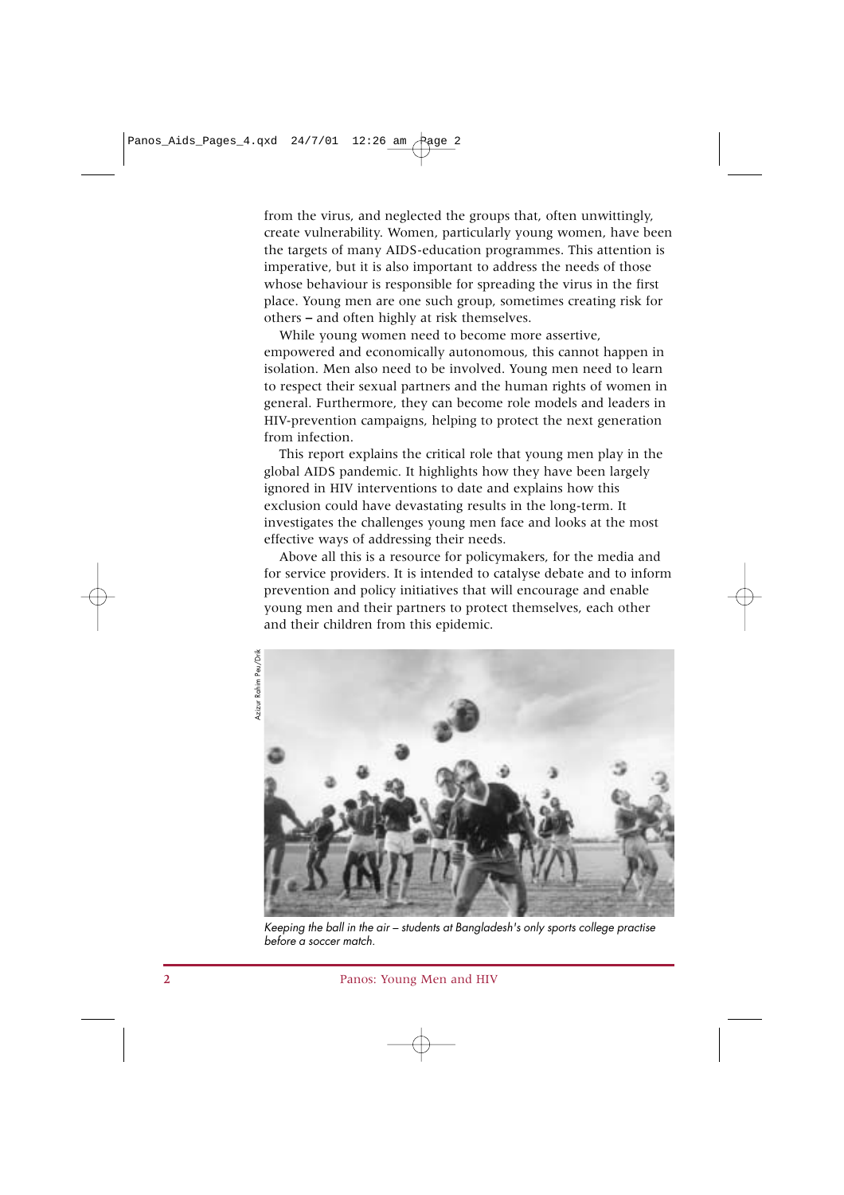from the virus, and neglected the groups that, often unwittingly, create vulnerability. Women, particularly young women, have been the targets of many AIDS-education programmes. This attention is imperative, but it is also important to address the needs of those whose behaviour is responsible for spreading the virus in the first place. Young men are one such group, sometimes creating risk for others – and often highly at risk themselves.

While young women need to become more assertive, empowered and economically autonomous, this cannot happen in isolation. Men also need to be involved. Young men need to learn to respect their sexual partners and the human rights of women in general. Furthermore, they can become role models and leaders in HIV-prevention campaigns, helping to protect the next generation from infection.

This report explains the critical role that young men play in the global AIDS pandemic. It highlights how they have been largely ignored in HIV interventions to date and explains how this exclusion could have devastating results in the long-term. It investigates the challenges young men face and looks at the most effective ways of addressing their needs.

Above all this is a resource for policymakers, for the media and for service providers. It is intended to catalyse debate and to inform prevention and policy initiatives that will encourage and enable young men and their partners to protect themselves, each other and their children from this epidemic.

Azizur Rahim Peu/Drik

*Keeping the ball in the air – students at Bangladesh's only sports college practise before a soccer match.*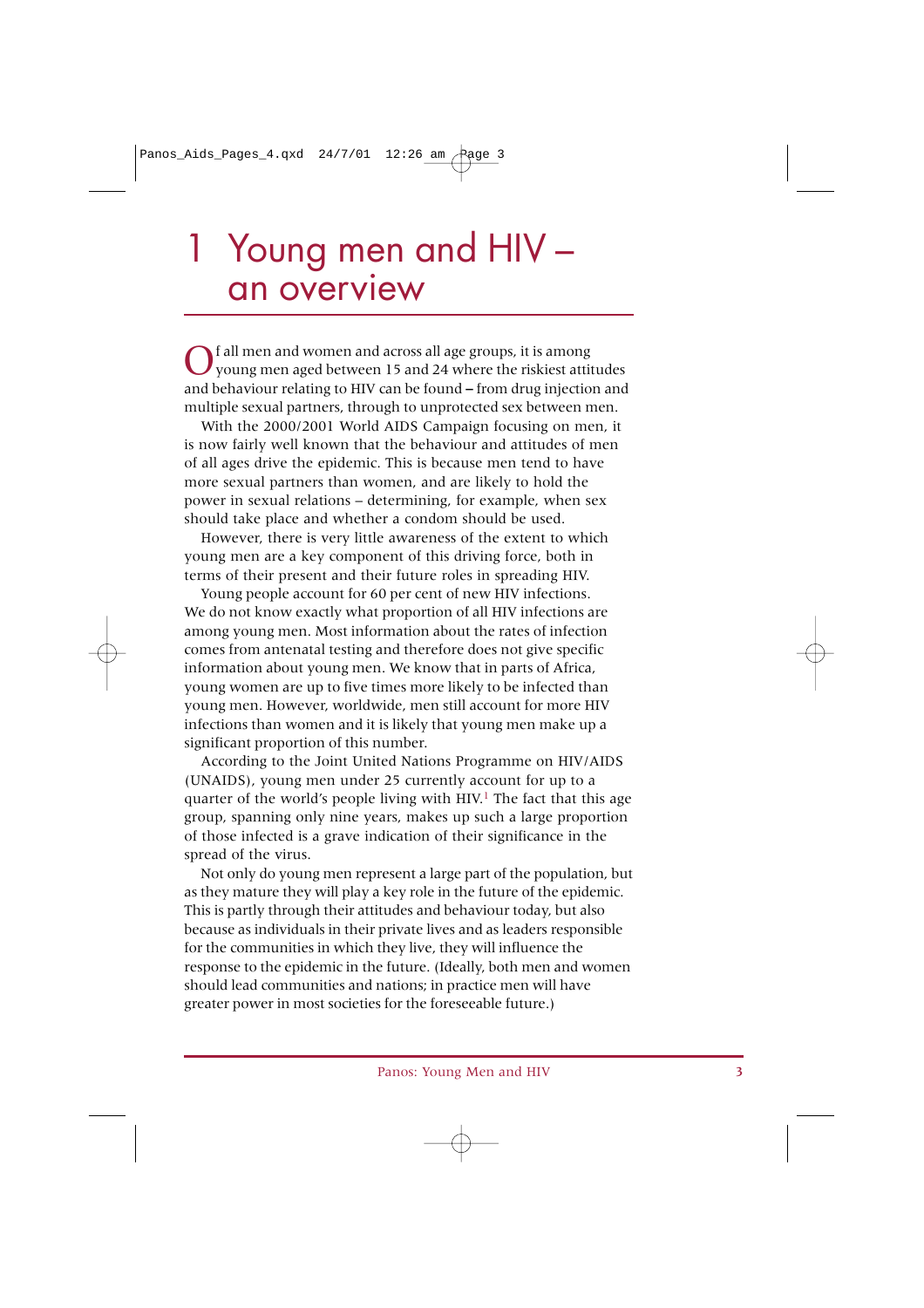# 1 Young men and HIV – an overview

Of all men and women and across all age groups, it is among young men aged between 15 and 24 where the riskiest attitudes and behaviour relating to HIV can be found – from drug injection and multiple sexual partners, through to unprotected sex between men.

With the 2000/2001 World AIDS Campaign focusing on men, it is now fairly well known that the behaviour and attitudes of men of all ages drive the epidemic. This is because men tend to have more sexual partners than women, and are likely to hold the power in sexual relations – determining, for example, when sex should take place and whether a condom should be used.

However, there is very little awareness of the extent to which young men are a key component of this driving force, both in terms of their present and their future roles in spreading HIV.

Young people account for 60 per cent of new HIV infections. We do not know exactly what proportion of all HIV infections are among young men. Most information about the rates of infection comes from antenatal testing and therefore does not give specific information about young men. We know that in parts of Africa, young women are up to five times more likely to be infected than young men. However, worldwide, men still account for more HIV infections than women and it is likely that young men make up a significant proportion of this number.

According to the Joint United Nations Programme on HIV/AIDS (UNAIDS), young men under 25 currently account for up to a quarter of the world's people living with HIV.[1] The fact that this age group, spanning only nine years, makes up such a large proportion of those infected is a grave indication of their significance in the spread of the virus.

Not only do young men represent a large part of the population, but as they mature they will play a key role in the future of the epidemic. This is partly through their attitudes and behaviour today, but also because as individuals in their private lives and as leaders responsible for the communities in which they live, they will influence the response to the epidemic in the future. (Ideally, both men and women should lead communities and nations; in practice men will have greater power in most societies for the foreseeable future.)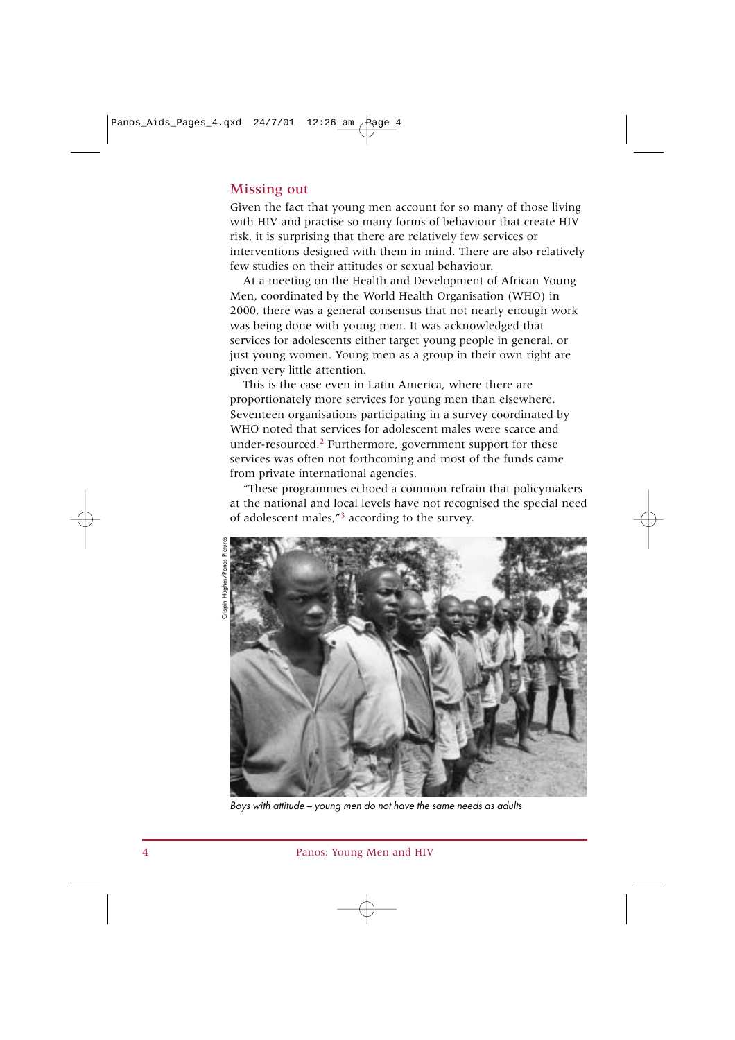## Missing out

Given the fact that young men account for so many of those living with HIV and practise so many forms of behaviour that create HIV risk, it is surprising that there are relatively few services or interventions designed with them in mind. There are also relatively few studies on their attitudes or sexual behaviour.

At a meeting on the Health and Development of African Young Men, coordinated by the World Health Organisation (WHO) in 2000, there was a general consensus that not nearly enough work was being done with young men. It was acknowledged that services for adolescents either target young people in general, or just young women. Young men as a group in their own right are given very little attention.

This is the case even in Latin America, where there are proportionately more services for young men than elsewhere. Seventeen organisations participating in a survey coordinated by WHO noted that services for adolescent males were scarce and under-resourced.[2] Furthermore, government support for these services was often not forthcoming and most of the funds came from private international agencies.

"These programmes echoed a common refrain that policymakers at the national and local levels have not recognised the special need of adolescent males,"[3] according to the survey.

Crispin Hughes/Panos Pictures

*Boys with attitude – young men do not have the same needs as adults*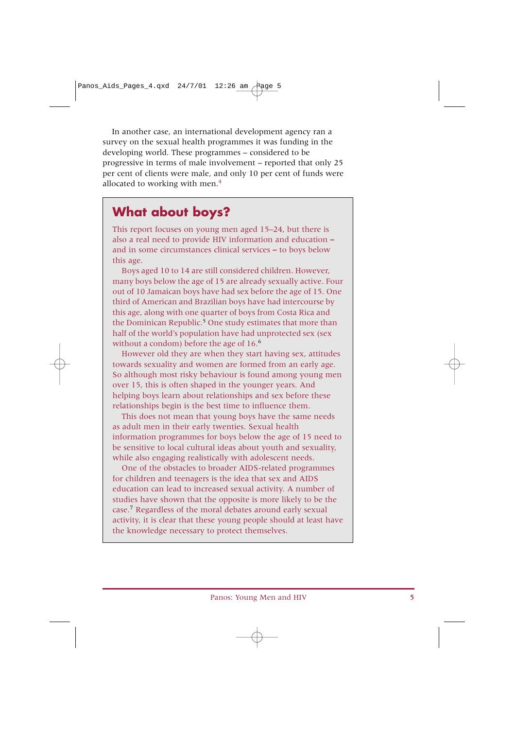In another case, an international development agency ran a survey on the sexual health programmes it was funding in the developing world. These programmes – considered to be progressive in terms of male involvement – reported that only 25 per cent of clients were male, and only 10 per cent of funds were allocated to working with men.[4]

## What about boys?

This report focuses on young men aged 15–24, but there is also a real need to provide HIV information and education – and in some circumstances clinical services – to boys below this age.

Boys aged 10 to 14 are still considered children. However, many boys below the age of 15 are already sexually active. Four out of 10 Jamaican boys have had sex before the age of 15. One third of American and Brazilian boys have had intercourse by this age, along with one quarter of boys from Costa Rica and the Dominican Republic.[5] One study estimates that more than half of the world's population have had unprotected sex (sex without a condom) before the age of 16.[6]

However old they are when they start having sex, attitudes towards sexuality and women are formed from an early age. So although most risky behaviour is found among young men over 15, this is often shaped in the younger years. And helping boys learn about relationships and sex before these relationships begin is the best time to influence them.

This does not mean that young boys have the same needs as adult men in their early twenties. Sexual health information programmes for boys below the age of 15 need to be sensitive to local cultural ideas about youth and sexuality, while also engaging realistically with adolescent needs.

One of the obstacles to broader AIDS-related programmes for children and teenagers is the idea that sex and AIDS education can lead to increased sexual activity. A number of studies have shown that the opposite is more likely to be the case.[7] Regardless of the moral debates around early sexual activity, it is clear that these young people should at least have the knowledge necessary to protect themselves.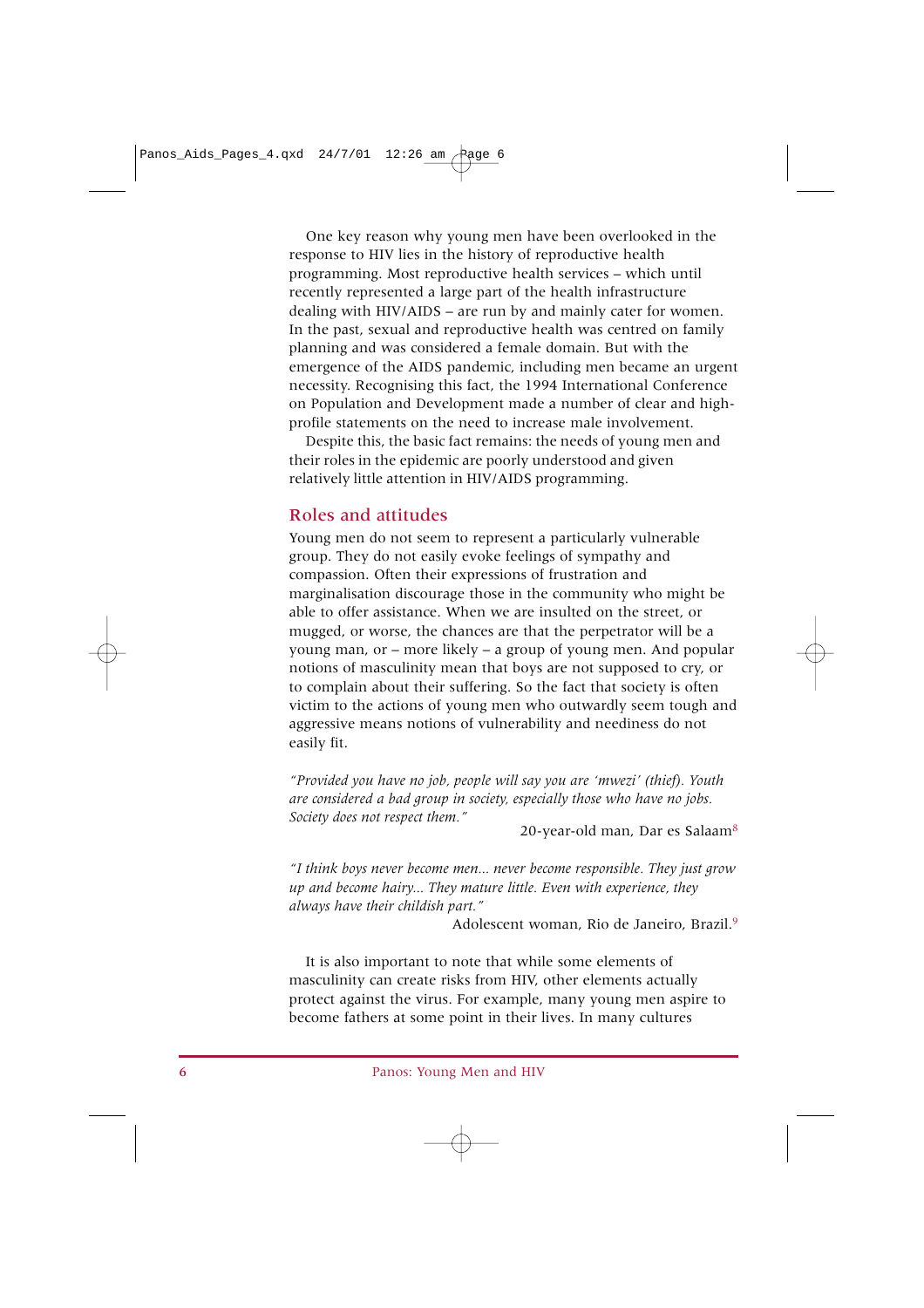One key reason why young men have been overlooked in the response to HIV lies in the history of reproductive health programming. Most reproductive health services – which until recently represented a large part of the health infrastructure dealing with HIV/AIDS – are run by and mainly cater for women. In the past, sexual and reproductive health was centred on family planning and was considered a female domain. But with the emergence of the AIDS pandemic, including men became an urgent necessity. Recognising this fact, the 1994 International Conference on Population and Development made a number of clear and high-profile statements on the need to increase male involvement.

Despite this, the basic fact remains: the needs of young men and their roles in the epidemic are poorly understood and given relatively little attention in HIV/AIDS programming.

## Roles and attitudes

Young men do not seem to represent a particularly vulnerable group. They do not easily evoke feelings of sympathy and compassion. Often their expressions of frustration and marginalisation discourage those in the community who might be able to offer assistance. When we are insulted on the street, or mugged, or worse, the chances are that the perpetrator will be a young man, or – more likely – a group of young men. And popular notions of masculinity mean that boys are not supposed to cry, or to complain about their suffering. So the fact that society is often victim to the actions of young men who outwardly seem tough and aggressive means notions of vulnerability and neediness do not easily fit.

*"Provided you have no job, people will say you are 'mwezi' (thief). Youth are considered a bad group in society, especially those who have no jobs. Society does not respect them."*

20-year-old man, Dar es Salaam[8]

*"I think boys never become men... never become responsible. They just grow up and become hairy... They mature little. Even with experience, they always have their childish part."*

Adolescent woman, Rio de Janeiro, Brazil.[9]

It is also important to note that while some elements of masculinity can create risks from HIV, other elements actually protect against the virus. For example, many young men aspire to become fathers at some point in their lives. In many cultures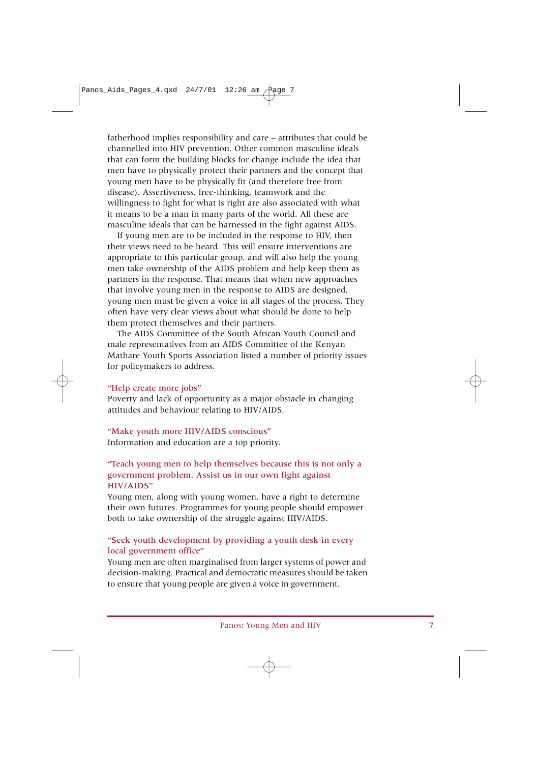fatherhood implies responsibility and care – attributes that could be channelled into HIV prevention. Other common masculine ideals that can form the building blocks for change include the idea that men have to physically protect their partners and the concept that young men have to be physically fit (and therefore free from disease). Assertiveness, free-thinking, teamwork and the willingness to fight for what is right are also associated with what it means to be a man in many parts of the world. All these are masculine ideals that can be harnessed in the fight against AIDS.

If young men are to be included in the response to HIV, then their views need to be heard. This will ensure interventions are appropriate to this particular group, and will also help the young men take ownership of the AIDS problem and help keep them as partners in the response. That means that when new approaches that involve young men in the response to AIDS are designed, young men must be given a voice in all stages of the process. They often have very clear views about what should be done to help them protect themselves and their partners.

The AIDS Committee of the South African Youth Council and male representatives from an AIDS Committee of the Kenyan Mathare Youth Sports Association listed a number of priority issues for policymakers to address.

### "Help create more jobs"

Poverty and lack of opportunity as a major obstacle in changing attitudes and behaviour relating to HIV/AIDS.

### "Make youth more HIV/AIDS conscious"

Information and education are a top priority.

### "Teach young men to help themselves because this is not only a government problem. Assist us in our own fight against HIV/AIDS"

Young men, along with young women, have a right to determine their own futures. Programmes for young people should empower both to take ownership of the struggle against HIV/AIDS.

### "Seek youth development by providing a youth desk in every local government office"

Young men are often marginalised from larger systems of power and decision-making. Practical and democratic measures should be taken to ensure that young people are given a voice in government.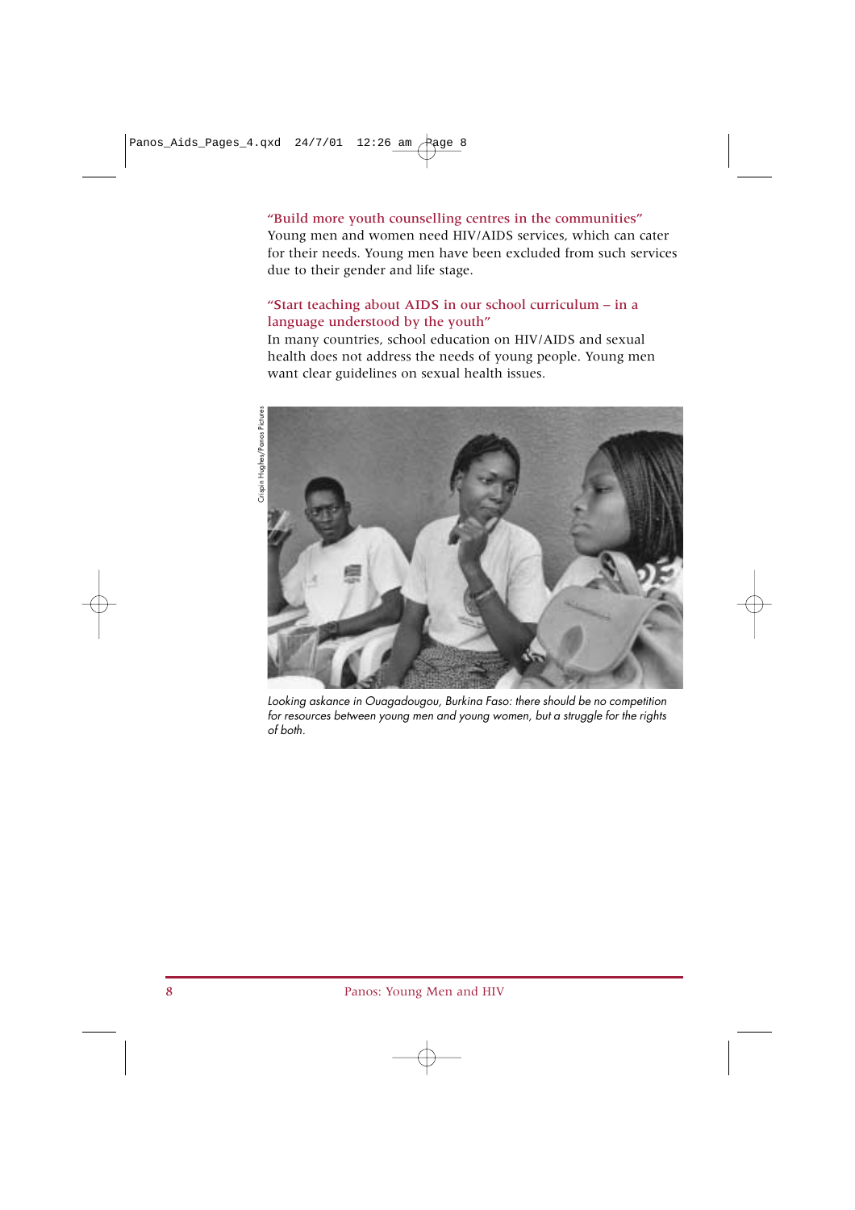**"Build more youth counselling centres in the communities"**

Young men and women need HIV/AIDS services, which can cater for their needs. Young men have been excluded from such services due to their gender and life stage.

**"Start teaching about AIDS in our school curriculum – in a language understood by the youth"**

In many countries, school education on HIV/AIDS and sexual health does not address the needs of young people. Young men want clear guidelines on sexual health issues.

Crispin Hughes/Panos Pictures

*Looking askance in Ouagadougou, Burkina Faso: there should be no competition for resources between young men and young women, but a struggle for the rights of both.*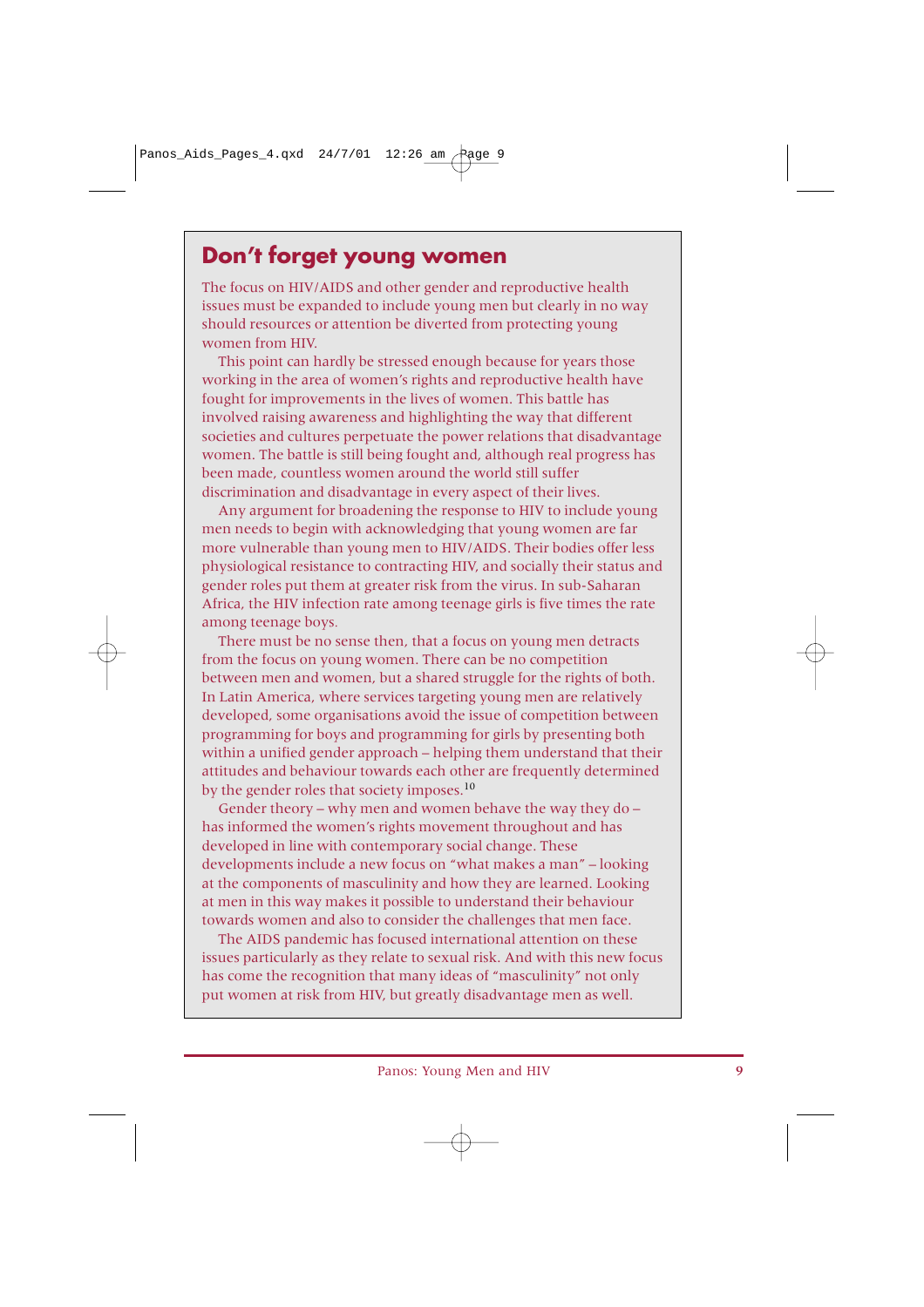## Don't forget young women

The focus on HIV/AIDS and other gender and reproductive health issues must be expanded to include young men but clearly in no way should resources or attention be diverted from protecting young women from HIV.

This point can hardly be stressed enough because for years those working in the area of women's rights and reproductive health have fought for improvements in the lives of women. This battle has involved raising awareness and highlighting the way that different societies and cultures perpetuate the power relations that disadvantage women. The battle is still being fought and, although real progress has been made, countless women around the world still suffer discrimination and disadvantage in every aspect of their lives.

Any argument for broadening the response to HIV to include young men needs to begin with acknowledging that young women are far more vulnerable than young men to HIV/AIDS. Their bodies offer less physiological resistance to contracting HIV, and socially their status and gender roles put them at greater risk from the virus. In sub-Saharan Africa, the HIV infection rate among teenage girls is five times the rate among teenage boys.

There must be no sense then, that a focus on young men detracts from the focus on young women. There can be no competition between men and women, but a shared struggle for the rights of both. In Latin America, where services targeting young men are relatively developed, some organisations avoid the issue of competition between programming for boys and programming for girls by presenting both within a unified gender approach – helping them understand that their attitudes and behaviour towards each other are frequently determined by the gender roles that society imposes.[10]

Gender theory – why men and women behave the way they do – has informed the women's rights movement throughout and has developed in line with contemporary social change. These developments include a new focus on "what makes a man" – looking at the components of masculinity and how they are learned. Looking at men in this way makes it possible to understand their behaviour towards women and also to consider the challenges that men face.

The AIDS pandemic has focused international attention on these issues particularly as they relate to sexual risk. And with this new focus has come the recognition that many ideas of "masculinity" not only put women at risk from HIV, but greatly disadvantage men as well.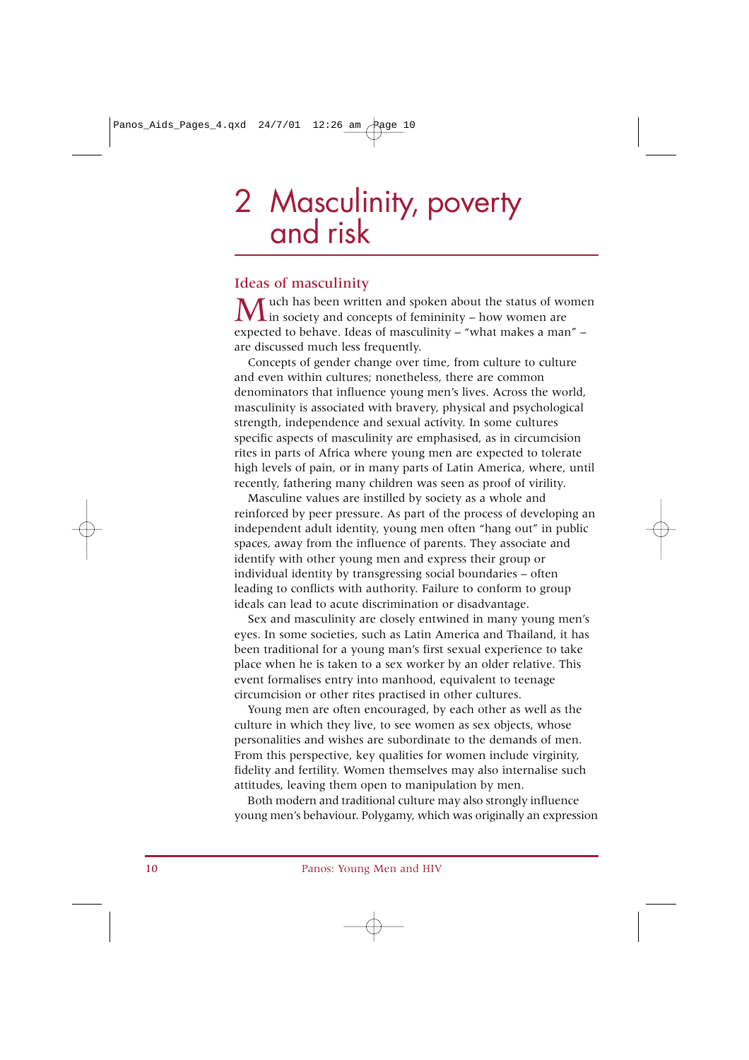# 2 Masculinity, poverty and risk

## Ideas of masculinity

Much has been written and spoken about the status of women in society and concepts of femininity – how women are expected to behave. Ideas of masculinity – "what makes a man" – are discussed much less frequently.

Concepts of gender change over time, from culture to culture and even within cultures; nonetheless, there are common denominators that influence young men's lives. Across the world, masculinity is associated with bravery, physical and psychological strength, independence and sexual activity. In some cultures specific aspects of masculinity are emphasised, as in circumcision rites in parts of Africa where young men are expected to tolerate high levels of pain, or in many parts of Latin America, where, until recently, fathering many children was seen as proof of virility.

Masculine values are instilled by society as a whole and reinforced by peer pressure. As part of the process of developing an independent adult identity, young men often "hang out" in public spaces, away from the influence of parents. They associate and identify with other young men and express their group or individual identity by transgressing social boundaries – often leading to conflicts with authority. Failure to conform to group ideals can lead to acute discrimination or disadvantage.

Sex and masculinity are closely entwined in many young men's eyes. In some societies, such as Latin America and Thailand, it has been traditional for a young man's first sexual experience to take place when he is taken to a sex worker by an older relative. This event formalises entry into manhood, equivalent to teenage circumcision or other rites practised in other cultures.

Young men are often encouraged, by each other as well as the culture in which they live, to see women as sex objects, whose personalities and wishes are subordinate to the demands of men. From this perspective, key qualities for women include virginity, fidelity and fertility. Women themselves may also internalise such attitudes, leaving them open to manipulation by men.

Both modern and traditional culture may also strongly influence young men's behaviour. Polygamy, which was originally an expression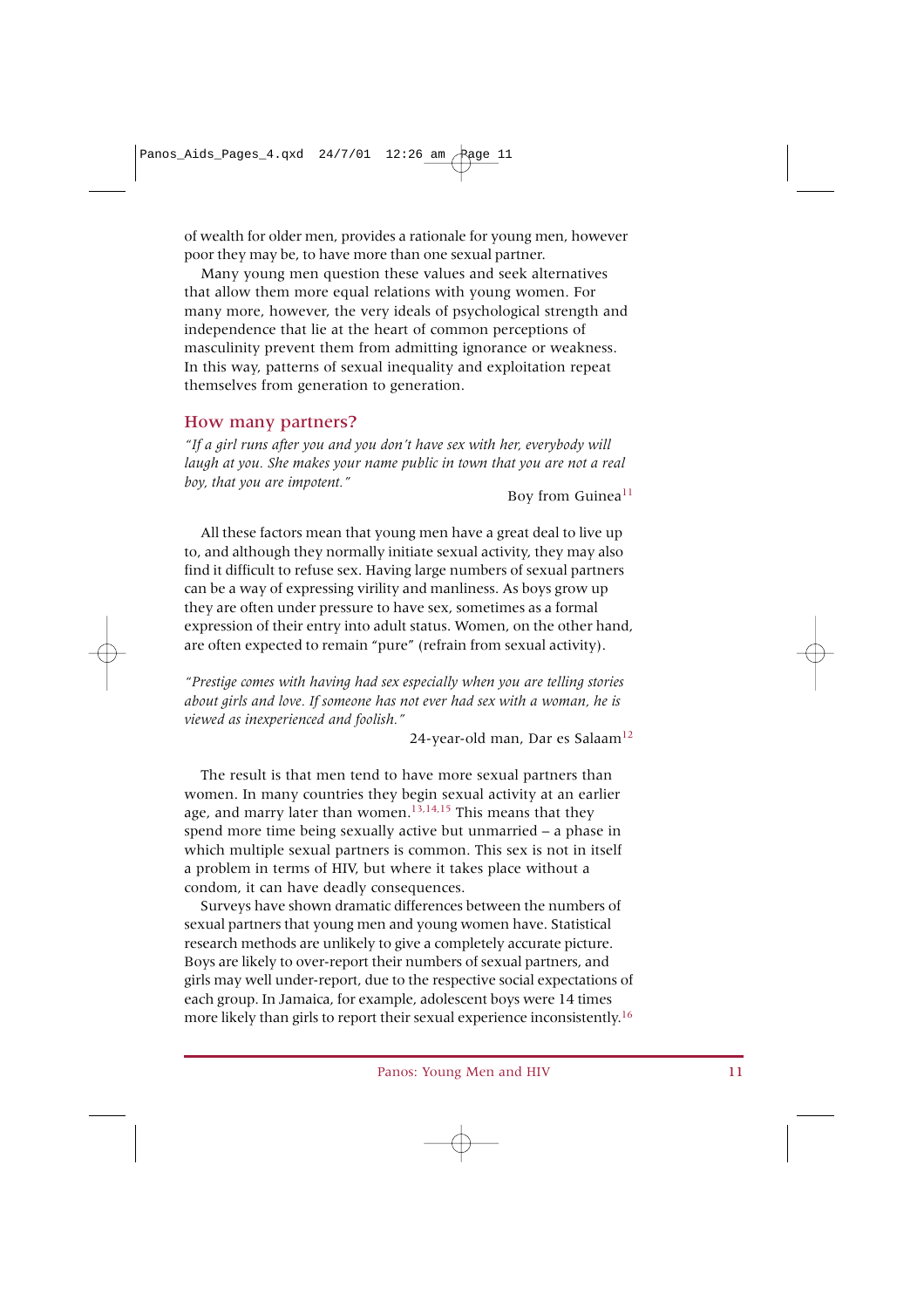of wealth for older men, provides a rationale for young men, however poor they may be, to have more than one sexual partner.

Many young men question these values and seek alternatives that allow them more equal relations with young women. For many more, however, the very ideals of psychological strength and independence that lie at the heart of common perceptions of masculinity prevent them from admitting ignorance or weakness. In this way, patterns of sexual inequality and exploitation repeat themselves from generation to generation.

## How many partners?

*"If a girl runs after you and you don't have sex with her, everybody will laugh at you. She makes your name public in town that you are not a real boy, that you are impotent."*

Boy from Guinea[11]

All these factors mean that young men have a great deal to live up to, and although they normally initiate sexual activity, they may also find it difficult to refuse sex. Having large numbers of sexual partners can be a way of expressing virility and manliness. As boys grow up they are often under pressure to have sex, sometimes as a formal expression of their entry into adult status. Women, on the other hand, are often expected to remain "pure" (refrain from sexual activity).

*"Prestige comes with having had sex especially when you are telling stories about girls and love. If someone has not ever had sex with a woman, he is viewed as inexperienced and foolish."*

24-year-old man, Dar es Salaam[12]

The result is that men tend to have more sexual partners than women. In many countries they begin sexual activity at an earlier age, and marry later than women.[13,14,15] This means that they spend more time being sexually active but unmarried – a phase in which multiple sexual partners is common. This sex is not in itself a problem in terms of HIV, but where it takes place without a condom, it can have deadly consequences.

Surveys have shown dramatic differences between the numbers of sexual partners that young men and young women have. Statistical research methods are unlikely to give a completely accurate picture. Boys are likely to over-report their numbers of sexual partners, and girls may well under-report, due to the respective social expectations of each group. In Jamaica, for example, adolescent boys were 14 times more likely than girls to report their sexual experience inconsistently.[16]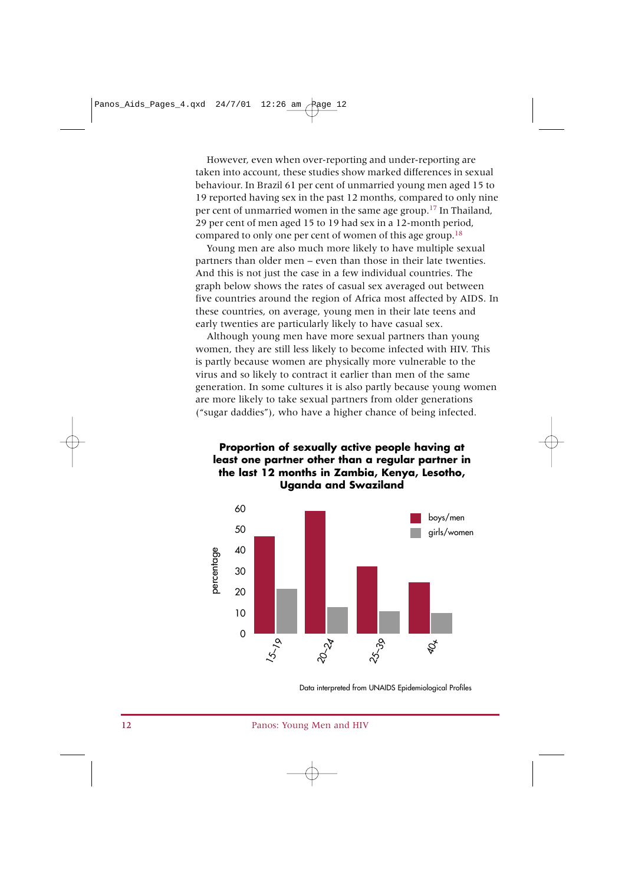However, even when over-reporting and under-reporting are taken into account, these studies show marked differences in sexual behaviour. In Brazil 61 per cent of unmarried young men aged 15 to 19 reported having sex in the past 12 months, compared to only nine per cent of unmarried women in the same age group.[17] In Thailand, 29 per cent of men aged 15 to 19 had sex in a 12-month period, compared to only one per cent of women of this age group.[18]

Young men are also much more likely to have multiple sexual partners than older men – even than those in their late twenties. And this is not just the case in a few individual countries. The graph below shows the rates of casual sex averaged out between five countries around the region of Africa most affected by AIDS. In these countries, on average, young men in their late teens and early twenties are particularly likely to have casual sex.

Although young men have more sexual partners than young women, they are still less likely to become infected with HIV. This is partly because women are physically more vulnerable to the virus and so likely to contract it earlier than men of the same generation. In some cultures it is also partly because young women are more likely to take sexual partners from older generations ("sugar daddies"), who have a higher chance of being infected.

**Proportion of sexually active people having at least one partner other than a regular partner in the last 12 months in Zambia, Kenya, Lesotho, Uganda and Swaziland**

Data interpreted from UNAIDS Epidemiological Profiles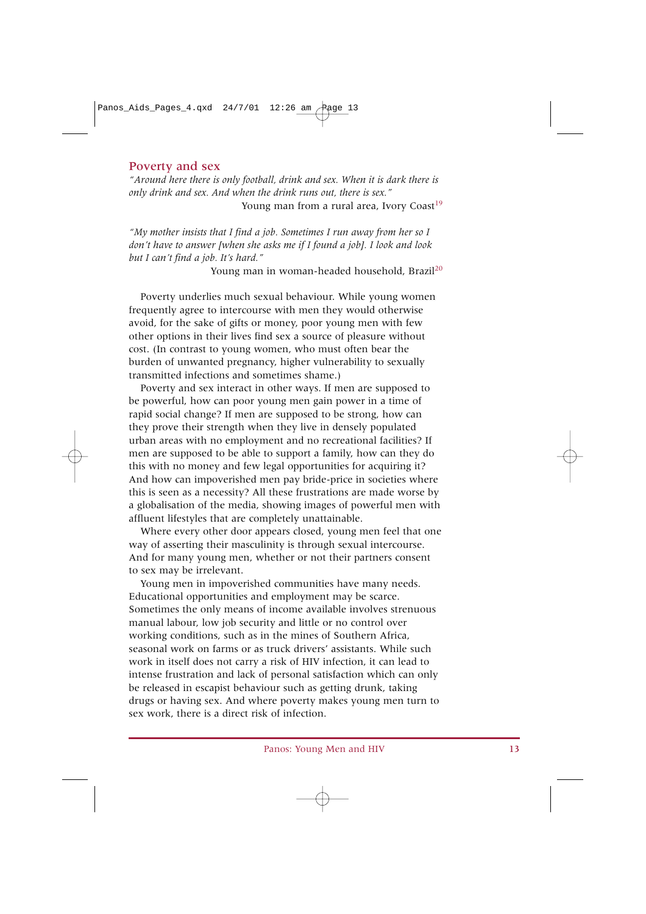## Poverty and sex

*"Around here there is only football, drink and sex. When it is dark there is only drink and sex. And when the drink runs out, there is sex."*

Young man from a rural area, Ivory Coast[19]

*"My mother insists that I find a job. Sometimes I run away from her so I don't have to answer [when she asks me if I found a job]. I look and look but I can't find a job. It's hard."*

Young man in woman-headed household, Brazil[20]

Poverty underlies much sexual behaviour. While young women frequently agree to intercourse with men they would otherwise avoid, for the sake of gifts or money, poor young men with few other options in their lives find sex a source of pleasure without cost. (In contrast to young women, who must often bear the burden of unwanted pregnancy, higher vulnerability to sexually transmitted infections and sometimes shame.)

Poverty and sex interact in other ways. If men are supposed to be powerful, how can poor young men gain power in a time of rapid social change? If men are supposed to be strong, how can they prove their strength when they live in densely populated urban areas with no employment and no recreational facilities? If men are supposed to be able to support a family, how can they do this with no money and few legal opportunities for acquiring it? And how can impoverished men pay bride-price in societies where this is seen as a necessity? All these frustrations are made worse by a globalisation of the media, showing images of powerful men with affluent lifestyles that are completely unattainable.

Where every other door appears closed, young men feel that one way of asserting their masculinity is through sexual intercourse. And for many young men, whether or not their partners consent to sex may be irrelevant.

Young men in impoverished communities have many needs. Educational opportunities and employment may be scarce. Sometimes the only means of income available involves strenuous manual labour, low job security and little or no control over working conditions, such as in the mines of Southern Africa, seasonal work on farms or as truck drivers' assistants. While such work in itself does not carry a risk of HIV infection, it can lead to intense frustration and lack of personal satisfaction which can only be released in escapist behaviour such as getting drunk, taking drugs or having sex. And where poverty makes young men turn to sex work, there is a direct risk of infection.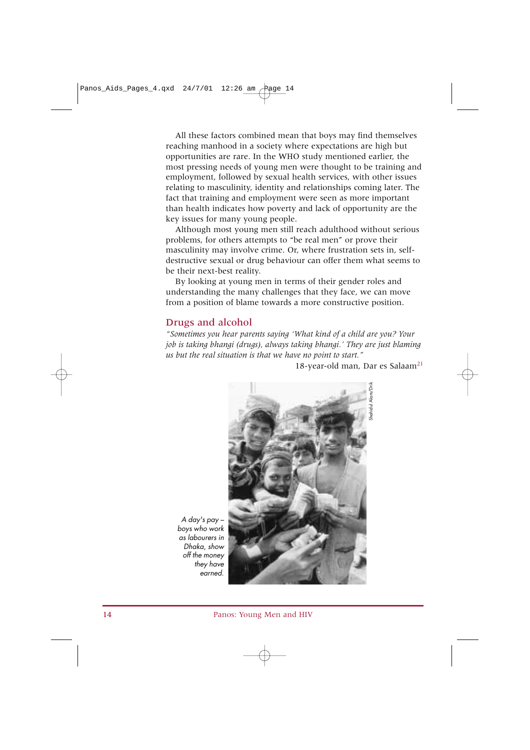All these factors combined mean that boys may find themselves reaching manhood in a society where expectations are high but opportunities are rare. In the WHO study mentioned earlier, the most pressing needs of young men were thought to be training and employment, followed by sexual health services, with other issues relating to masculinity, identity and relationships coming later. The fact that training and employment were seen as more important than health indicates how poverty and lack of opportunity are the key issues for many young people.

Although most young men still reach adulthood without serious problems, for others attempts to "be real men" or prove their masculinity may involve crime. Or, where frustration sets in, self-destructive sexual or drug behaviour can offer them what seems to be their next-best reality.

By looking at young men in terms of their gender roles and understanding the many challenges that they face, we can move from a position of blame towards a more constructive position.

## Drugs and alcohol

*"Sometimes you hear parents saying 'What kind of a child are you? Your job is taking bhangi (drugs), always taking bhangi.' They are just blaming us but the real situation is that we have no point to start."*

18-year-old man, Dar es Salaam[21]

Shahidul Alam/Drik

*A day's pay – boys who work as labourers in Dhaka, show off the money they have earned.*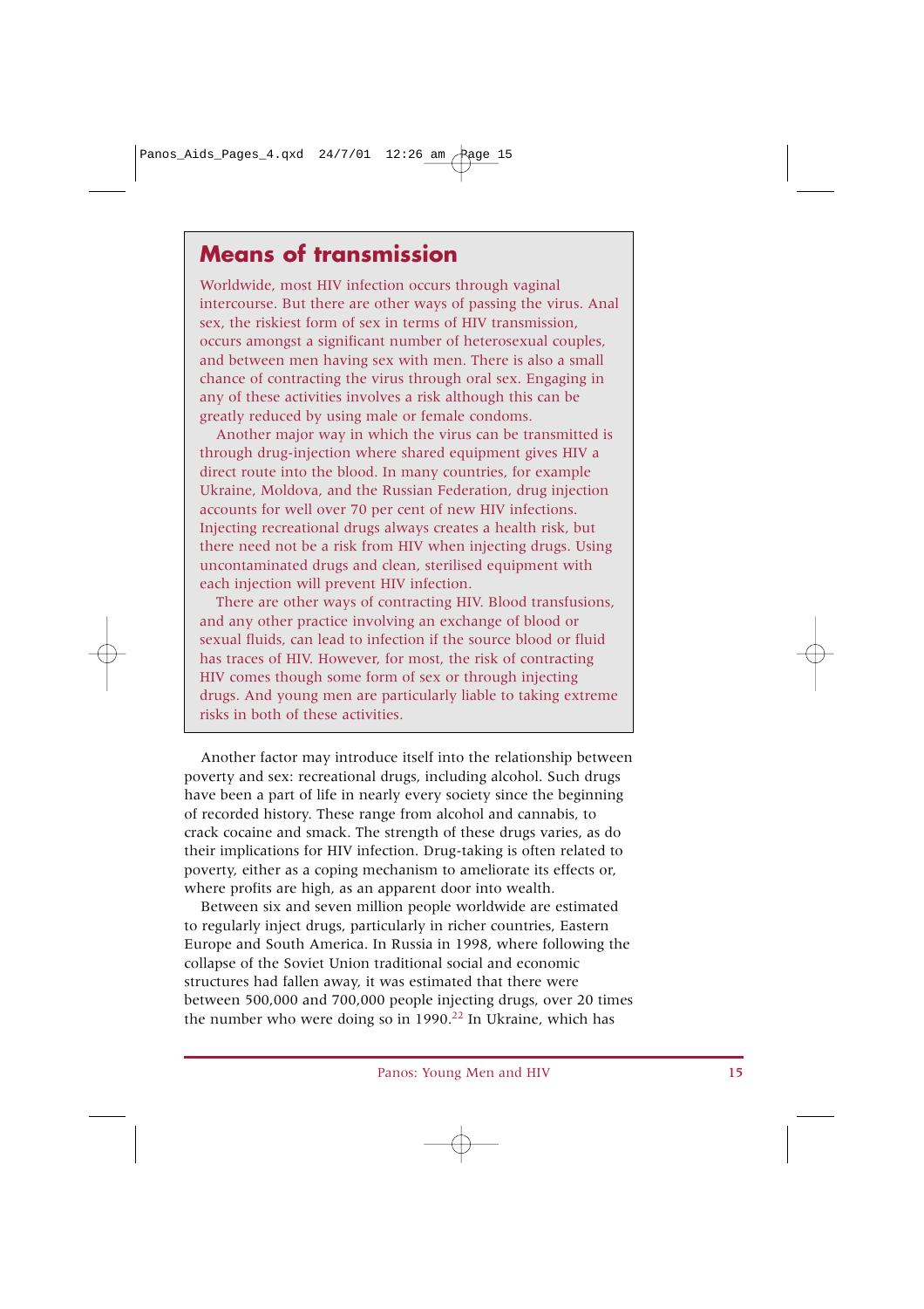## Means of transmission

Worldwide, most HIV infection occurs through vaginal intercourse. But there are other ways of passing the virus. Anal sex, the riskiest form of sex in terms of HIV transmission, occurs amongst a significant number of heterosexual couples, and between men having sex with men. There is also a small chance of contracting the virus through oral sex. Engaging in any of these activities involves a risk although this can be greatly reduced by using male or female condoms.

Another major way in which the virus can be transmitted is through drug-injection where shared equipment gives HIV a direct route into the blood. In many countries, for example Ukraine, Moldova, and the Russian Federation, drug injection accounts for well over 70 per cent of new HIV infections. Injecting recreational drugs always creates a health risk, but there need not be a risk from HIV when injecting drugs. Using uncontaminated drugs and clean, sterilised equipment with each injection will prevent HIV infection.

There are other ways of contracting HIV. Blood transfusions, and any other practice involving an exchange of blood or sexual fluids, can lead to infection if the source blood or fluid has traces of HIV. However, for most, the risk of contracting HIV comes though some form of sex or through injecting drugs. And young men are particularly liable to taking extreme risks in both of these activities.

Another factor may introduce itself into the relationship between poverty and sex: recreational drugs, including alcohol. Such drugs have been a part of life in nearly every society since the beginning of recorded history. These range from alcohol and cannabis, to crack cocaine and smack. The strength of these drugs varies, as do their implications for HIV infection. Drug-taking is often related to poverty, either as a coping mechanism to ameliorate its effects or, where profits are high, as an apparent door into wealth.

Between six and seven million people worldwide are estimated to regularly inject drugs, particularly in richer countries, Eastern Europe and South America. In Russia in 1998, where following the collapse of the Soviet Union traditional social and economic structures had fallen away, it was estimated that there were between 500,000 and 700,000 people injecting drugs, over 20 times the number who were doing so in 1990.[22] In Ukraine, which has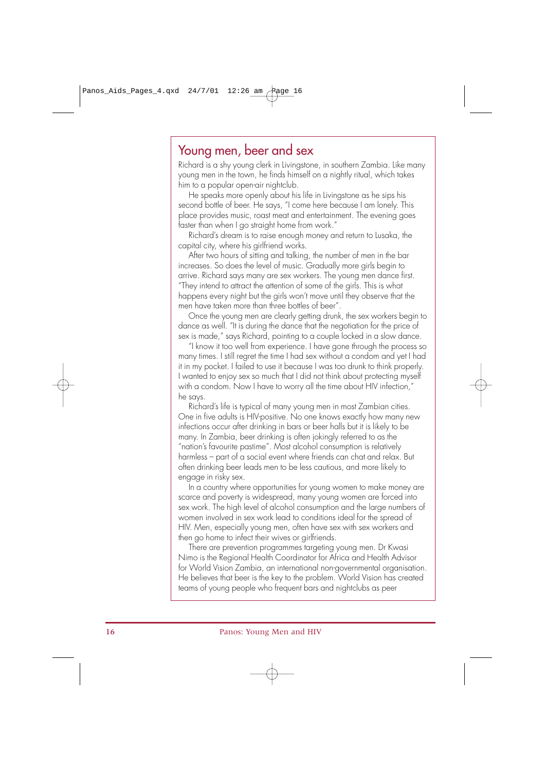## Young men, beer and sex

Richard is a shy young clerk in Livingstone, in southern Zambia. Like many young men in the town, he finds himself on a nightly ritual, which takes him to a popular open-air nightclub.

He speaks more openly about his life in Livingstone as he sips his second bottle of beer. He says, "I come here because I am lonely. This place provides music, roast meat and entertainment. The evening goes faster than when I go straight home from work."

Richard's dream is to raise enough money and return to Lusaka, the capital city, where his girlfriend works.

After two hours of sitting and talking, the number of men in the bar increases. So does the level of music. Gradually more girls begin to arrive. Richard says many are sex workers. The young men dance first. "They intend to attract the attention of some of the girls. This is what happens every night but the girls won't move until they observe that the men have taken more than three bottles of beer".

Once the young men are clearly getting drunk, the sex workers begin to dance as well. "It is during the dance that the negotiation for the price of sex is made," says Richard, pointing to a couple locked in a slow dance.

"I know it too well from experience. I have gone through the process so many times. I still regret the time I had sex without a condom and yet I had it in my pocket. I failed to use it because I was too drunk to think properly. I wanted to enjoy sex so much that I did not think about protecting myself with a condom. Now I have to worry all the time about HIV infection," he says.

Richard's life is typical of many young men in most Zambian cities. One in five adults is HIV-positive. No one knows exactly how many new infections occur after drinking in bars or beer halls but it is likely to be many. In Zambia, beer drinking is often jokingly referred to as the "nation's favourite pastime". Most alcohol consumption is relatively harmless – part of a social event where friends can chat and relax. But often drinking beer leads men to be less cautious, and more likely to engage in risky sex.

In a country where opportunities for young women to make money are scarce and poverty is widespread, many young women are forced into sex work. The high level of alcohol consumption and the large numbers of women involved in sex work lead to conditions ideal for the spread of HIV. Men, especially young men, often have sex with sex workers and then go home to infect their wives or girlfriends.

There are prevention programmes targeting young men. Dr Kwasi Nimo is the Regional Health Coordinator for Africa and Health Advisor for World Vision Zambia, an international non-governmental organisation. He believes that beer is the key to the problem. World Vision has created teams of young people who frequent bars and nightclubs as peer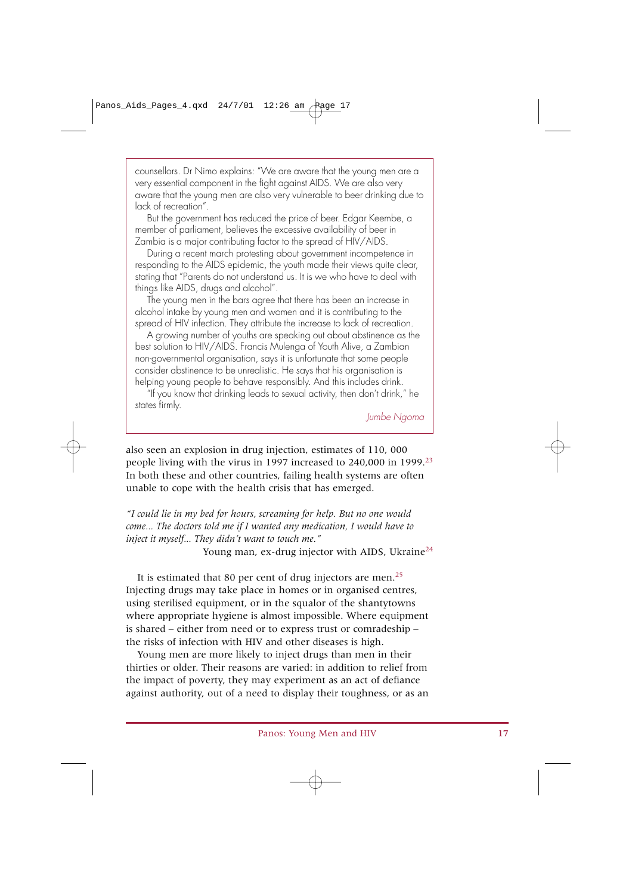counsellors. Dr Nimo explains: "We are aware that the young men are a very essential component in the fight against AIDS. We are also very aware that the young men are also very vulnerable to beer drinking due to lack of recreation".

But the government has reduced the price of beer. Edgar Keembe, a member of parliament, believes the excessive availability of beer in Zambia is a major contributing factor to the spread of HIV/AIDS.

During a recent march protesting about government incompetence in responding to the AIDS epidemic, the youth made their views quite clear, stating that "Parents do not understand us. It is we who have to deal with things like AIDS, drugs and alcohol".

The young men in the bars agree that there has been an increase in alcohol intake by young men and women and it is contributing to the spread of HIV infection. They attribute the increase to lack of recreation.

A growing number of youths are speaking out about abstinence as the best solution to HIV/AIDS. Francis Mulenga of Youth Alive, a Zambian non-governmental organisation, says it is unfortunate that some people consider abstinence to be unrealistic. He says that his organisation is helping young people to behave responsibly. And this includes drink.

"If you know that drinking leads to sexual activity, then don't drink," he states firmly.

*Jumbe Ngoma*

also seen an explosion in drug injection, estimates of 110, 000 people living with the virus in 1997 increased to 240,000 in 1999.[23] In both these and other countries, failing health systems are often unable to cope with the health crisis that has emerged.

*"I could lie in my bed for hours, screaming for help. But no one would come... The doctors told me if I wanted any medication, I would have to inject it myself... They didn't want to touch me."*

Young man, ex-drug injector with AIDS, Ukraine[24]

It is estimated that 80 per cent of drug injectors are men.[25] Injecting drugs may take place in homes or in organised centres, using sterilised equipment, or in the squalor of the shantytowns where appropriate hygiene is almost impossible. Where equipment is shared – either from need or to express trust or comradeship – the risks of infection with HIV and other diseases is high.

Young men are more likely to inject drugs than men in their thirties or older. Their reasons are varied: in addition to relief from the impact of poverty, they may experiment as an act of defiance against authority, out of a need to display their toughness, or as an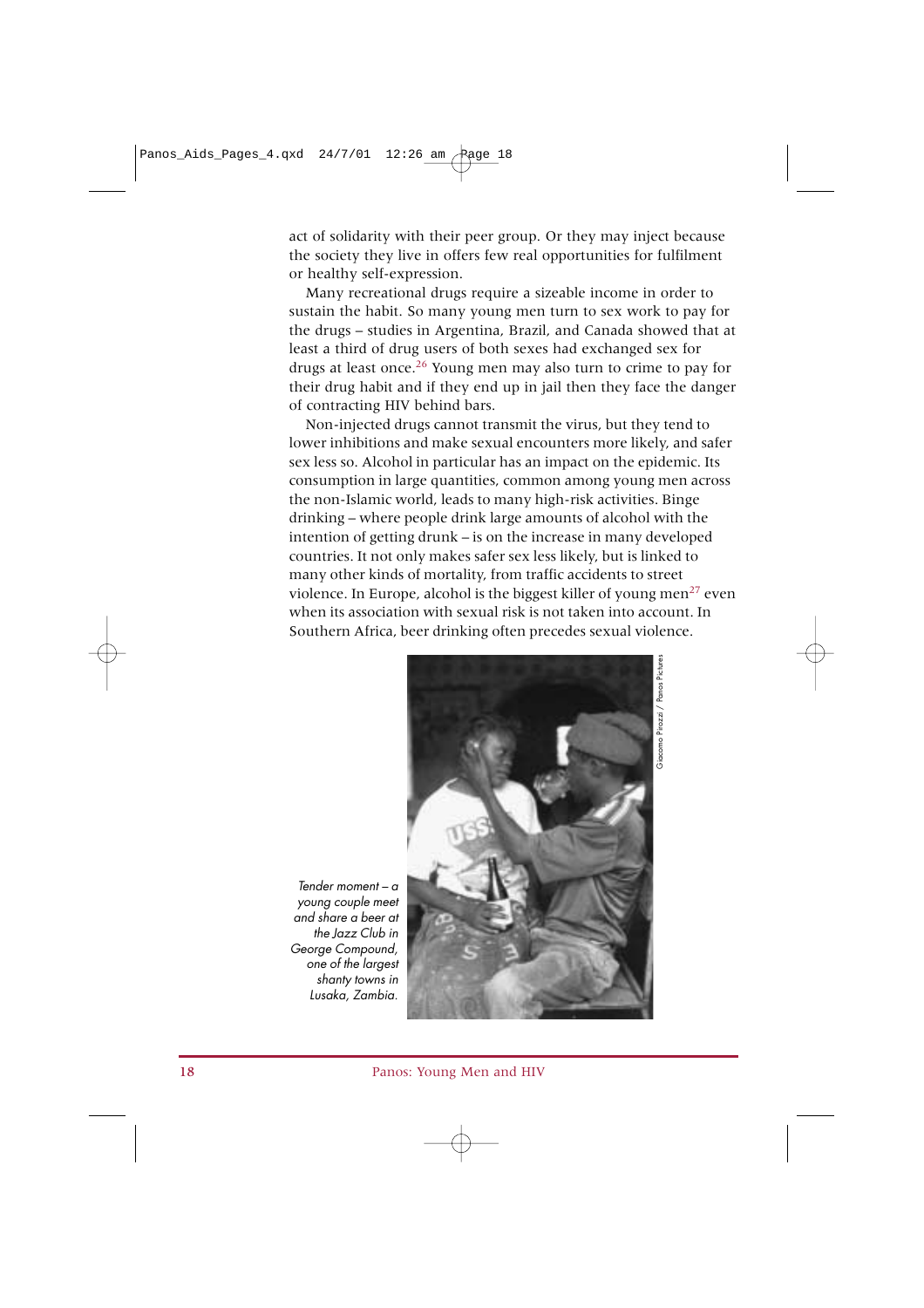act of solidarity with their peer group. Or they may inject because the society they live in offers few real opportunities for fulfilment or healthy self-expression.

Many recreational drugs require a sizeable income in order to sustain the habit. So many young men turn to sex work to pay for the drugs – studies in Argentina, Brazil, and Canada showed that at least a third of drug users of both sexes had exchanged sex for drugs at least once.[26] Young men may also turn to crime to pay for their drug habit and if they end up in jail then they face the danger of contracting HIV behind bars.

Non-injected drugs cannot transmit the virus, but they tend to lower inhibitions and make sexual encounters more likely, and safer sex less so. Alcohol in particular has an impact on the epidemic. Its consumption in large quantities, common among young men across the non-Islamic world, leads to many high-risk activities. Binge drinking – where people drink large amounts of alcohol with the intention of getting drunk – is on the increase in many developed countries. It not only makes safer sex less likely, but is linked to many other kinds of mortality, from traffic accidents to street violence. In Europe, alcohol is the biggest killer of young men[27] even when its association with sexual risk is not taken into account. In Southern Africa, beer drinking often precedes sexual violence.

*Tender moment – a young couple meet and share a beer at the Jazz Club in George Compound, one of the largest shanty towns in Lusaka, Zambia.*

Giacomo Pirozzi / Panos Pictures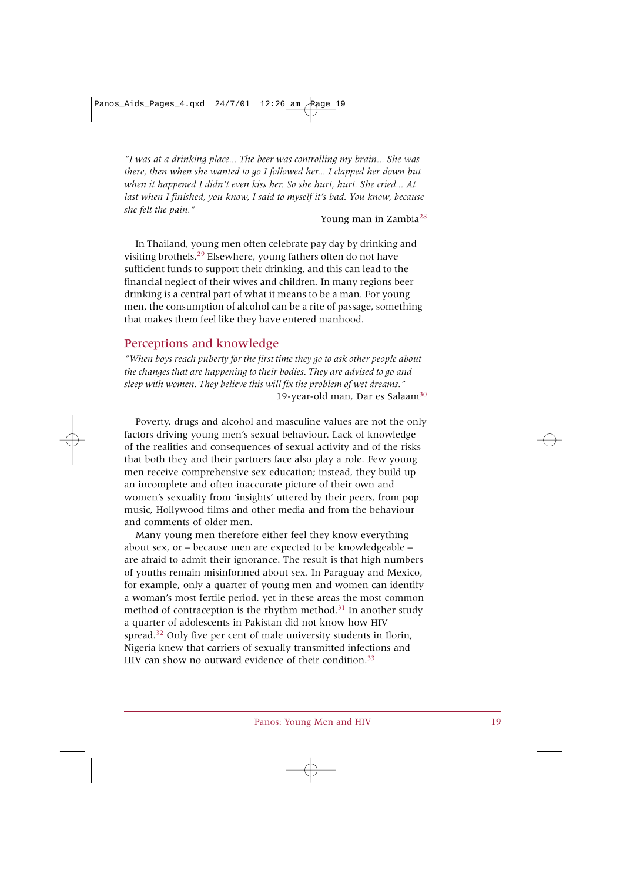*"I was at a drinking place... The beer was controlling my brain... She was there, then when she wanted to go I followed her... I clapped her down but when it happened I didn't even kiss her. So she hurt, hurt. She cried... At last when I finished, you know, I said to myself it's bad. You know, because she felt the pain."*

Young man in Zambia[28]

In Thailand, young men often celebrate pay day by drinking and visiting brothels.[29] Elsewhere, young fathers often do not have sufficient funds to support their drinking, and this can lead to the financial neglect of their wives and children. In many regions beer drinking is a central part of what it means to be a man. For young men, the consumption of alcohol can be a rite of passage, something that makes them feel like they have entered manhood.

## Perceptions and knowledge

*"When boys reach puberty for the first time they go to ask other people about the changes that are happening to their bodies. They are advised to go and sleep with women. They believe this will fix the problem of wet dreams."*

19-year-old man, Dar es Salaam[30]

Poverty, drugs and alcohol and masculine values are not the only factors driving young men's sexual behaviour. Lack of knowledge of the realities and consequences of sexual activity and of the risks that both they and their partners face also play a role. Few young men receive comprehensive sex education; instead, they build up an incomplete and often inaccurate picture of their own and women's sexuality from 'insights' uttered by their peers, from pop music, Hollywood films and other media and from the behaviour and comments of older men.

Many young men therefore either feel they know everything about sex, or – because men are expected to be knowledgeable – are afraid to admit their ignorance. The result is that high numbers of youths remain misinformed about sex. In Paraguay and Mexico, for example, only a quarter of young men and women can identify a woman's most fertile period, yet in these areas the most common method of contraception is the rhythm method.[31] In another study a quarter of adolescents in Pakistan did not know how HIV spread.[32] Only five per cent of male university students in Ilorin, Nigeria knew that carriers of sexually transmitted infections and HIV can show no outward evidence of their condition.[33]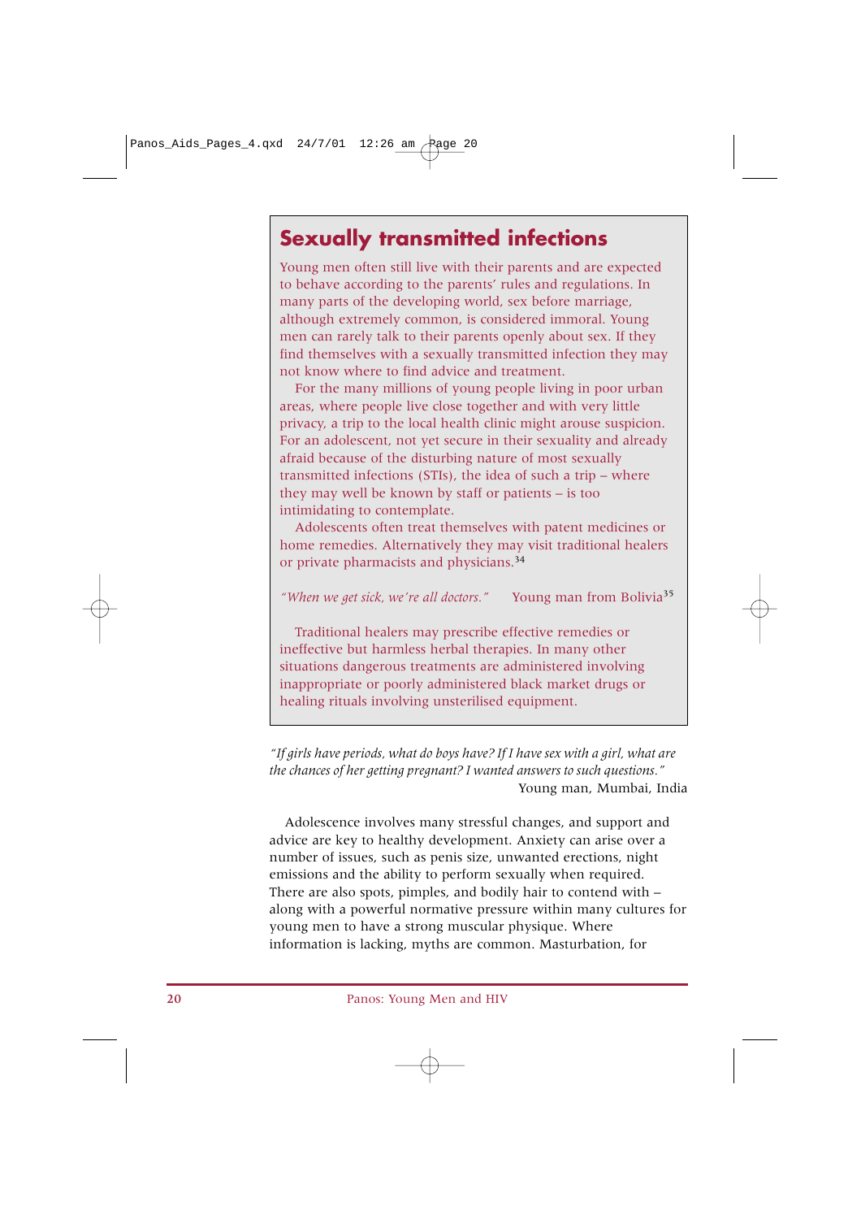## Sexually transmitted infections

Young men often still live with their parents and are expected to behave according to the parents' rules and regulations. In many parts of the developing world, sex before marriage, although extremely common, is considered immoral. Young men can rarely talk to their parents openly about sex. If they find themselves with a sexually transmitted infection they may not know where to find advice and treatment.

For the many millions of young people living in poor urban areas, where people live close together and with very little privacy, a trip to the local health clinic might arouse suspicion. For an adolescent, not yet secure in their sexuality and already afraid because of the disturbing nature of most sexually transmitted infections (STIs), the idea of such a trip – where they may well be known by staff or patients – is too intimidating to contemplate.

Adolescents often treat themselves with patent medicines or home remedies. Alternatively they may visit traditional healers or private pharmacists and physicians.[34]

*"When we get sick, we're all doctors."* Young man from Bolivia[35]

Traditional healers may prescribe effective remedies or ineffective but harmless herbal therapies. In many other situations dangerous treatments are administered involving inappropriate or poorly administered black market drugs or healing rituals involving unsterilised equipment.

*"If girls have periods, what do boys have? If I have sex with a girl, what are the chances of her getting pregnant? I wanted answers to such questions."*
Young man, Mumbai, India

Adolescence involves many stressful changes, and support and advice are key to healthy development. Anxiety can arise over a number of issues, such as penis size, unwanted erections, night emissions and the ability to perform sexually when required. There are also spots, pimples, and bodily hair to contend with – along with a powerful normative pressure within many cultures for young men to have a strong muscular physique. Where information is lacking, myths are common. Masturbation, for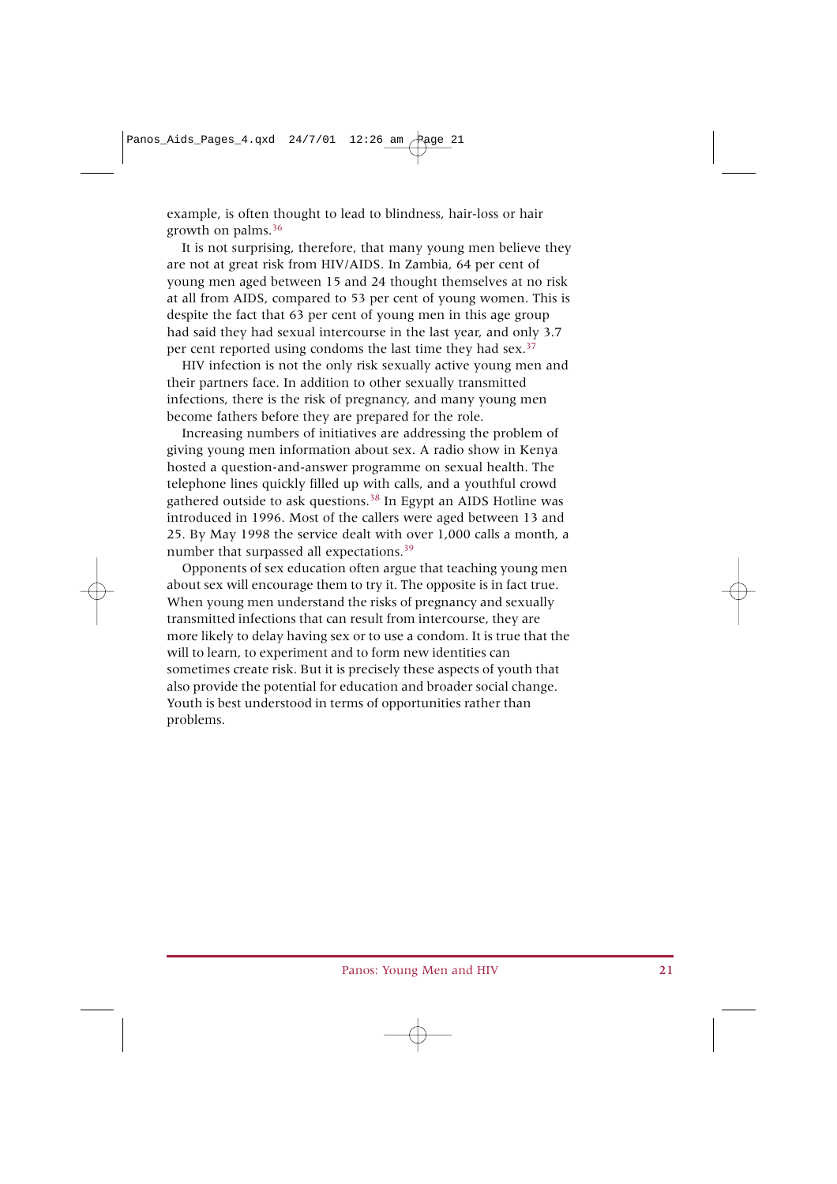example, is often thought to lead to blindness, hair-loss or hair growth on palms.[36]

It is not surprising, therefore, that many young men believe they are not at great risk from HIV/AIDS. In Zambia, 64 per cent of young men aged between 15 and 24 thought themselves at no risk at all from AIDS, compared to 53 per cent of young women. This is despite the fact that 63 per cent of young men in this age group had said they had sexual intercourse in the last year, and only 3.7 per cent reported using condoms the last time they had sex.[37]

HIV infection is not the only risk sexually active young men and their partners face. In addition to other sexually transmitted infections, there is the risk of pregnancy, and many young men become fathers before they are prepared for the role.

Increasing numbers of initiatives are addressing the problem of giving young men information about sex. A radio show in Kenya hosted a question-and-answer programme on sexual health. The telephone lines quickly filled up with calls, and a youthful crowd gathered outside to ask questions.[38] In Egypt an AIDS Hotline was introduced in 1996. Most of the callers were aged between 13 and 25. By May 1998 the service dealt with over 1,000 calls a month, a number that surpassed all expectations.[39]

Opponents of sex education often argue that teaching young men about sex will encourage them to try it. The opposite is in fact true. When young men understand the risks of pregnancy and sexually transmitted infections that can result from intercourse, they are more likely to delay having sex or to use a condom. It is true that the will to learn, to experiment and to form new identities can sometimes create risk. But it is precisely these aspects of youth that also provide the potential for education and broader social change. Youth is best understood in terms of opportunities rather than problems.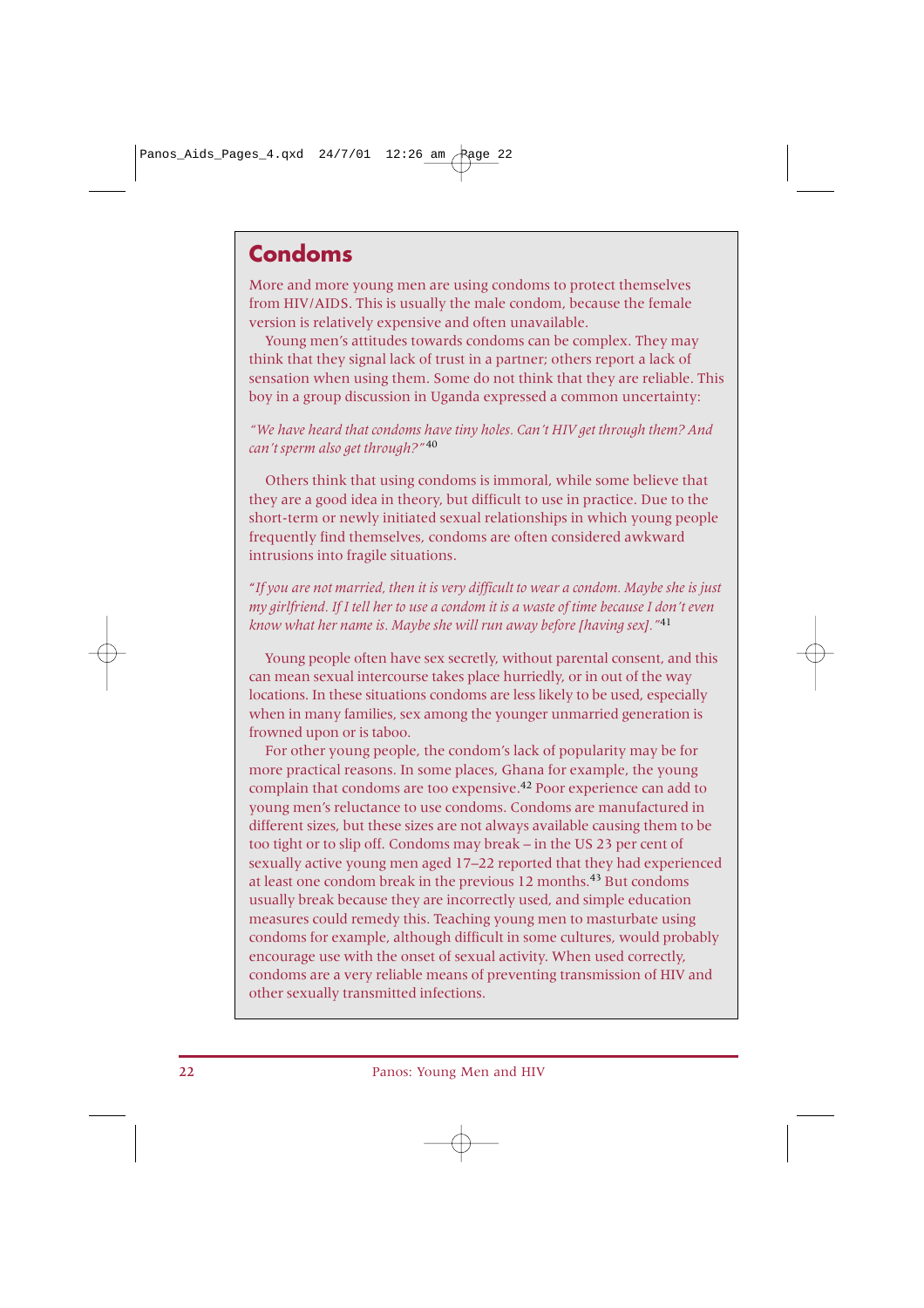## Condoms

More and more young men are using condoms to protect themselves from HIV/AIDS. This is usually the male condom, because the female version is relatively expensive and often unavailable.

Young men's attitudes towards condoms can be complex. They may think that they signal lack of trust in a partner; others report a lack of sensation when using them. Some do not think that they are reliable. This boy in a group discussion in Uganda expressed a common uncertainty:

*"We have heard that condoms have tiny holes. Can't HIV get through them? And can't sperm also get through?"*[40]

Others think that using condoms is immoral, while some believe that they are a good idea in theory, but difficult to use in practice. Due to the short-term or newly initiated sexual relationships in which young people frequently find themselves, condoms are often considered awkward intrusions into fragile situations.

*"If you are not married, then it is very difficult to wear a condom. Maybe she is just my girlfriend. If I tell her to use a condom it is a waste of time because I don't even know what her name is. Maybe she will run away before [having sex]."*[41]

Young people often have sex secretly, without parental consent, and this can mean sexual intercourse takes place hurriedly, or in out of the way locations. In these situations condoms are less likely to be used, especially when in many families, sex among the younger unmarried generation is frowned upon or is taboo.

For other young people, the condom's lack of popularity may be for more practical reasons. In some places, Ghana for example, the young complain that condoms are too expensive.[42] Poor experience can add to young men's reluctance to use condoms. Condoms are manufactured in different sizes, but these sizes are not always available causing them to be too tight or to slip off. Condoms may break – in the US 23 per cent of sexually active young men aged 17–22 reported that they had experienced at least one condom break in the previous 12 months.[43] But condoms usually break because they are incorrectly used, and simple education measures could remedy this. Teaching young men to masturbate using condoms for example, although difficult in some cultures, would probably encourage use with the onset of sexual activity. When used correctly, condoms are a very reliable means of preventing transmission of HIV and other sexually transmitted infections.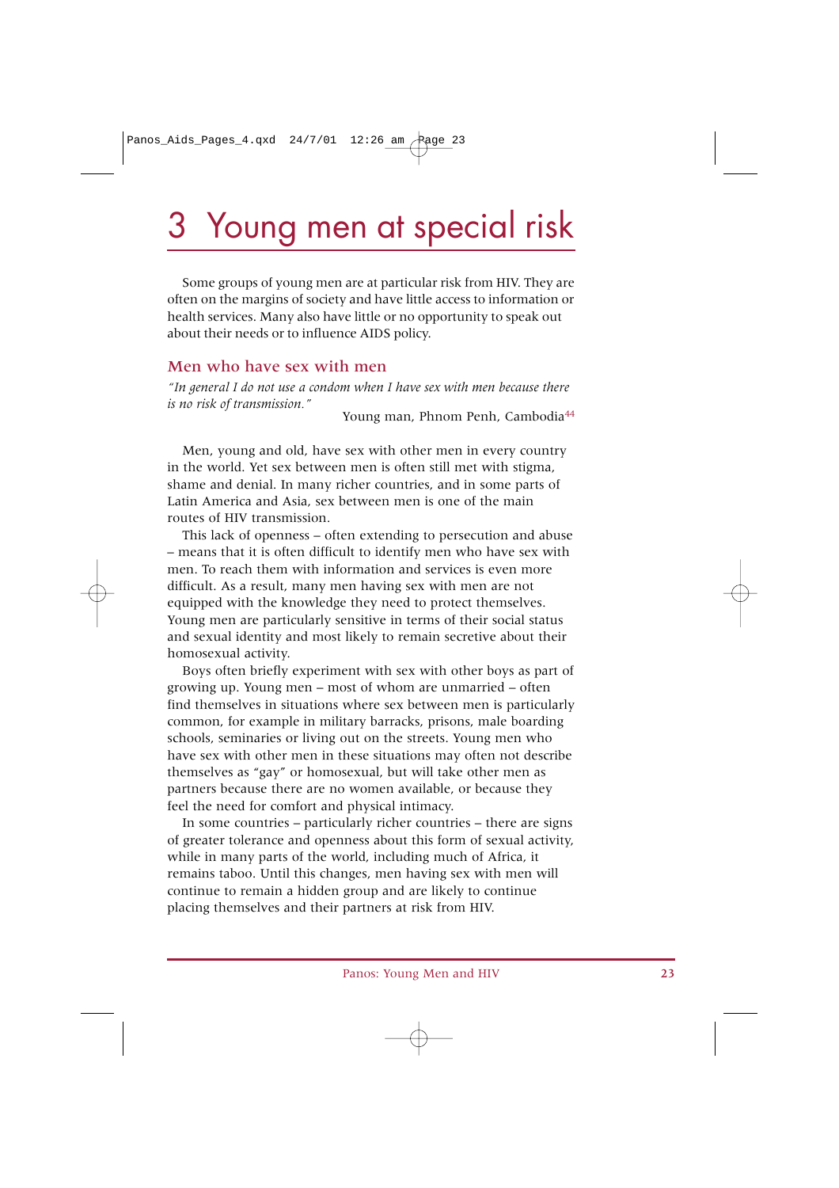# 3 Young men at special risk

Some groups of young men are at particular risk from HIV. They are often on the margins of society and have little access to information or health services. Many also have little or no opportunity to speak out about their needs or to influence AIDS policy.

## Men who have sex with men

*"In general I do not use a condom when I have sex with men because there is no risk of transmission."*

Young man, Phnom Penh, Cambodia[44]

Men, young and old, have sex with other men in every country in the world. Yet sex between men is often still met with stigma, shame and denial. In many richer countries, and in some parts of Latin America and Asia, sex between men is one of the main routes of HIV transmission.

This lack of openness – often extending to persecution and abuse – means that it is often difficult to identify men who have sex with men. To reach them with information and services is even more difficult. As a result, many men having sex with men are not equipped with the knowledge they need to protect themselves. Young men are particularly sensitive in terms of their social status and sexual identity and most likely to remain secretive about their homosexual activity.

Boys often briefly experiment with sex with other boys as part of growing up. Young men – most of whom are unmarried – often find themselves in situations where sex between men is particularly common, for example in military barracks, prisons, male boarding schools, seminaries or living out on the streets. Young men who have sex with other men in these situations may often not describe themselves as "gay" or homosexual, but will take other men as partners because there are no women available, or because they feel the need for comfort and physical intimacy.

In some countries – particularly richer countries – there are signs of greater tolerance and openness about this form of sexual activity, while in many parts of the world, including much of Africa, it remains taboo. Until this changes, men having sex with men will continue to remain a hidden group and are likely to continue placing themselves and their partners at risk from HIV.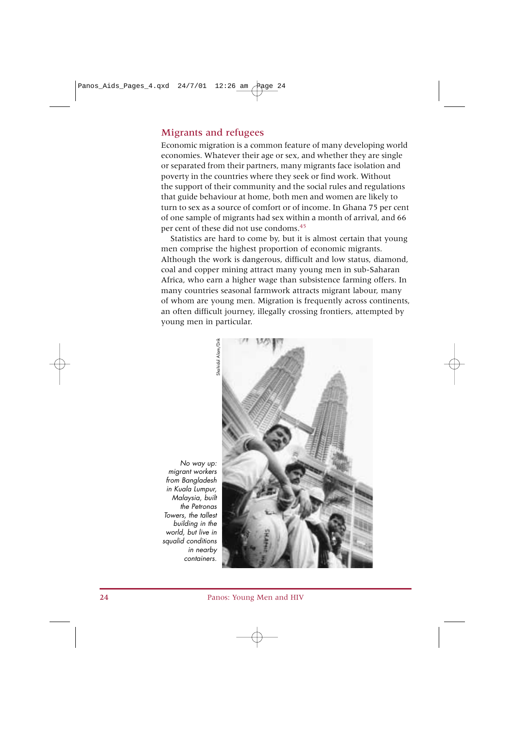## Migrants and refugees

Economic migration is a common feature of many developing world economies. Whatever their age or sex, and whether they are single or separated from their partners, many migrants face isolation and poverty in the countries where they seek or find work. Without the support of their community and the social rules and regulations that guide behaviour at home, both men and women are likely to turn to sex as a source of comfort or of income. In Ghana 75 per cent of one sample of migrants had sex within a month of arrival, and 66 per cent of these did not use condoms.[45]

Statistics are hard to come by, but it is almost certain that young men comprise the highest proportion of economic migrants. Although the work is dangerous, difficult and low status, diamond, coal and copper mining attract many young men in sub-Saharan Africa, who earn a higher wage than subsistence farming offers. In many countries seasonal farmwork attracts migrant labour, many of whom are young men. Migration is frequently across continents, an often difficult journey, illegally crossing frontiers, attempted by young men in particular.

*No way up: migrant workers from Bangladesh in Kuala Lumpur, Malaysia, built the Petronas Towers, the tallest building in the world, but live in squalid conditions in nearby containers.*

Shahidul Alam/Drik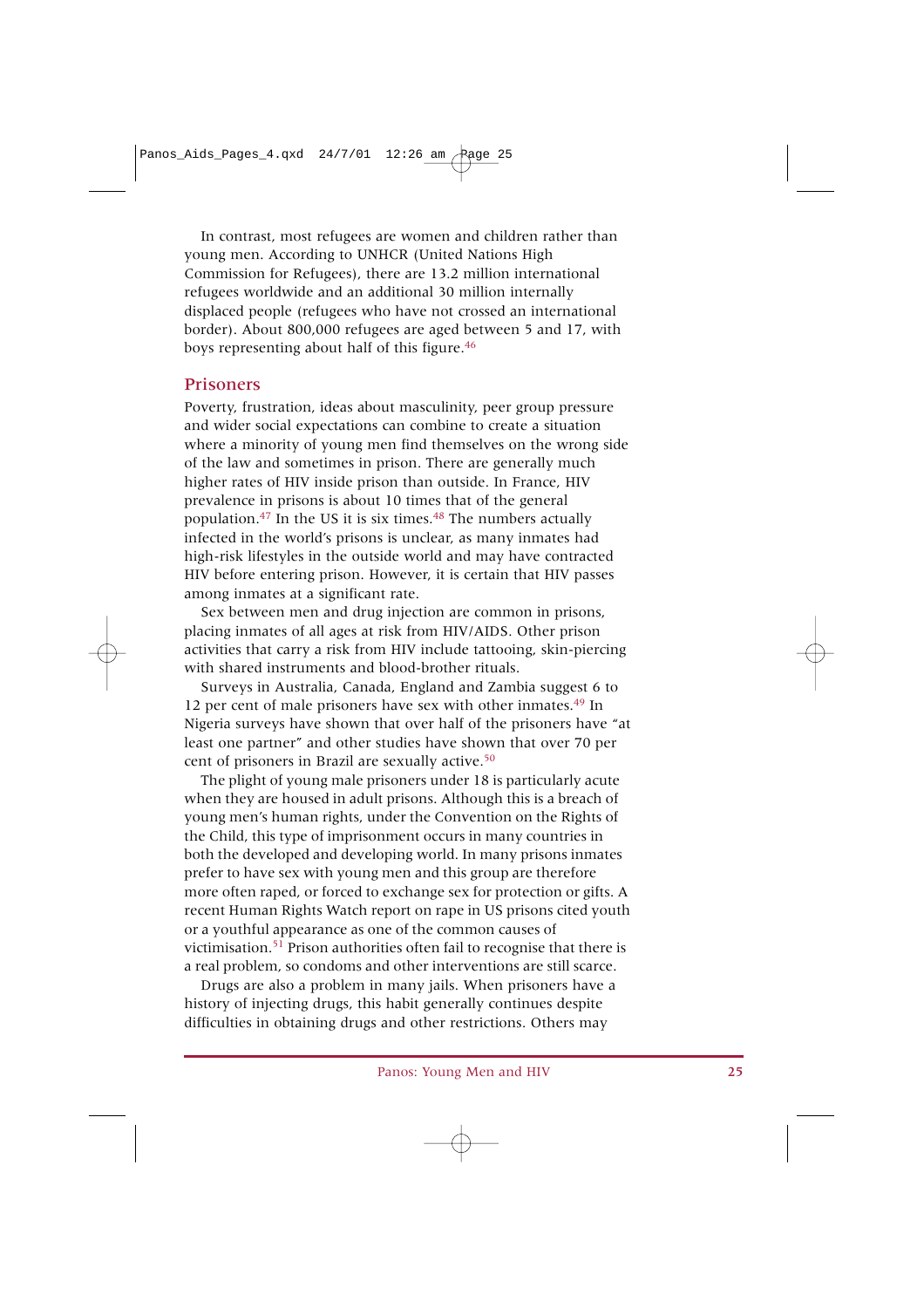In contrast, most refugees are women and children rather than young men. According to UNHCR (United Nations High Commission for Refugees), there are 13.2 million international refugees worldwide and an additional 30 million internally displaced people (refugees who have not crossed an international border). About 800,000 refugees are aged between 5 and 17, with boys representing about half of this figure.[46]

## Prisoners

Poverty, frustration, ideas about masculinity, peer group pressure and wider social expectations can combine to create a situation where a minority of young men find themselves on the wrong side of the law and sometimes in prison. There are generally much higher rates of HIV inside prison than outside. In France, HIV prevalence in prisons is about 10 times that of the general population.[47] In the US it is six times.[48] The numbers actually infected in the world's prisons is unclear, as many inmates had high-risk lifestyles in the outside world and may have contracted HIV before entering prison. However, it is certain that HIV passes among inmates at a significant rate.

Sex between men and drug injection are common in prisons, placing inmates of all ages at risk from HIV/AIDS. Other prison activities that carry a risk from HIV include tattooing, skin-piercing with shared instruments and blood-brother rituals.

Surveys in Australia, Canada, England and Zambia suggest 6 to 12 per cent of male prisoners have sex with other inmates.[49] In Nigeria surveys have shown that over half of the prisoners have "at least one partner" and other studies have shown that over 70 per cent of prisoners in Brazil are sexually active.[50]

The plight of young male prisoners under 18 is particularly acute when they are housed in adult prisons. Although this is a breach of young men's human rights, under the Convention on the Rights of the Child, this type of imprisonment occurs in many countries in both the developed and developing world. In many prisons inmates prefer to have sex with young men and this group are therefore more often raped, or forced to exchange sex for protection or gifts. A recent Human Rights Watch report on rape in US prisons cited youth or a youthful appearance as one of the common causes of victimisation.[51] Prison authorities often fail to recognise that there is a real problem, so condoms and other interventions are still scarce.

Drugs are also a problem in many jails. When prisoners have a history of injecting drugs, this habit generally continues despite difficulties in obtaining drugs and other restrictions. Others may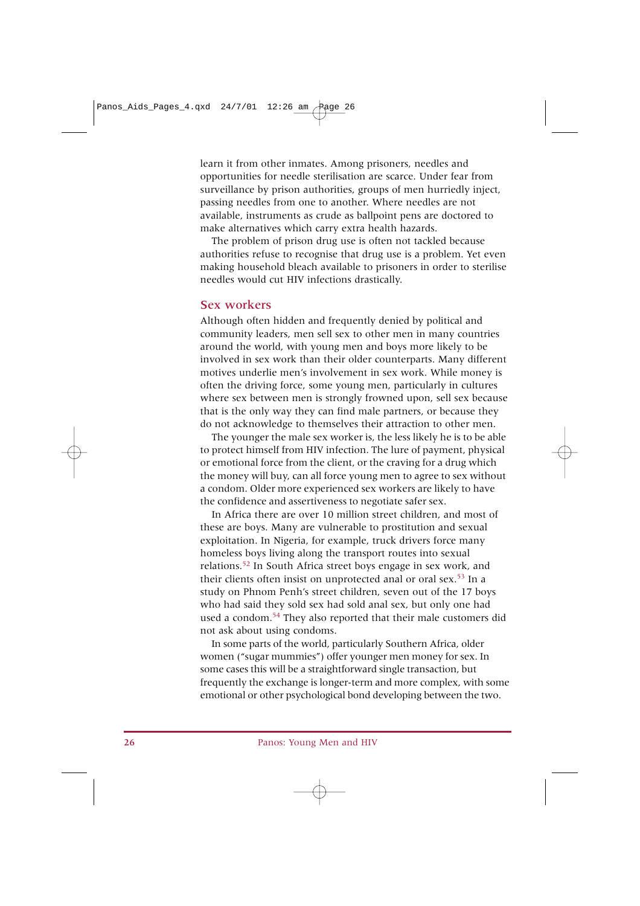learn it from other inmates. Among prisoners, needles and opportunities for needle sterilisation are scarce. Under fear from surveillance by prison authorities, groups of men hurriedly inject, passing needles from one to another. Where needles are not available, instruments as crude as ballpoint pens are doctored to make alternatives which carry extra health hazards.

The problem of prison drug use is often not tackled because authorities refuse to recognise that drug use is a problem. Yet even making household bleach available to prisoners in order to sterilise needles would cut HIV infections drastically.

## Sex workers

Although often hidden and frequently denied by political and community leaders, men sell sex to other men in many countries around the world, with young men and boys more likely to be involved in sex work than their older counterparts. Many different motives underlie men's involvement in sex work. While money is often the driving force, some young men, particularly in cultures where sex between men is strongly frowned upon, sell sex because that is the only way they can find male partners, or because they do not acknowledge to themselves their attraction to other men.

The younger the male sex worker is, the less likely he is to be able to protect himself from HIV infection. The lure of payment, physical or emotional force from the client, or the craving for a drug which the money will buy, can all force young men to agree to sex without a condom. Older more experienced sex workers are likely to have the confidence and assertiveness to negotiate safer sex.

In Africa there are over 10 million street children, and most of these are boys. Many are vulnerable to prostitution and sexual exploitation. In Nigeria, for example, truck drivers force many homeless boys living along the transport routes into sexual relations.[52] In South Africa street boys engage in sex work, and their clients often insist on unprotected anal or oral sex.[53] In a study on Phnom Penh's street children, seven out of the 17 boys who had said they sold sex had sold anal sex, but only one had used a condom.[54] They also reported that their male customers did not ask about using condoms.

In some parts of the world, particularly Southern Africa, older women ("sugar mummies") offer younger men money for sex. In some cases this will be a straightforward single transaction, but frequently the exchange is longer-term and more complex, with some emotional or other psychological bond developing between the two.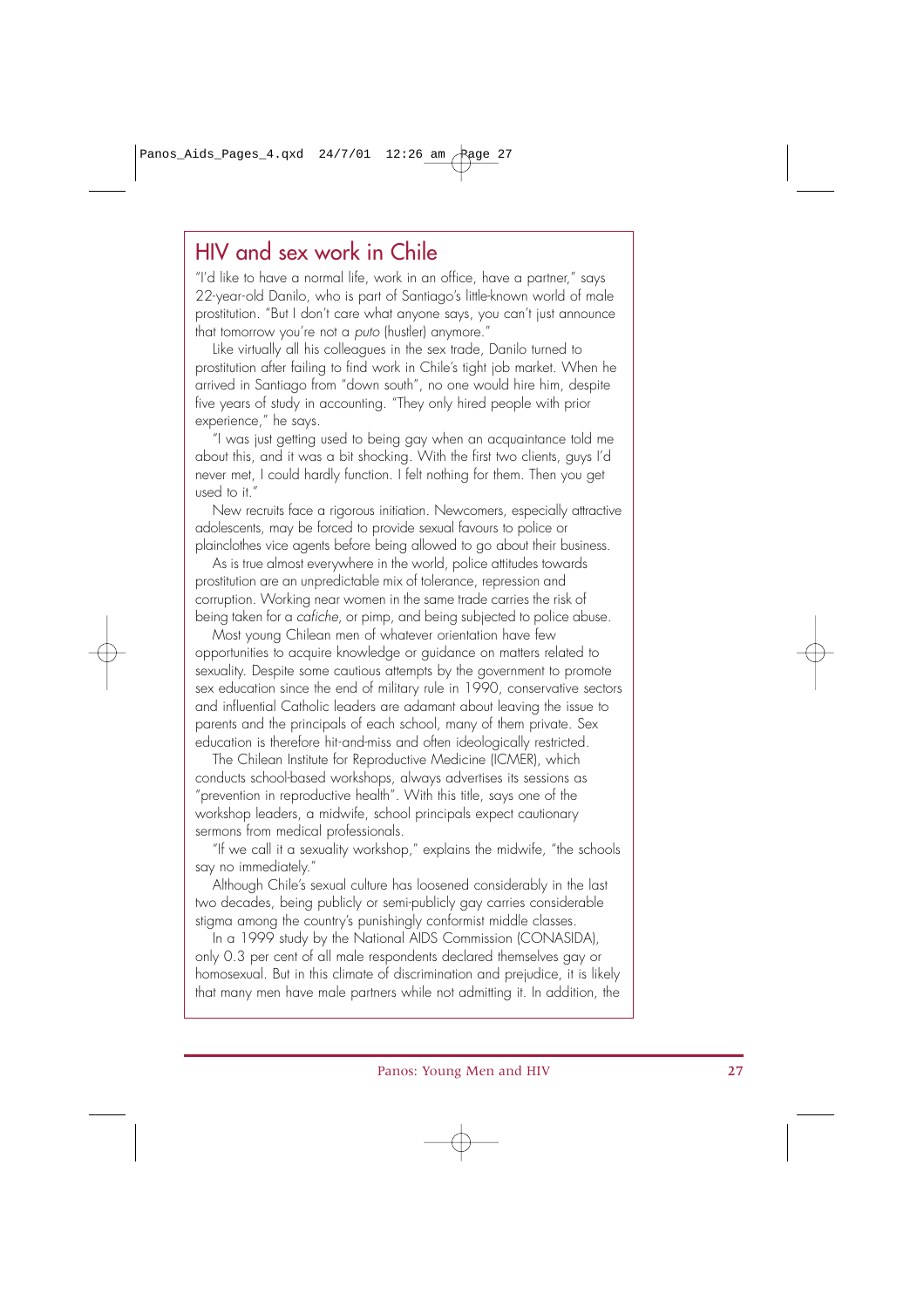## HIV and sex work in Chile

"I'd like to have a normal life, work in an office, have a partner," says 22-year-old Danilo, who is part of Santiago's little-known world of male prostitution. "But I don't care what anyone says, you can't just announce that tomorrow you're not a *puto* (hustler) anymore."

Like virtually all his colleagues in the sex trade, Danilo turned to prostitution after failing to find work in Chile's tight job market. When he arrived in Santiago from "down south", no one would hire him, despite five years of study in accounting. "They only hired people with prior experience," he says.

"I was just getting used to being gay when an acquaintance told me about this, and it was a bit shocking. With the first two clients, guys I'd never met, I could hardly function. I felt nothing for them. Then you get used to it."

New recruits face a rigorous initiation. Newcomers, especially attractive adolescents, may be forced to provide sexual favours to police or plainclothes vice agents before being allowed to go about their business.

As is true almost everywhere in the world, police attitudes towards prostitution are an unpredictable mix of tolerance, repression and corruption. Working near women in the same trade carries the risk of being taken for a *cafiche*, or pimp, and being subjected to police abuse.

Most young Chilean men of whatever orientation have few opportunities to acquire knowledge or guidance on matters related to sexuality. Despite some cautious attempts by the government to promote sex education since the end of military rule in 1990, conservative sectors and influential Catholic leaders are adamant about leaving the issue to parents and the principals of each school, many of them private. Sex education is therefore hit-and-miss and often ideologically restricted.

The Chilean Institute for Reproductive Medicine (ICMER), which conducts school-based workshops, always advertises its sessions as "prevention in reproductive health". With this title, says one of the workshop leaders, a midwife, school principals expect cautionary sermons from medical professionals.

"If we call it a sexuality workshop," explains the midwife, "the schools say no immediately."

Although Chile's sexual culture has loosened considerably in the last two decades, being publicly or semi-publicly gay carries considerable stigma among the country's punishingly conformist middle classes.

In a 1999 study by the National AIDS Commission (CONASIDA), only 0.3 per cent of all male respondents declared themselves gay or homosexual. But in this climate of discrimination and prejudice, it is likely that many men have male partners while not admitting it. In addition, the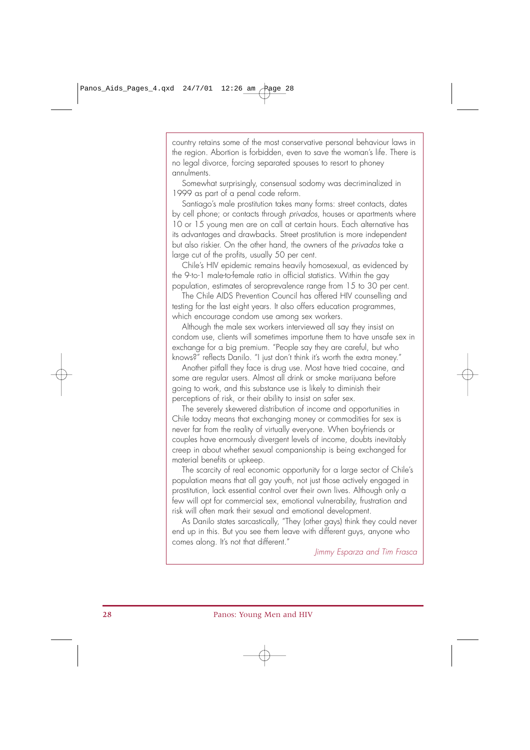country retains some of the most conservative personal behaviour laws in the region. Abortion is forbidden, even to save the woman's life. There is no legal divorce, forcing separated spouses to resort to phoney annulments.

Somewhat surprisingly, consensual sodomy was decriminalized in 1999 as part of a penal code reform.

Santiago's male prostitution takes many forms: street contacts, dates by cell phone; or contacts through *privados*, houses or apartments where 10 or 15 young men are on call at certain hours. Each alternative has its advantages and drawbacks. Street prostitution is more independent but also riskier. On the other hand, the owners of the *privados* take a large cut of the profits, usually 50 per cent.

Chile's HIV epidemic remains heavily homosexual, as evidenced by the 9-to-1 male-to-female ratio in official statistics. Within the gay population, estimates of seroprevalence range from 15 to 30 per cent.

The Chile AIDS Prevention Council has offered HIV counselling and testing for the last eight years. It also offers education programmes, which encourage condom use among sex workers.

Although the male sex workers interviewed all say they insist on condom use, clients will sometimes importune them to have unsafe sex in exchange for a big premium. "People say they are careful, but who knows?" reflects Danilo. "I just don't think it's worth the extra money."

Another pitfall they face is drug use. Most have tried cocaine, and some are regular users. Almost all drink or smoke marijuana before going to work, and this substance use is likely to diminish their perceptions of risk, or their ability to insist on safer sex.

The severely skewered distribution of income and opportunities in Chile today means that exchanging money or commodities for sex is never far from the reality of virtually everyone. When boyfriends or couples have enormously divergent levels of income, doubts inevitably creep in about whether sexual companionship is being exchanged for material benefits or upkeep.

The scarcity of real economic opportunity for a large sector of Chile's population means that all gay youth, not just those actively engaged in prostitution, lack essential control over their own lives. Although only a few will opt for commercial sex, emotional vulnerability, frustration and risk will often mark their sexual and emotional development.

As Danilo states sarcastically, "They (other gays) think they could never end up in this. But you see them leave with different guys, anyone who comes along. It's not that different."

*Jimmy Esparza and Tim Frasca*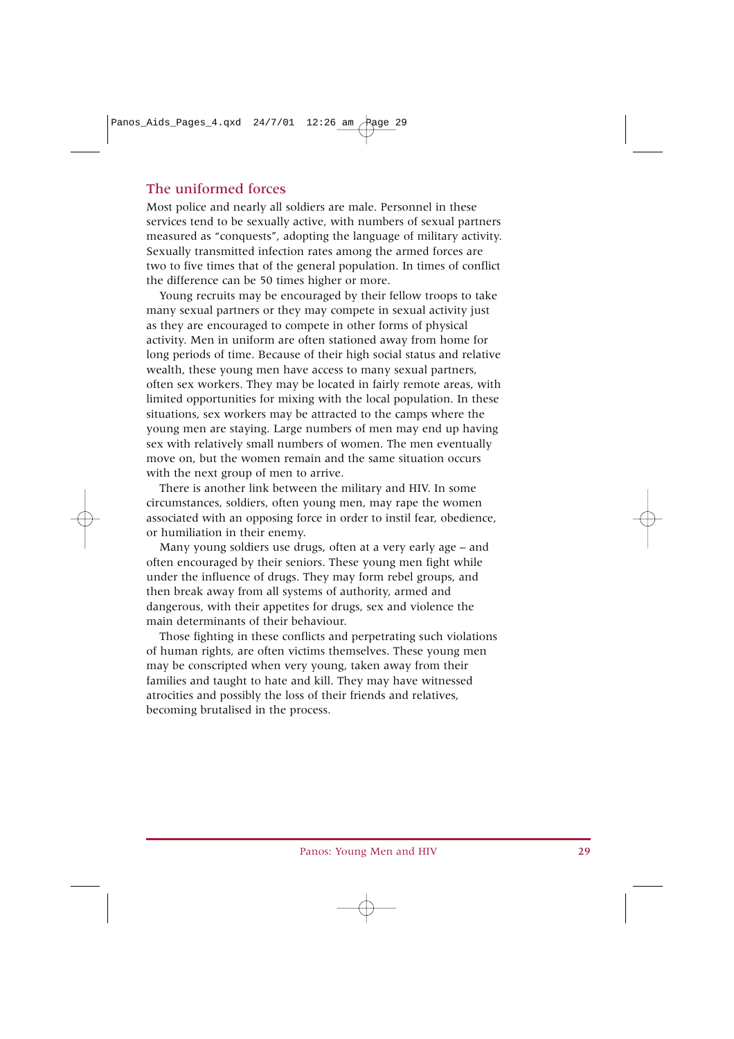## The uniformed forces

Most police and nearly all soldiers are male. Personnel in these services tend to be sexually active, with numbers of sexual partners measured as "conquests", adopting the language of military activity. Sexually transmitted infection rates among the armed forces are two to five times that of the general population. In times of conflict the difference can be 50 times higher or more.

Young recruits may be encouraged by their fellow troops to take many sexual partners or they may compete in sexual activity just as they are encouraged to compete in other forms of physical activity. Men in uniform are often stationed away from home for long periods of time. Because of their high social status and relative wealth, these young men have access to many sexual partners, often sex workers. They may be located in fairly remote areas, with limited opportunities for mixing with the local population. In these situations, sex workers may be attracted to the camps where the young men are staying. Large numbers of men may end up having sex with relatively small numbers of women. The men eventually move on, but the women remain and the same situation occurs with the next group of men to arrive.

There is another link between the military and HIV. In some circumstances, soldiers, often young men, may rape the women associated with an opposing force in order to instil fear, obedience, or humiliation in their enemy.

Many young soldiers use drugs, often at a very early age – and often encouraged by their seniors. These young men fight while under the influence of drugs. They may form rebel groups, and then break away from all systems of authority, armed and dangerous, with their appetites for drugs, sex and violence the main determinants of their behaviour.

Those fighting in these conflicts and perpetrating such violations of human rights, are often victims themselves. These young men may be conscripted when very young, taken away from their families and taught to hate and kill. They may have witnessed atrocities and possibly the loss of their friends and relatives, becoming brutalised in the process.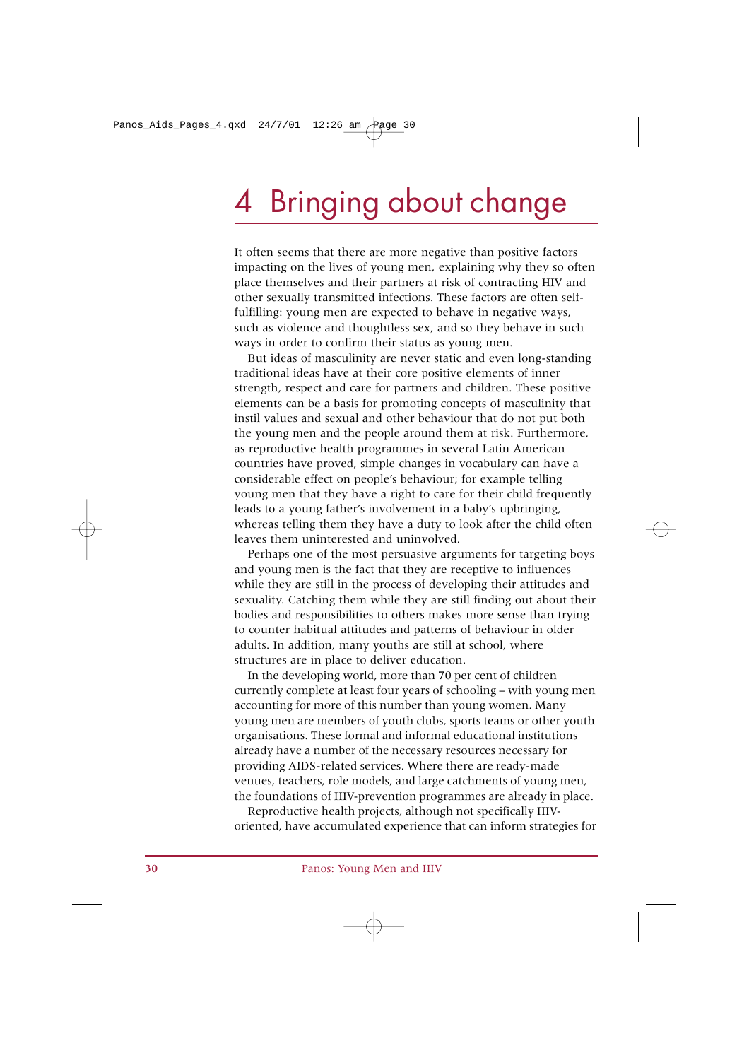# 4 Bringing about change

It often seems that there are more negative than positive factors impacting on the lives of young men, explaining why they so often place themselves and their partners at risk of contracting HIV and other sexually transmitted infections. These factors are often self-fulfilling: young men are expected to behave in negative ways, such as violence and thoughtless sex, and so they behave in such ways in order to confirm their status as young men.

But ideas of masculinity are never static and even long-standing traditional ideas have at their core positive elements of inner strength, respect and care for partners and children. These positive elements can be a basis for promoting concepts of masculinity that instil values and sexual and other behaviour that do not put both the young men and the people around them at risk. Furthermore, as reproductive health programmes in several Latin American countries have proved, simple changes in vocabulary can have a considerable effect on people's behaviour; for example telling young men that they have a right to care for their child frequently leads to a young father's involvement in a baby's upbringing, whereas telling them they have a duty to look after the child often leaves them uninterested and uninvolved.

Perhaps one of the most persuasive arguments for targeting boys and young men is the fact that they are receptive to influences while they are still in the process of developing their attitudes and sexuality. Catching them while they are still finding out about their bodies and responsibilities to others makes more sense than trying to counter habitual attitudes and patterns of behaviour in older adults. In addition, many youths are still at school, where structures are in place to deliver education.

In the developing world, more than 70 per cent of children currently complete at least four years of schooling – with young men accounting for more of this number than young women. Many young men are members of youth clubs, sports teams or other youth organisations. These formal and informal educational institutions already have a number of the necessary resources necessary for providing AIDS-related services. Where there are ready-made venues, teachers, role models, and large catchments of young men, the foundations of HIV-prevention programmes are already in place.

Reproductive health projects, although not specifically HIV-oriented, have accumulated experience that can inform strategies for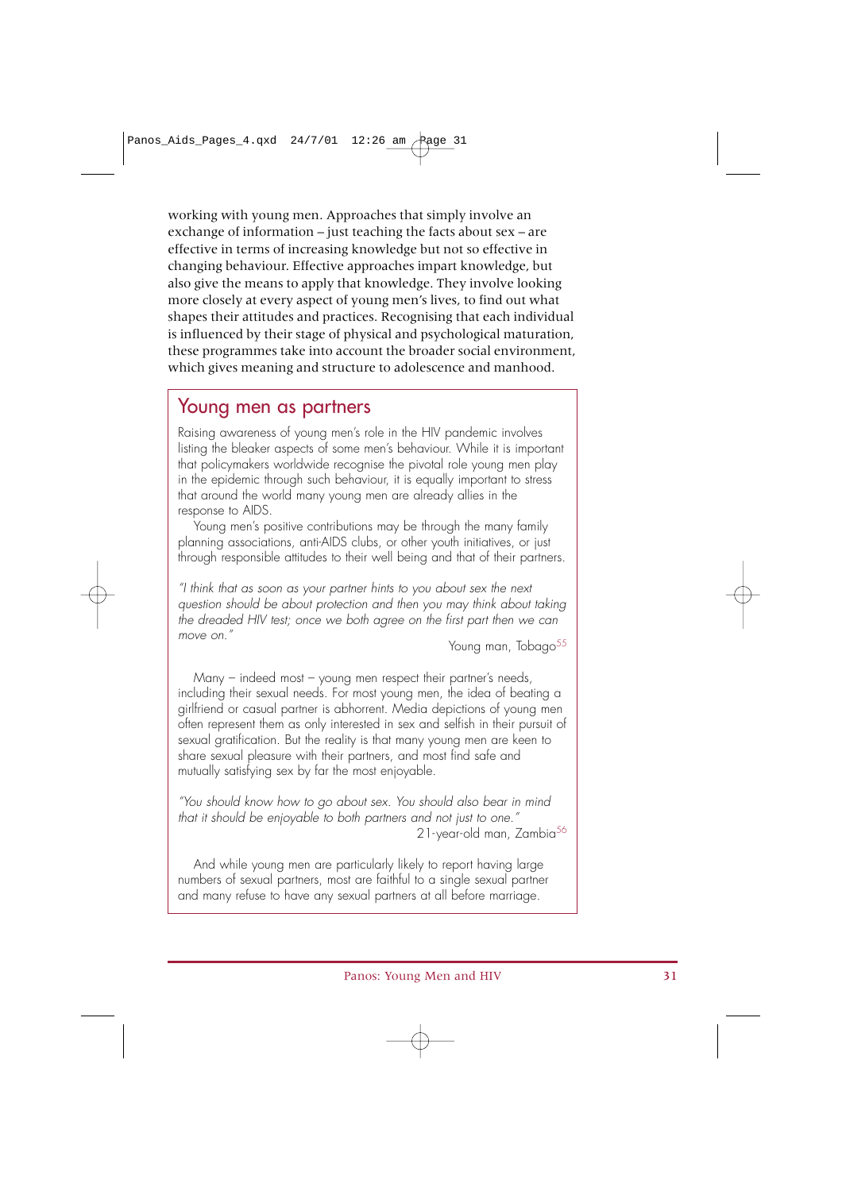working with young men. Approaches that simply involve an exchange of information – just teaching the facts about sex – are effective in terms of increasing knowledge but not so effective in changing behaviour. Effective approaches impart knowledge, but also give the means to apply that knowledge. They involve looking more closely at every aspect of young men's lives, to find out what shapes their attitudes and practices. Recognising that each individual is influenced by their stage of physical and psychological maturation, these programmes take into account the broader social environment, which gives meaning and structure to adolescence and manhood.

## Young men as partners

Raising awareness of young men's role in the HIV pandemic involves listing the bleaker aspects of some men's behaviour. While it is important that policymakers worldwide recognise the pivotal role young men play in the epidemic through such behaviour, it is equally important to stress that around the world many young men are already allies in the response to AIDS.

Young men's positive contributions may be through the many family planning associations, anti-AIDS clubs, or other youth initiatives, or just through responsible attitudes to their well being and that of their partners.

*"I think that as soon as your partner hints to you about sex the next question should be about protection and then you may think about taking the dreaded HIV test; once we both agree on the first part then we can move on."*

Young man, Tobago[55]

Many – indeed most – young men respect their partner's needs, including their sexual needs. For most young men, the idea of beating a girlfriend or casual partner is abhorrent. Media depictions of young men often represent them as only interested in sex and selfish in their pursuit of sexual gratification. But the reality is that many young men are keen to share sexual pleasure with their partners, and most find safe and mutually satisfying sex by far the most enjoyable.

*"You should know how to go about sex. You should also bear in mind that it should be enjoyable to both partners and not just to one."*

21-year-old man, Zambia[56]

And while young men are particularly likely to report having large numbers of sexual partners, most are faithful to a single sexual partner and many refuse to have any sexual partners at all before marriage.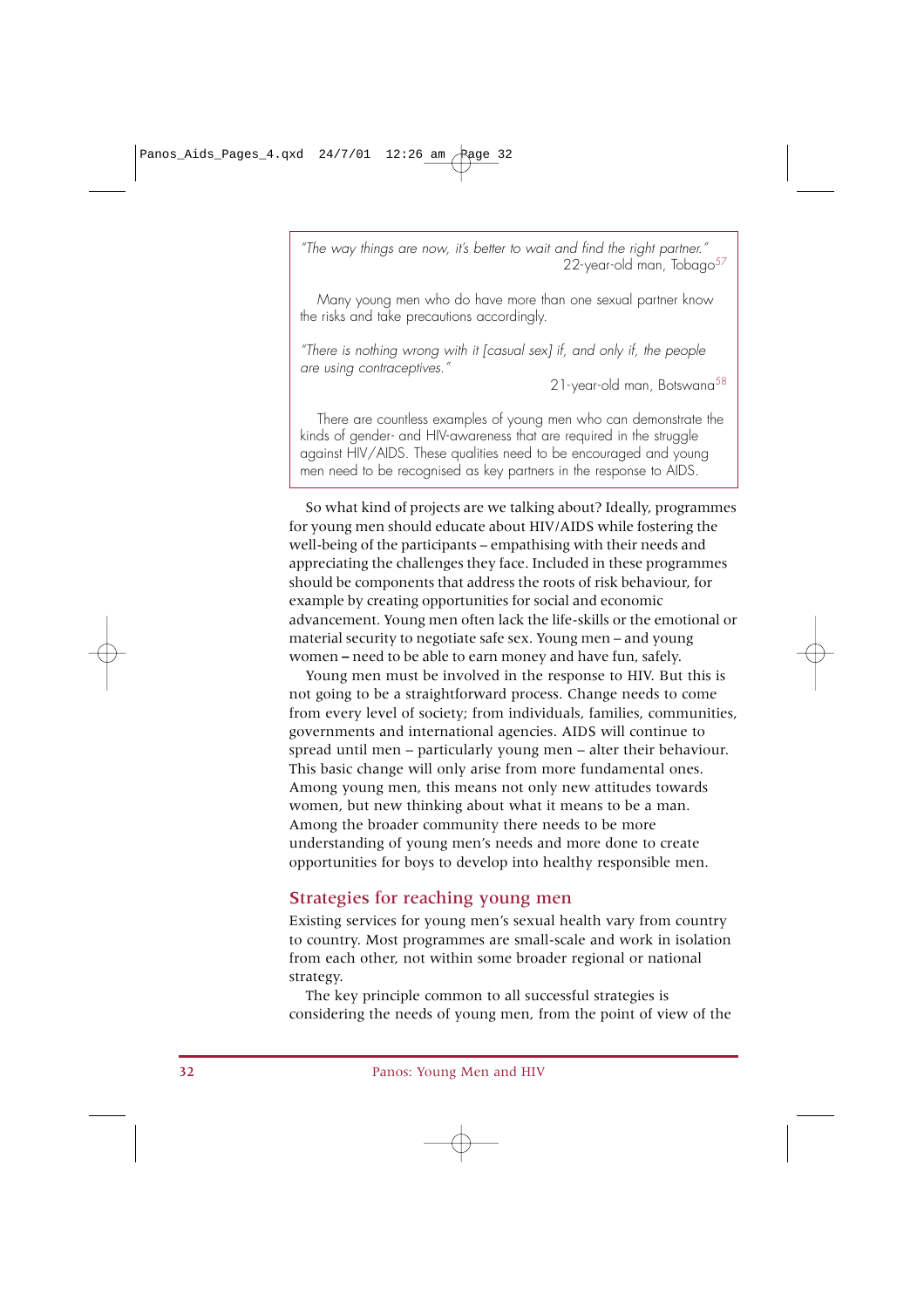*"The way things are now, it's better to wait and find the right partner."*
22-year-old man, Tobago[57]

Many young men who do have more than one sexual partner know the risks and take precautions accordingly.

*"There is nothing wrong with it [casual sex] if, and only if, the people are using contraceptives."*
21-year-old man, Botswana[58]

There are countless examples of young men who can demonstrate the kinds of gender- and HIV-awareness that are required in the struggle against HIV/AIDS. These qualities need to be encouraged and young men need to be recognised as key partners in the response to AIDS.

So what kind of projects are we talking about? Ideally, programmes for young men should educate about HIV/AIDS while fostering the well-being of the participants – empathising with their needs and appreciating the challenges they face. Included in these programmes should be components that address the roots of risk behaviour, for example by creating opportunities for social and economic advancement. Young men often lack the life-skills or the emotional or material security to negotiate safe sex. Young men – and young women – need to be able to earn money and have fun, safely.

Young men must be involved in the response to HIV. But this is not going to be a straightforward process. Change needs to come from every level of society; from individuals, families, communities, governments and international agencies. AIDS will continue to spread until men – particularly young men – alter their behaviour. This basic change will only arise from more fundamental ones. Among young men, this means not only new attitudes towards women, but new thinking about what it means to be a man. Among the broader community there needs to be more understanding of young men's needs and more done to create opportunities for boys to develop into healthy responsible men.

## Strategies for reaching young men

Existing services for young men's sexual health vary from country to country. Most programmes are small-scale and work in isolation from each other, not within some broader regional or national strategy.

The key principle common to all successful strategies is considering the needs of young men, from the point of view of the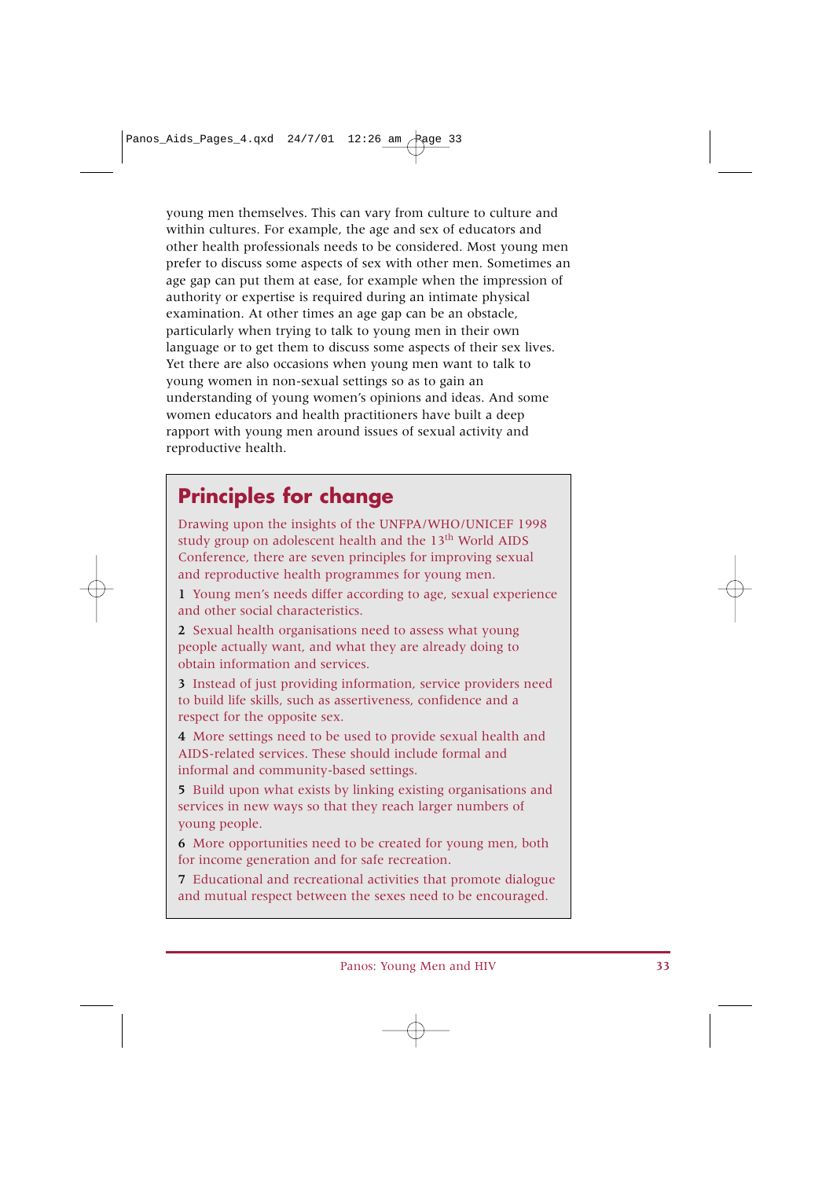young men themselves. This can vary from culture to culture and within cultures. For example, the age and sex of educators and other health professionals needs to be considered. Most young men prefer to discuss some aspects of sex with other men. Sometimes an age gap can put them at ease, for example when the impression of authority or expertise is required during an intimate physical examination. At other times an age gap can be an obstacle, particularly when trying to talk to young men in their own language or to get them to discuss some aspects of their sex lives. Yet there are also occasions when young men want to talk to young women in non-sexual settings so as to gain an understanding of young women's opinions and ideas. And some women educators and health practitioners have built a deep rapport with young men around issues of sexual activity and reproductive health.

## Principles for change

Drawing upon the insights of the UNFPA/WHO/UNICEF 1998 study group on adolescent health and the 13th World AIDS Conference, there are seven principles for improving sexual and reproductive health programmes for young men.

**1** Young men's needs differ according to age, sexual experience and other social characteristics.

**2** Sexual health organisations need to assess what young people actually want, and what they are already doing to obtain information and services.

**3** Instead of just providing information, service providers need to build life skills, such as assertiveness, confidence and a respect for the opposite sex.

**4** More settings need to be used to provide sexual health and AIDS-related services. These should include formal and informal and community-based settings.

**5** Build upon what exists by linking existing organisations and services in new ways so that they reach larger numbers of young people.

**6** More opportunities need to be created for young men, both for income generation and for safe recreation.

**7** Educational and recreational activities that promote dialogue and mutual respect between the sexes need to be encouraged.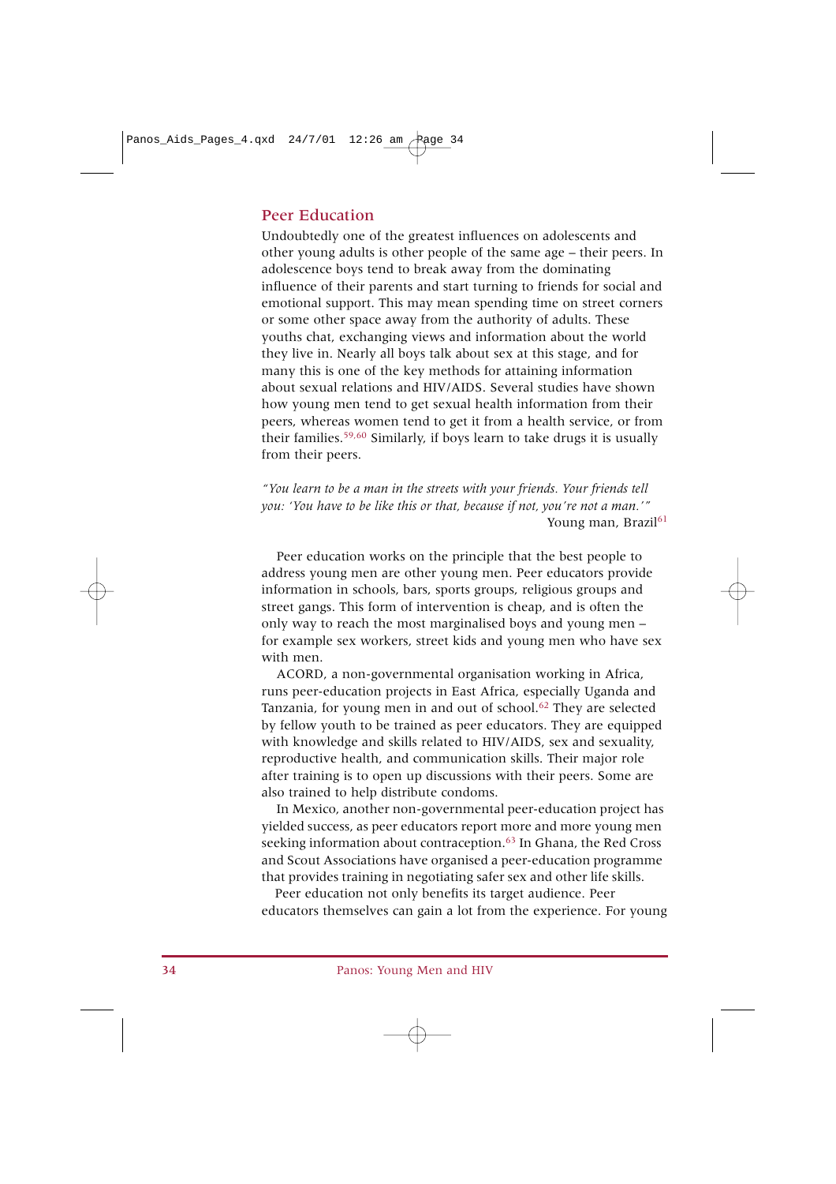## Peer Education

Undoubtedly one of the greatest influences on adolescents and other young adults is other people of the same age – their peers. In adolescence boys tend to break away from the dominating influence of their parents and start turning to friends for social and emotional support. This may mean spending time on street corners or some other space away from the authority of adults. These youths chat, exchanging views and information about the world they live in. Nearly all boys talk about sex at this stage, and for many this is one of the key methods for attaining information about sexual relations and HIV/AIDS. Several studies have shown how young men tend to get sexual health information from their peers, whereas women tend to get it from a health service, or from their families.[59,60] Similarly, if boys learn to take drugs it is usually from their peers.

*"You learn to be a man in the streets with your friends. Your friends tell you: 'You have to be like this or that, because if not, you're not a man.'"*
Young man, Brazil[61]

Peer education works on the principle that the best people to address young men are other young men. Peer educators provide information in schools, bars, sports groups, religious groups and street gangs. This form of intervention is cheap, and is often the only way to reach the most marginalised boys and young men – for example sex workers, street kids and young men who have sex with men.

ACORD, a non-governmental organisation working in Africa, runs peer-education projects in East Africa, especially Uganda and Tanzania, for young men in and out of school.[62] They are selected by fellow youth to be trained as peer educators. They are equipped with knowledge and skills related to HIV/AIDS, sex and sexuality, reproductive health, and communication skills. Their major role after training is to open up discussions with their peers. Some are also trained to help distribute condoms.

In Mexico, another non-governmental peer-education project has yielded success, as peer educators report more and more young men seeking information about contraception.[63] In Ghana, the Red Cross and Scout Associations have organised a peer-education programme that provides training in negotiating safer sex and other life skills.

Peer education not only benefits its target audience. Peer educators themselves can gain a lot from the experience. For young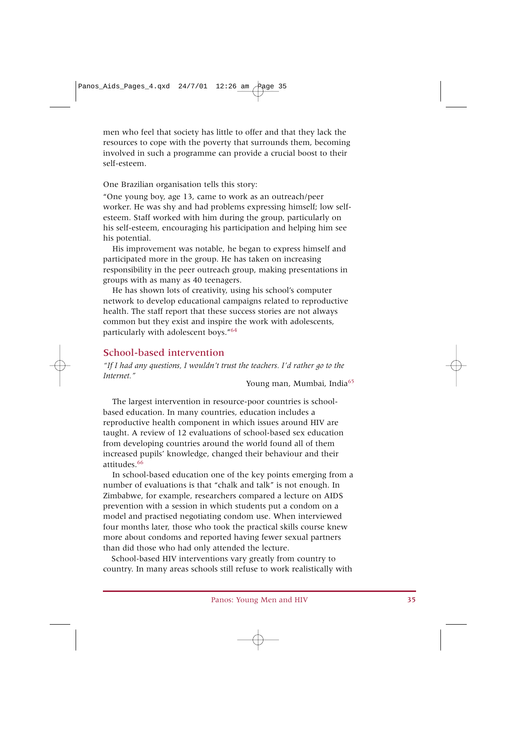men who feel that society has little to offer and that they lack the resources to cope with the poverty that surrounds them, becoming involved in such a programme can provide a crucial boost to their self-esteem.

One Brazilian organisation tells this story:

"One young boy, age 13, came to work as an outreach/peer worker. He was shy and had problems expressing himself; low self-esteem. Staff worked with him during the group, particularly on his self-esteem, encouraging his participation and helping him see his potential.

His improvement was notable, he began to express himself and participated more in the group. He has taken on increasing responsibility in the peer outreach group, making presentations in groups with as many as 40 teenagers.

He has shown lots of creativity, using his school's computer network to develop educational campaigns related to reproductive health. The staff report that these success stories are not always common but they exist and inspire the work with adolescents, particularly with adolescent boys."[64]

## School-based intervention

*"If I had any questions, I wouldn't trust the teachers. I'd rather go to the Internet."*

Young man, Mumbai, India[65]

The largest intervention in resource-poor countries is school-based education. In many countries, education includes a reproductive health component in which issues around HIV are taught. A review of 12 evaluations of school-based sex education from developing countries around the world found all of them increased pupils' knowledge, changed their behaviour and their attitudes.[66]

In school-based education one of the key points emerging from a number of evaluations is that "chalk and talk" is not enough. In Zimbabwe, for example, researchers compared a lecture on AIDS prevention with a session in which students put a condom on a model and practised negotiating condom use. When interviewed four months later, those who took the practical skills course knew more about condoms and reported having fewer sexual partners than did those who had only attended the lecture.

School-based HIV interventions vary greatly from country to country. In many areas schools still refuse to work realistically with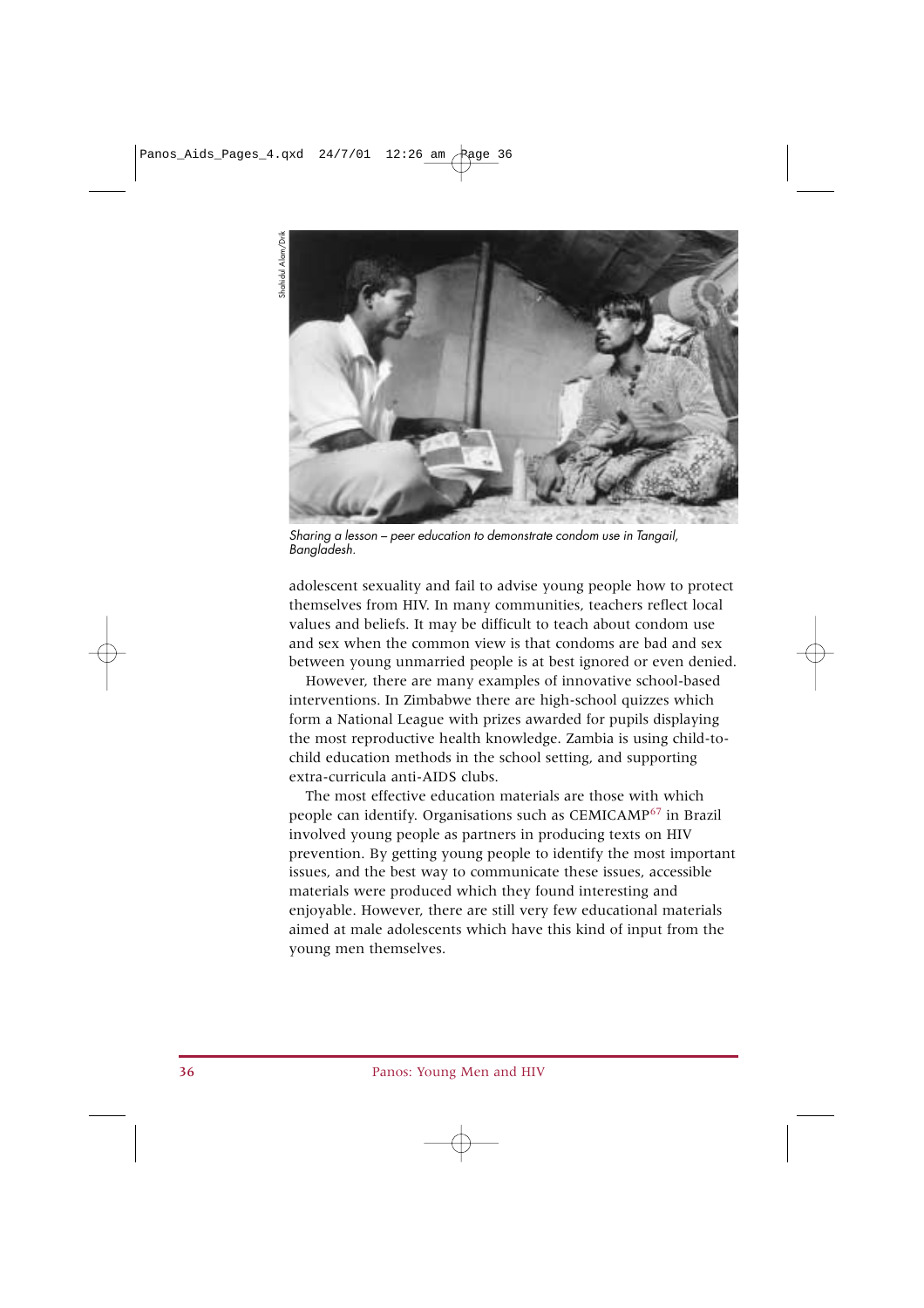Sharing a lesson – peer education to demonstrate condom use in Tangail, Bangladesh.

adolescent sexuality and fail to advise young people how to protect themselves from HIV. In many communities, teachers reflect local values and beliefs. It may be difficult to teach about condom use and sex when the common view is that condoms are bad and sex between young unmarried people is at best ignored or even denied.

However, there are many examples of innovative school-based interventions. In Zimbabwe there are high-school quizzes which form a National League with prizes awarded for pupils displaying the most reproductive health knowledge. Zambia is using child-to-child education methods in the school setting, and supporting extra-curricula anti-AIDS clubs.

The most effective education materials are those with which people can identify. Organisations such as CEMICAMP[67] in Brazil involved young people as partners in producing texts on HIV prevention. By getting young people to identify the most important issues, and the best way to communicate these issues, accessible materials were produced which they found interesting and enjoyable. However, there are still very few educational materials aimed at male adolescents which have this kind of input from the young men themselves.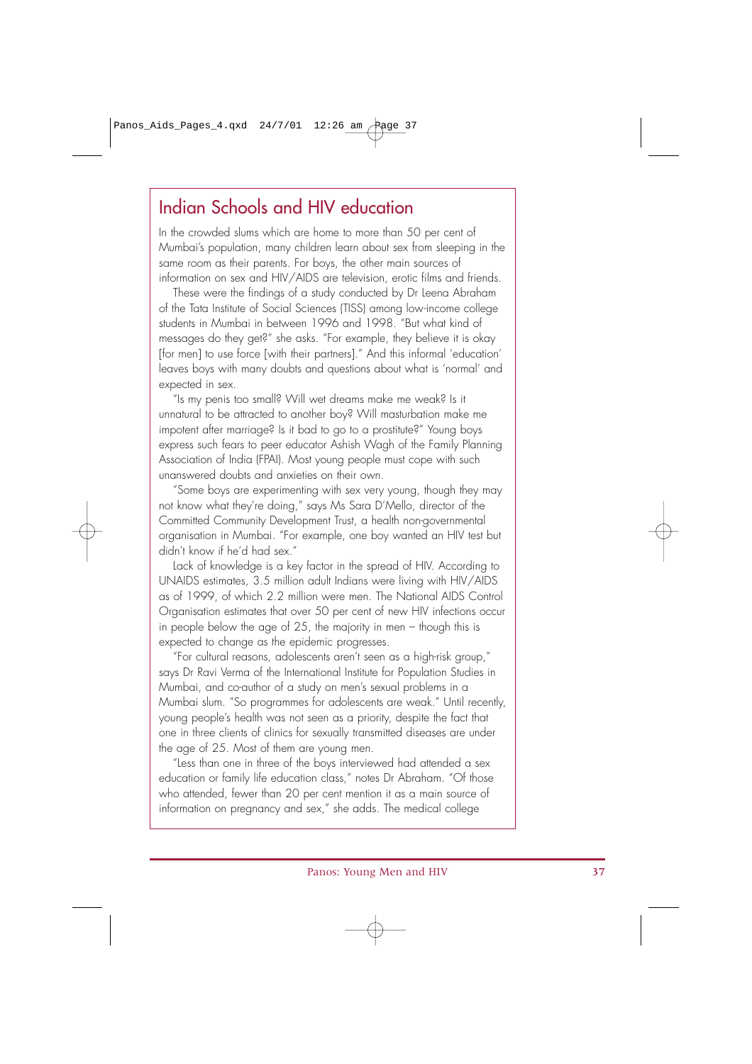## Indian Schools and HIV education

In the crowded slums which are home to more than 50 per cent of Mumbai's population, many children learn about sex from sleeping in the same room as their parents. For boys, the other main sources of information on sex and HIV/AIDS are television, erotic films and friends.

These were the findings of a study conducted by Dr Leena Abraham of the Tata Institute of Social Sciences (TISS) among low-income college students in Mumbai in between 1996 and 1998. "But what kind of messages do they get?" she asks. "For example, they believe it is okay [for men] to use force [with their partners]." And this informal 'education' leaves boys with many doubts and questions about what is 'normal' and expected in sex.

"Is my penis too small? Will wet dreams make me weak? Is it unnatural to be attracted to another boy? Will masturbation make me impotent after marriage? Is it bad to go to a prostitute?" Young boys express such fears to peer educator Ashish Wagh of the Family Planning Association of India (FPAI). Most young people must cope with such unanswered doubts and anxieties on their own.

"Some boys are experimenting with sex very young, though they may not know what they're doing," says Ms Sara D'Mello, director of the Committed Community Development Trust, a health non-governmental organisation in Mumbai. "For example, one boy wanted an HIV test but didn't know if he'd had sex."

Lack of knowledge is a key factor in the spread of HIV. According to UNAIDS estimates, 3.5 million adult Indians were living with HIV/AIDS as of 1999, of which 2.2 million were men. The National AIDS Control Organisation estimates that over 50 per cent of new HIV infections occur in people below the age of 25, the majority in men – though this is expected to change as the epidemic progresses.

"For cultural reasons, adolescents aren't seen as a high-risk group," says Dr Ravi Verma of the International Institute for Population Studies in Mumbai, and co-author of a study on men's sexual problems in a Mumbai slum. "So programmes for adolescents are weak." Until recently, young people's health was not seen as a priority, despite the fact that one in three clients of clinics for sexually transmitted diseases are under the age of 25. Most of them are young men.

"Less than one in three of the boys interviewed had attended a sex education or family life education class," notes Dr Abraham. "Of those who attended, fewer than 20 per cent mention it as a main source of information on pregnancy and sex," she adds. The medical college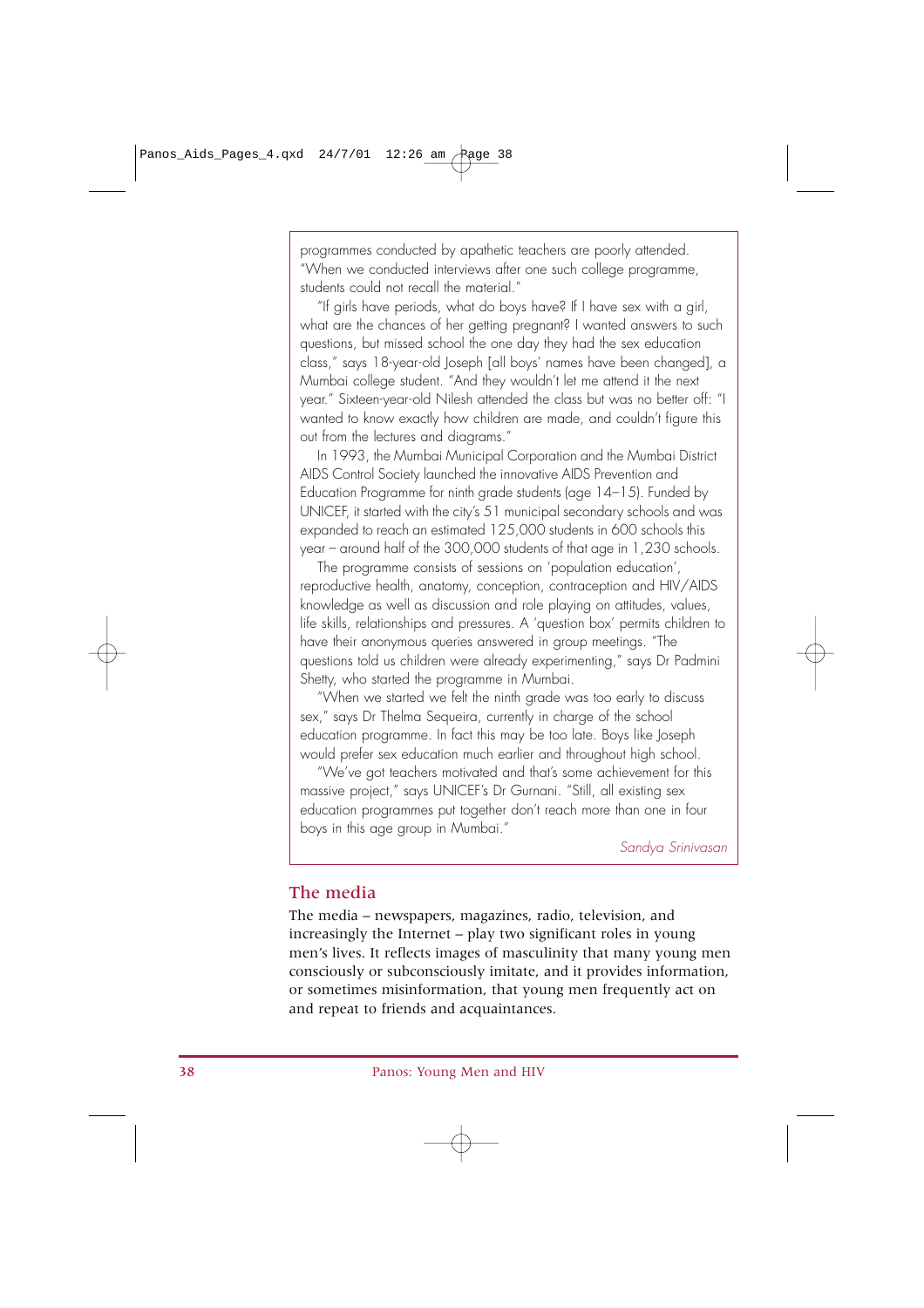programmes conducted by apathetic teachers are poorly attended. "When we conducted interviews after one such college programme, students could not recall the material."

"If girls have periods, what do boys have? If I have sex with a girl, what are the chances of her getting pregnant? I wanted answers to such questions, but missed school the one day they had the sex education class," says 18-year-old Joseph [all boys' names have been changed], a Mumbai college student. "And they wouldn't let me attend it the next year." Sixteen-year-old Nilesh attended the class but was no better off: "I wanted to know exactly how children are made, and couldn't figure this out from the lectures and diagrams."

In 1993, the Mumbai Municipal Corporation and the Mumbai District AIDS Control Society launched the innovative AIDS Prevention and Education Programme for ninth grade students (age 14–15). Funded by UNICEF, it started with the city's 51 municipal secondary schools and was expanded to reach an estimated 125,000 students in 600 schools this year – around half of the 300,000 students of that age in 1,230 schools.

The programme consists of sessions on 'population education', reproductive health, anatomy, conception, contraception and HIV/AIDS knowledge as well as discussion and role playing on attitudes, values, life skills, relationships and pressures. A 'question box' permits children to have their anonymous queries answered in group meetings. "The questions told us children were already experimenting," says Dr Padmini Shetty, who started the programme in Mumbai.

"When we started we felt the ninth grade was too early to discuss sex," says Dr Thelma Sequeira, currently in charge of the school education programme. In fact this may be too late. Boys like Joseph would prefer sex education much earlier and throughout high school.

"We've got teachers motivated and that's some achievement for this massive project," says UNICEF's Dr Gurnani. "Still, all existing sex education programmes put together don't reach more than one in four boys in this age group in Mumbai."

*Sandya Srinivasan*

## The media

The media – newspapers, magazines, radio, television, and increasingly the Internet – play two significant roles in young men's lives. It reflects images of masculinity that many young men consciously or subconsciously imitate, and it provides information, or sometimes misinformation, that young men frequently act on and repeat to friends and acquaintances.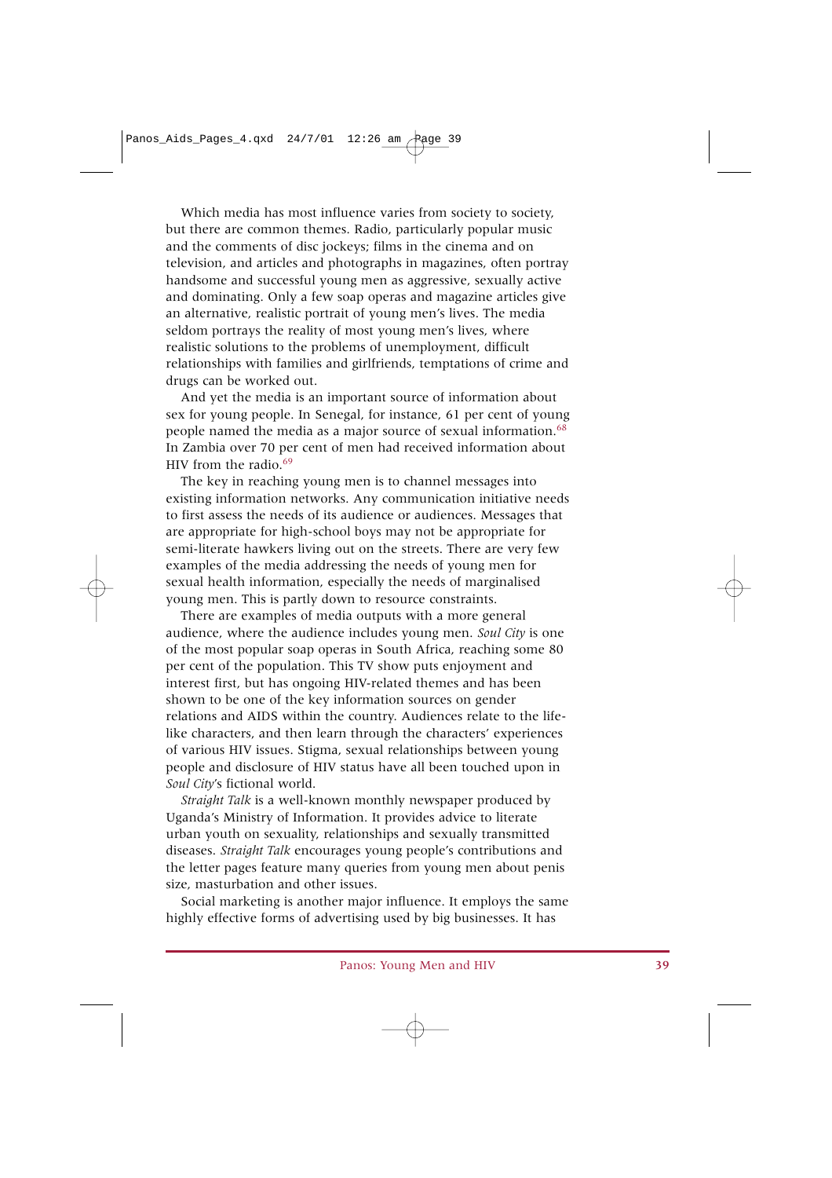Which media has most influence varies from society to society, but there are common themes. Radio, particularly popular music and the comments of disc jockeys; films in the cinema and on television, and articles and photographs in magazines, often portray handsome and successful young men as aggressive, sexually active and dominating. Only a few soap operas and magazine articles give an alternative, realistic portrait of young men's lives. The media seldom portrays the reality of most young men's lives, where realistic solutions to the problems of unemployment, difficult relationships with families and girlfriends, temptations of crime and drugs can be worked out.

And yet the media is an important source of information about sex for young people. In Senegal, for instance, 61 per cent of young people named the media as a major source of sexual information.[68] In Zambia over 70 per cent of men had received information about HIV from the radio.[69]

The key in reaching young men is to channel messages into existing information networks. Any communication initiative needs to first assess the needs of its audience or audiences. Messages that are appropriate for high-school boys may not be appropriate for semi-literate hawkers living out on the streets. There are very few examples of the media addressing the needs of young men for sexual health information, especially the needs of marginalised young men. This is partly down to resource constraints.

There are examples of media outputs with a more general audience, where the audience includes young men. *Soul City* is one of the most popular soap operas in South Africa, reaching some 80 per cent of the population. This TV show puts enjoyment and interest first, but has ongoing HIV-related themes and has been shown to be one of the key information sources on gender relations and AIDS within the country. Audiences relate to the life-like characters, and then learn through the characters' experiences of various HIV issues. Stigma, sexual relationships between young people and disclosure of HIV status have all been touched upon in *Soul City*'s fictional world.

*Straight Talk* is a well-known monthly newspaper produced by Uganda's Ministry of Information. It provides advice to literate urban youth on sexuality, relationships and sexually transmitted diseases. *Straight Talk* encourages young people's contributions and the letter pages feature many queries from young men about penis size, masturbation and other issues.

Social marketing is another major influence. It employs the same highly effective forms of advertising used by big businesses. It has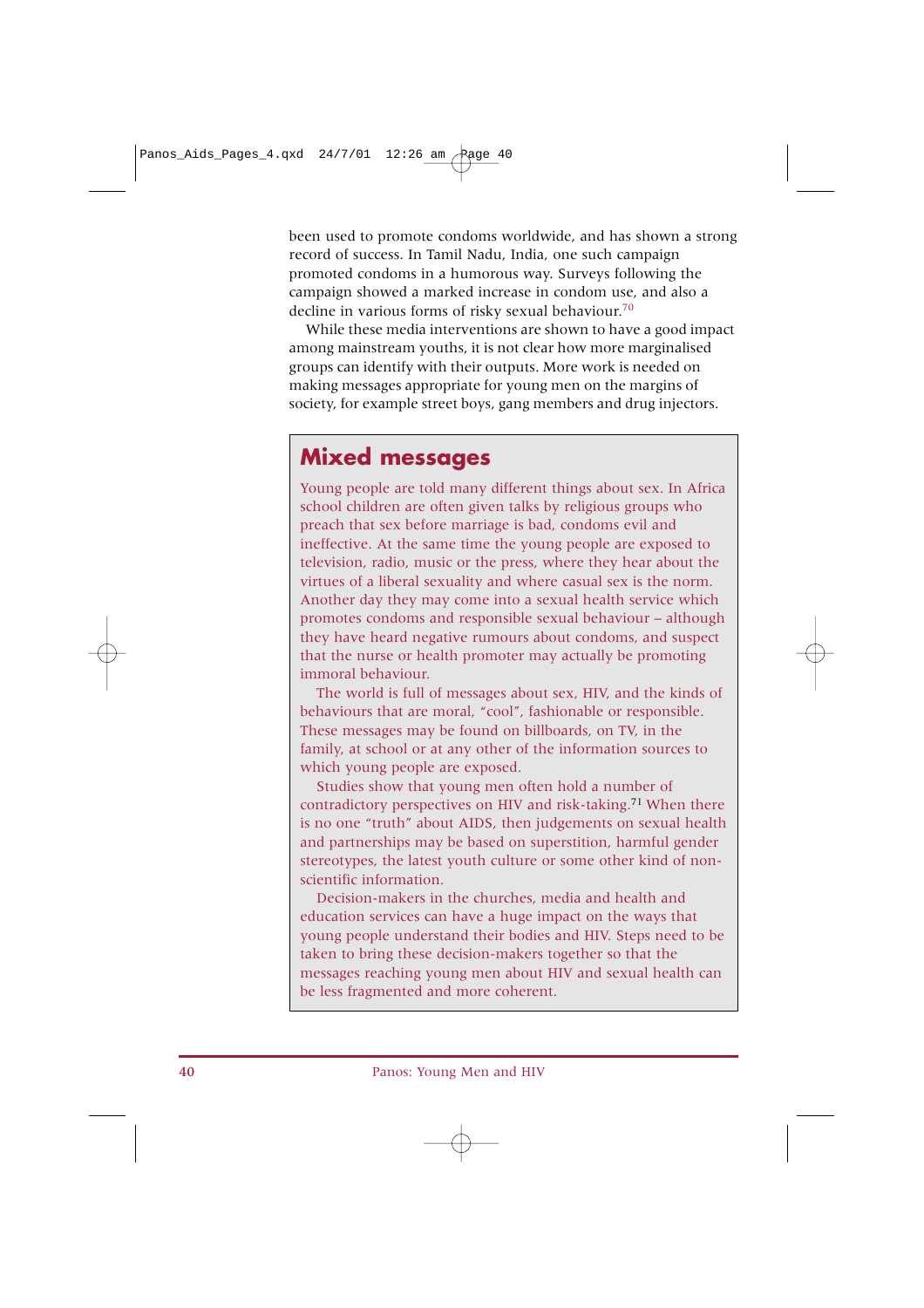been used to promote condoms worldwide, and has shown a strong record of success. In Tamil Nadu, India, one such campaign promoted condoms in a humorous way. Surveys following the campaign showed a marked increase in condom use, and also a decline in various forms of risky sexual behaviour.[70]

While these media interventions are shown to have a good impact among mainstream youths, it is not clear how more marginalised groups can identify with their outputs. More work is needed on making messages appropriate for young men on the margins of society, for example street boys, gang members and drug injectors.

## Mixed messages

Young people are told many different things about sex. In Africa school children are often given talks by religious groups who preach that sex before marriage is bad, condoms evil and ineffective. At the same time the young people are exposed to television, radio, music or the press, where they hear about the virtues of a liberal sexuality and where casual sex is the norm. Another day they may come into a sexual health service which promotes condoms and responsible sexual behaviour – although they have heard negative rumours about condoms, and suspect that the nurse or health promoter may actually be promoting immoral behaviour.

The world is full of messages about sex, HIV, and the kinds of behaviours that are moral, "cool", fashionable or responsible. These messages may be found on billboards, on TV, in the family, at school or at any other of the information sources to which young people are exposed.

Studies show that young men often hold a number of contradictory perspectives on HIV and risk-taking.[71] When there is no one "truth" about AIDS, then judgements on sexual health and partnerships may be based on superstition, harmful gender stereotypes, the latest youth culture or some other kind of non-scientific information.

Decision-makers in the churches, media and health and education services can have a huge impact on the ways that young people understand their bodies and HIV. Steps need to be taken to bring these decision-makers together so that the messages reaching young men about HIV and sexual health can be less fragmented and more coherent.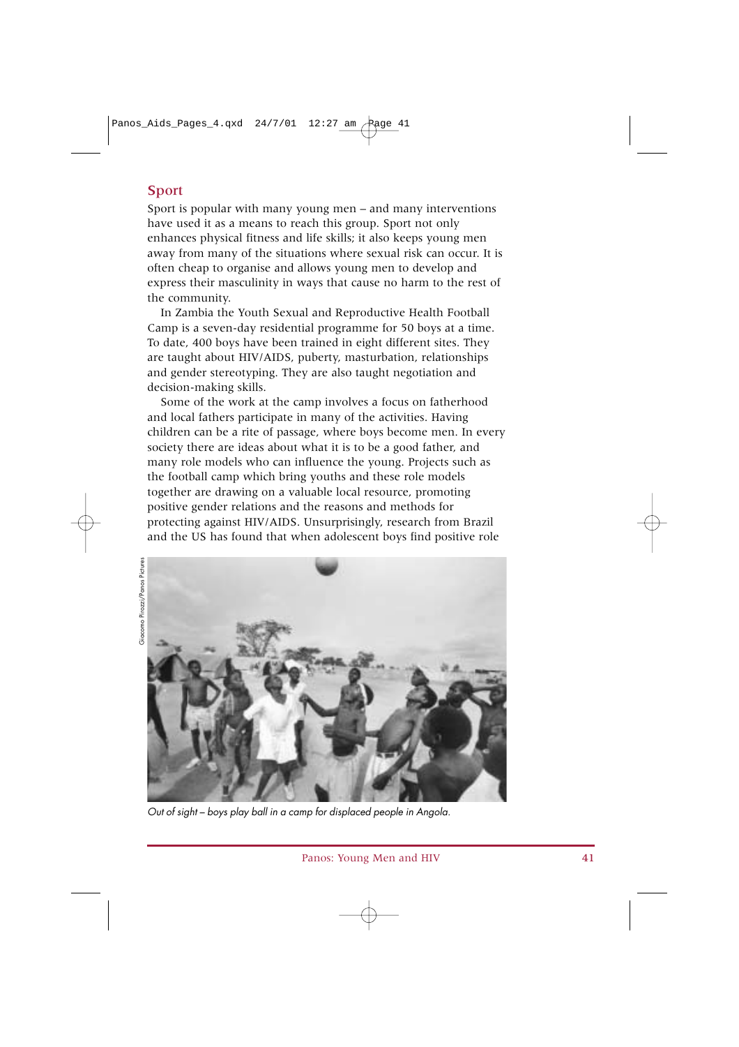## Sport

Sport is popular with many young men – and many interventions have used it as a means to reach this group. Sport not only enhances physical fitness and life skills; it also keeps young men away from many of the situations where sexual risk can occur. It is often cheap to organise and allows young men to develop and express their masculinity in ways that cause no harm to the rest of the community.

In Zambia the Youth Sexual and Reproductive Health Football Camp is a seven-day residential programme for 50 boys at a time. To date, 400 boys have been trained in eight different sites. They are taught about HIV/AIDS, puberty, masturbation, relationships and gender stereotyping. They are also taught negotiation and decision-making skills.

Some of the work at the camp involves a focus on fatherhood and local fathers participate in many of the activities. Having children can be a rite of passage, where boys become men. In every society there are ideas about what it is to be a good father, and many role models who can influence the young. Projects such as the football camp which bring youths and these role models together are drawing on a valuable local resource, promoting positive gender relations and the reasons and methods for protecting against HIV/AIDS. Unsurprisingly, research from Brazil and the US has found that when adolescent boys find positive role

Giacomo Pirozzi/Panos Pictures

*Out of sight – boys play ball in a camp for displaced people in Angola.*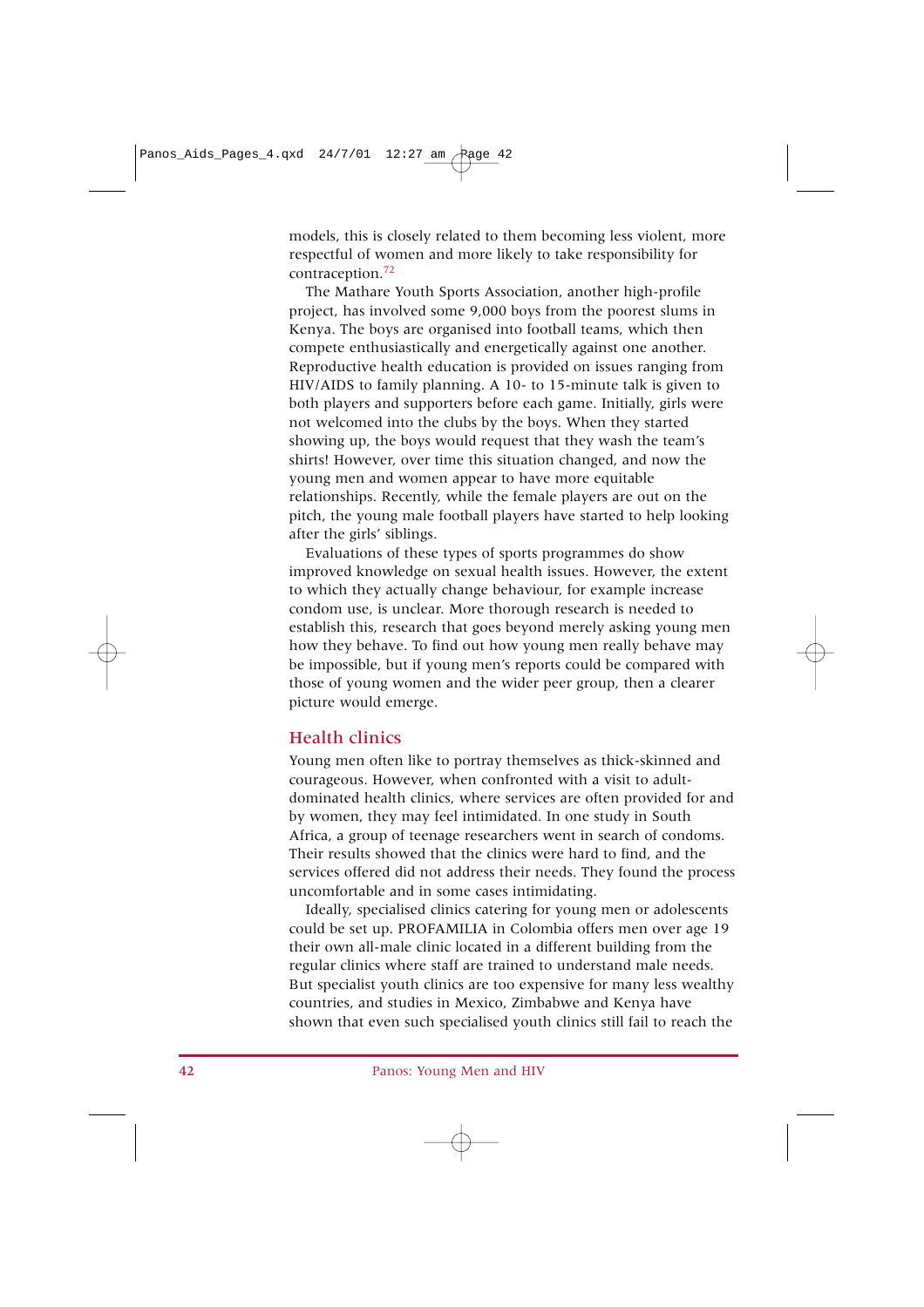models, this is closely related to them becoming less violent, more respectful of women and more likely to take responsibility for contraception.[72]

The Mathare Youth Sports Association, another high-profile project, has involved some 9,000 boys from the poorest slums in Kenya. The boys are organised into football teams, which then compete enthusiastically and energetically against one another. Reproductive health education is provided on issues ranging from HIV/AIDS to family planning. A 10- to 15-minute talk is given to both players and supporters before each game. Initially, girls were not welcomed into the clubs by the boys. When they started showing up, the boys would request that they wash the team's shirts! However, over time this situation changed, and now the young men and women appear to have more equitable relationships. Recently, while the female players are out on the pitch, the young male football players have started to help looking after the girls' siblings.

Evaluations of these types of sports programmes do show improved knowledge on sexual health issues. However, the extent to which they actually change behaviour, for example increase condom use, is unclear. More thorough research is needed to establish this, research that goes beyond merely asking young men how they behave. To find out how young men really behave may be impossible, but if young men's reports could be compared with those of young women and the wider peer group, then a clearer picture would emerge.

## Health clinics

Young men often like to portray themselves as thick-skinned and courageous. However, when confronted with a visit to adult-dominated health clinics, where services are often provided for and by women, they may feel intimidated. In one study in South Africa, a group of teenage researchers went in search of condoms. Their results showed that the clinics were hard to find, and the services offered did not address their needs. They found the process uncomfortable and in some cases intimidating.

Ideally, specialised clinics catering for young men or adolescents could be set up. PROFAMILIA in Colombia offers men over age 19 their own all-male clinic located in a different building from the regular clinics where staff are trained to understand male needs. But specialist youth clinics are too expensive for many less wealthy countries, and studies in Mexico, Zimbabwe and Kenya have shown that even such specialised youth clinics still fail to reach the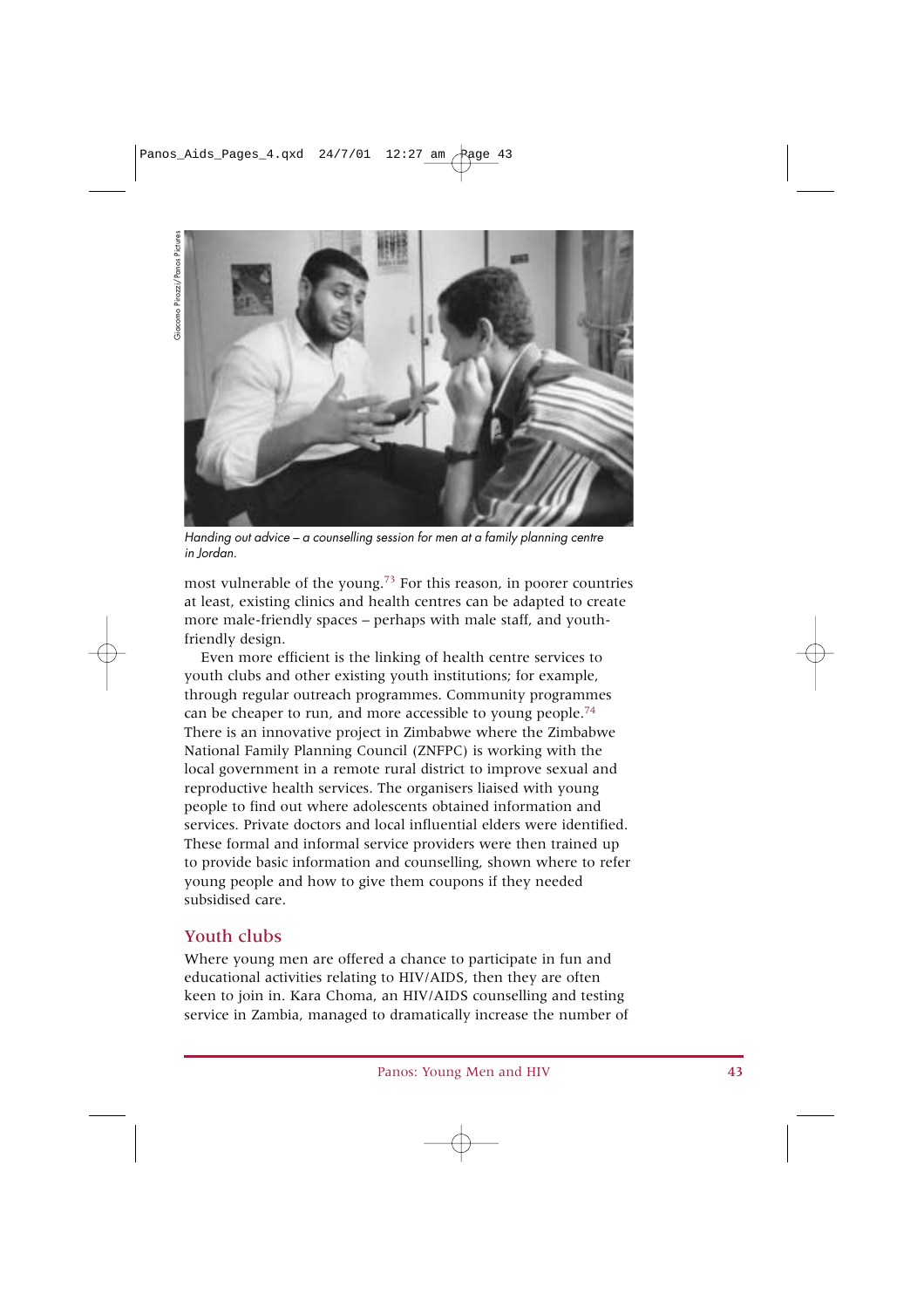Giacomo Pirozzi/Panos Pictures

*Handing out advice – a counselling session for men at a family planning centre in Jordan.*

most vulnerable of the young.[73] For this reason, in poorer countries at least, existing clinics and health centres can be adapted to create more male-friendly spaces – perhaps with male staff, and youth-friendly design.

Even more efficient is the linking of health centre services to youth clubs and other existing youth institutions; for example, through regular outreach programmes. Community programmes can be cheaper to run, and more accessible to young people.[74] There is an innovative project in Zimbabwe where the Zimbabwe National Family Planning Council (ZNFPC) is working with the local government in a remote rural district to improve sexual and reproductive health services. The organisers liaised with young people to find out where adolescents obtained information and services. Private doctors and local influential elders were identified. These formal and informal service providers were then trained up to provide basic information and counselling, shown where to refer young people and how to give them coupons if they needed subsidised care.

## Youth clubs

Where young men are offered a chance to participate in fun and educational activities relating to HIV/AIDS, then they are often keen to join in. Kara Choma, an HIV/AIDS counselling and testing service in Zambia, managed to dramatically increase the number of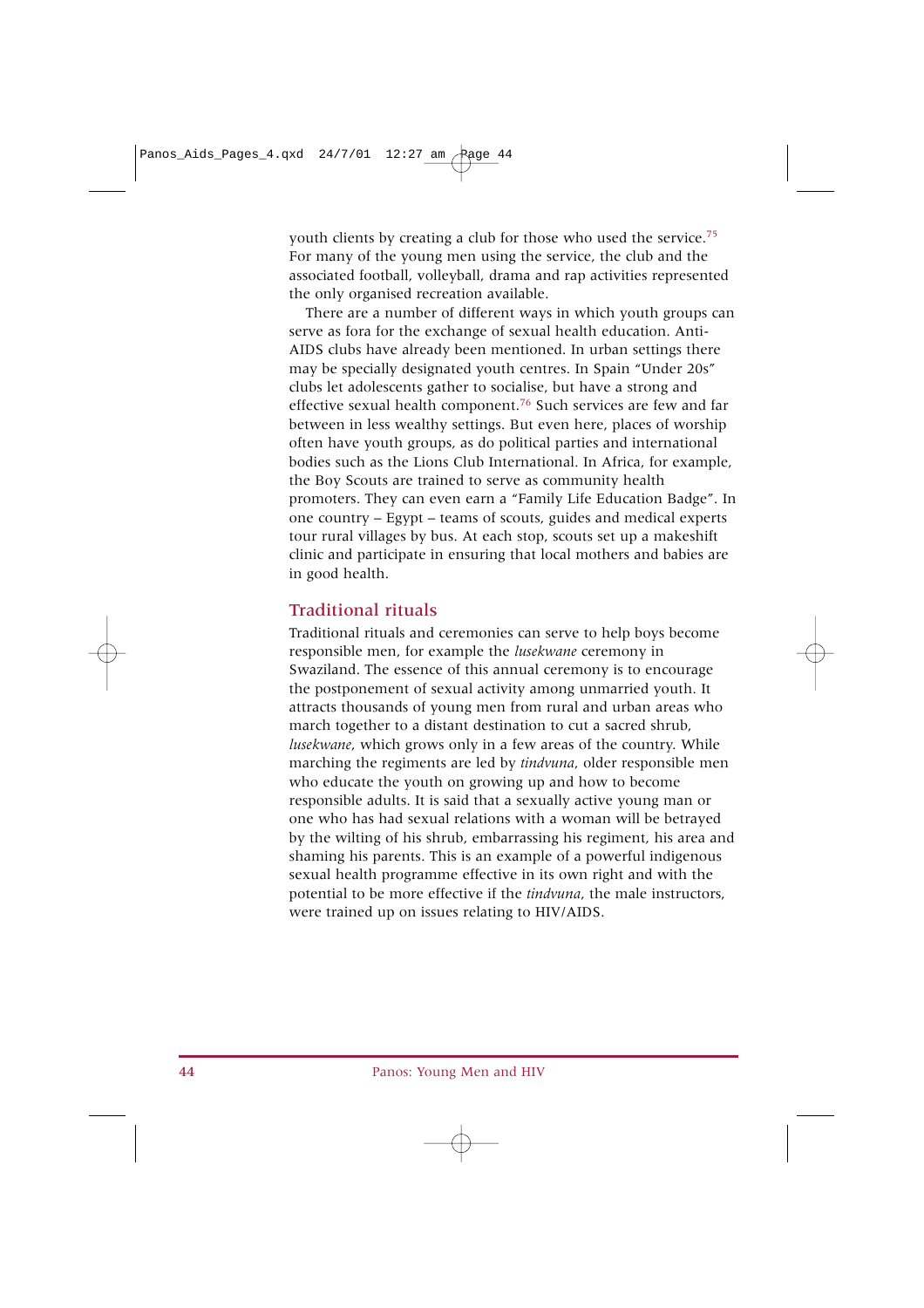youth clients by creating a club for those who used the service.[75] For many of the young men using the service, the club and the associated football, volleyball, drama and rap activities represented the only organised recreation available.

There are a number of different ways in which youth groups can serve as fora for the exchange of sexual health education. Anti-AIDS clubs have already been mentioned. In urban settings there may be specially designated youth centres. In Spain "Under 20s" clubs let adolescents gather to socialise, but have a strong and effective sexual health component.[76] Such services are few and far between in less wealthy settings. But even here, places of worship often have youth groups, as do political parties and international bodies such as the Lions Club International. In Africa, for example, the Boy Scouts are trained to serve as community health promoters. They can even earn a "Family Life Education Badge". In one country – Egypt – teams of scouts, guides and medical experts tour rural villages by bus. At each stop, scouts set up a makeshift clinic and participate in ensuring that local mothers and babies are in good health.

## Traditional rituals

Traditional rituals and ceremonies can serve to help boys become responsible men, for example the *lusekwane* ceremony in Swaziland. The essence of this annual ceremony is to encourage the postponement of sexual activity among unmarried youth. It attracts thousands of young men from rural and urban areas who march together to a distant destination to cut a sacred shrub, *lusekwane*, which grows only in a few areas of the country. While marching the regiments are led by *tindvuna*, older responsible men who educate the youth on growing up and how to become responsible adults. It is said that a sexually active young man or one who has had sexual relations with a woman will be betrayed by the wilting of his shrub, embarrassing his regiment, his area and shaming his parents. This is an example of a powerful indigenous sexual health programme effective in its own right and with the potential to be more effective if the *tindvuna*, the male instructors, were trained up on issues relating to HIV/AIDS.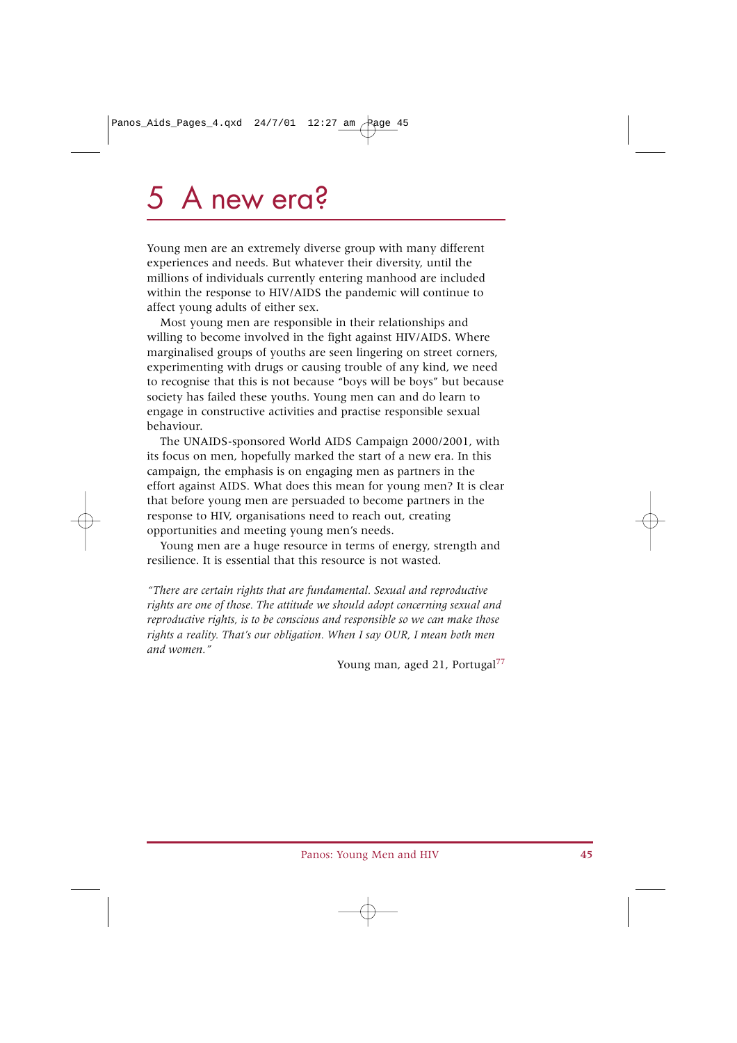# 5 A new era?

Young men are an extremely diverse group with many different experiences and needs. But whatever their diversity, until the millions of individuals currently entering manhood are included within the response to HIV/AIDS the pandemic will continue to affect young adults of either sex.

Most young men are responsible in their relationships and willing to become involved in the fight against HIV/AIDS. Where marginalised groups of youths are seen lingering on street corners, experimenting with drugs or causing trouble of any kind, we need to recognise that this is not because "boys will be boys" but because society has failed these youths. Young men can and do learn to engage in constructive activities and practise responsible sexual behaviour.

The UNAIDS-sponsored World AIDS Campaign 2000/2001, with its focus on men, hopefully marked the start of a new era. In this campaign, the emphasis is on engaging men as partners in the effort against AIDS. What does this mean for young men? It is clear that before young men are persuaded to become partners in the response to HIV, organisations need to reach out, creating opportunities and meeting young men's needs.

Young men are a huge resource in terms of energy, strength and resilience. It is essential that this resource is not wasted.

*"There are certain rights that are fundamental. Sexual and reproductive rights are one of those. The attitude we should adopt concerning sexual and reproductive rights, is to be conscious and responsible so we can make those rights a reality. That's our obligation. When I say OUR, I mean both men and women."*

Young man, aged 21, Portugal[77]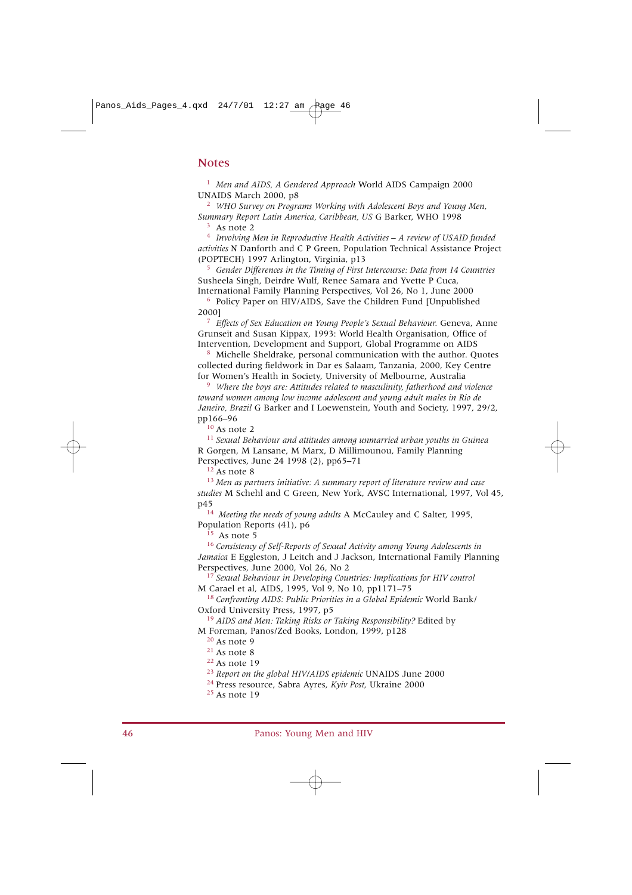## Notes

[1] *Men and AIDS, A Gendered Approach* World AIDS Campaign 2000 UNAIDS March 2000, p8

[2] *WHO Survey on Programs Working with Adolescent Boys and Young Men, Summary Report Latin America, Caribbean, US* G Barker, WHO 1998

[3] As note 2

[4] *Involving Men in Reproductive Health Activities – A review of USAID funded activities* N Danforth and C P Green, Population Technical Assistance Project (POPTECH) 1997 Arlington, Virginia, p13

[5] *Gender Differences in the Timing of First Intercourse: Data from 14 Countries* Susheela Singh, Deirdre Wulf, Renee Samara and Yvette P Cuca, International Family Planning Perspectives, Vol 26, No 1, June 2000

[6] Policy Paper on HIV/AIDS, Save the Children Fund [Unpublished 2000]

[7] *Effects of Sex Education on Young People's Sexual Behaviour.* Geneva, Anne Grunseit and Susan Kippax, 1993: World Health Organisation, Office of Intervention, Development and Support, Global Programme on AIDS

[8] Michelle Sheldrake, personal communication with the author. Quotes collected during fieldwork in Dar es Salaam, Tanzania, 2000, Key Centre for Women's Health in Society, University of Melbourne, Australia

[9] *Where the boys are: Attitudes related to masculinity, fatherhood and violence toward women among low income adolescent and young adult males in Rio de Janeiro, Brazil* G Barker and I Loewenstein, Youth and Society, 1997, 29/2, pp166–96

[10] As note 2

[11] *Sexual Behaviour and attitudes among unmarried urban youths in Guinea* R Gorgen, M Lansane, M Marx, D Millimounou, Family Planning Perspectives, June 24 1998 (2), pp65–71

[12] As note 8

[13] *Men as partners initiative: A summary report of literature review and case studies* M Schehl and C Green, New York, AVSC International, 1997, Vol 45, p45

[14] *Meeting the needs of young adults* A McCauley and C Salter, 1995, Population Reports (41), p6

[15] As note 5

[16] *Consistency of Self-Reports of Sexual Activity among Young Adolescents in Jamaica* E Eggleston, J Leitch and J Jackson, International Family Planning Perspectives, June 2000, Vol 26, No 2

[17] *Sexual Behaviour in Developing Countries: Implications for HIV control* M Carael et al, AIDS, 1995, Vol 9, No 10, pp1171–75

[18] *Confronting AIDS: Public Priorities in a Global Epidemic* World Bank/ Oxford University Press, 1997, p5

[19] *AIDS and Men: Taking Risks or Taking Responsibility?* Edited by M Foreman, Panos/Zed Books, London, 1999, p128

[20] As note 9

[21] As note 8

[22] As note 19

[23] *Report on the global HIV/AIDS epidemic* UNAIDS June 2000

[24] Press resource, Sabra Ayres, *Kyiv Post*, Ukraine 2000

[25] As note 19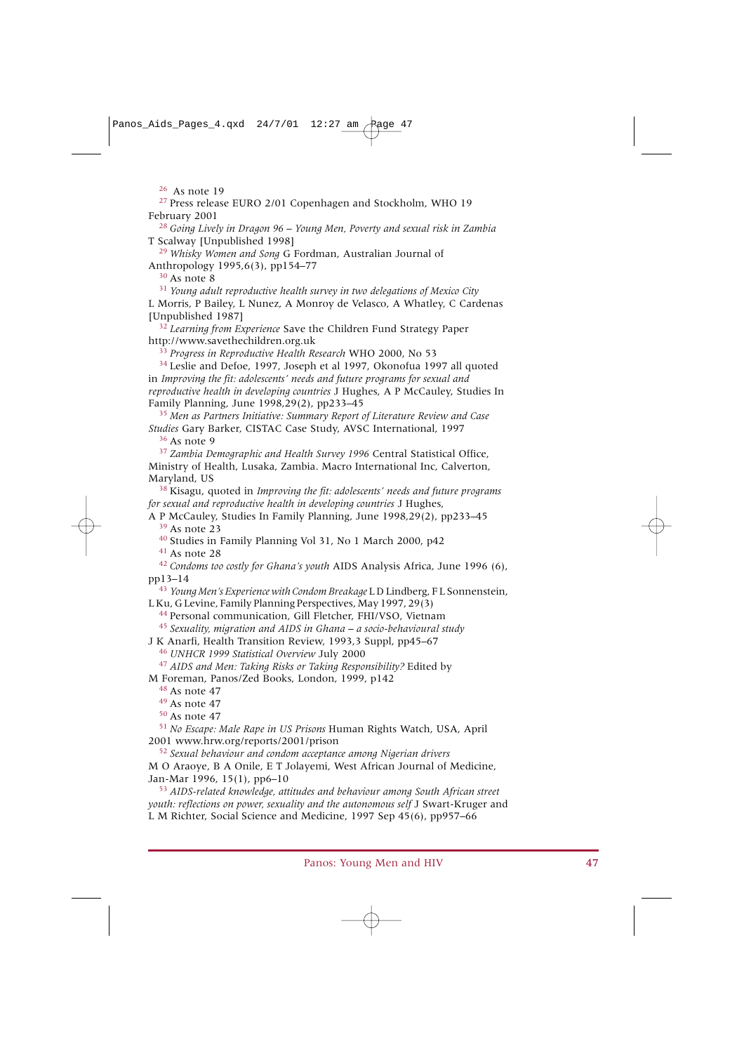[26] As note 19

[27] Press release EURO 2/01 Copenhagen and Stockholm, WHO 19 February 2001

[28] *Going Lively in Dragon 96 – Young Men, Poverty and sexual risk in Zambia* T Scalway [Unpublished 1998]

[29] *Whisky Women and Song* G Fordman, Australian Journal of Anthropology 1995,6(3), pp154–77

[30] As note 8

[31] *Young adult reproductive health survey in two delegations of Mexico City* L Morris, P Bailey, L Nunez, A Monroy de Velasco, A Whatley, C Cardenas [Unpublished 1987]

[32] *Learning from Experience* Save the Children Fund Strategy Paper http://www.savethechildren.org.uk

[33] *Progress in Reproductive Health Research* WHO 2000, No 53

[34] Leslie and Defoe, 1997, Joseph et al 1997, Okonofua 1997 all quoted in *Improving the fit: adolescents' needs and future programs for sexual and reproductive health in developing countries* J Hughes, A P McCauley, Studies In Family Planning, June 1998,29(2), pp233–45

[35] *Men as Partners Initiative: Summary Report of Literature Review and Case Studies* Gary Barker, CISTAC Case Study, AVSC International, 1997

[36] As note 9

[37] *Zambia Demographic and Health Survey 1996* Central Statistical Office, Ministry of Health, Lusaka, Zambia. Macro International Inc, Calverton, Maryland, US

[38] Kisagu, quoted in *Improving the fit: adolescents' needs and future programs for sexual and reproductive health in developing countries* J Hughes, A P McCauley, Studies In Family Planning, June 1998,29(2), pp233–45

[39] As note 23

[40] Studies in Family Planning Vol 31, No 1 March 2000, p42

[41] As note 28

[42] *Condoms too costly for Ghana's youth* AIDS Analysis Africa, June 1996 (6), pp13–14

[43] *Young Men's Experience with Condom Breakage* L D Lindberg, F L Sonnenstein, L Ku, G Levine, Family Planning Perspectives, May 1997, 29(3)

[44] Personal communication, Gill Fletcher, FHI/VSO, Vietnam

[45] *Sexuality, migration and AIDS in Ghana – a socio-behavioural study* J K Anarfi, Health Transition Review, 1993,3 Suppl, pp45–67

[46] *UNHCR 1999 Statistical Overview* July 2000

[47] *AIDS and Men: Taking Risks or Taking Responsibility?* Edited by M Foreman, Panos/Zed Books, London, 1999, p142

[48] As note 47

[49] As note 47

[50] As note 47

[51] *No Escape: Male Rape in US Prisons* Human Rights Watch, USA, April 2001 www.hrw.org/reports/2001/prison

[52] *Sexual behaviour and condom acceptance among Nigerian drivers* M O Araoye, B A Onile, E T Jolayemi, West African Journal of Medicine, Jan-Mar 1996, 15(1), pp6–10

[53] *AIDS-related knowledge, attitudes and behaviour among South African street youth: reflections on power, sexuality and the autonomous self* J Swart-Kruger and L M Richter, Social Science and Medicine, 1997 Sep 45(6), pp957–66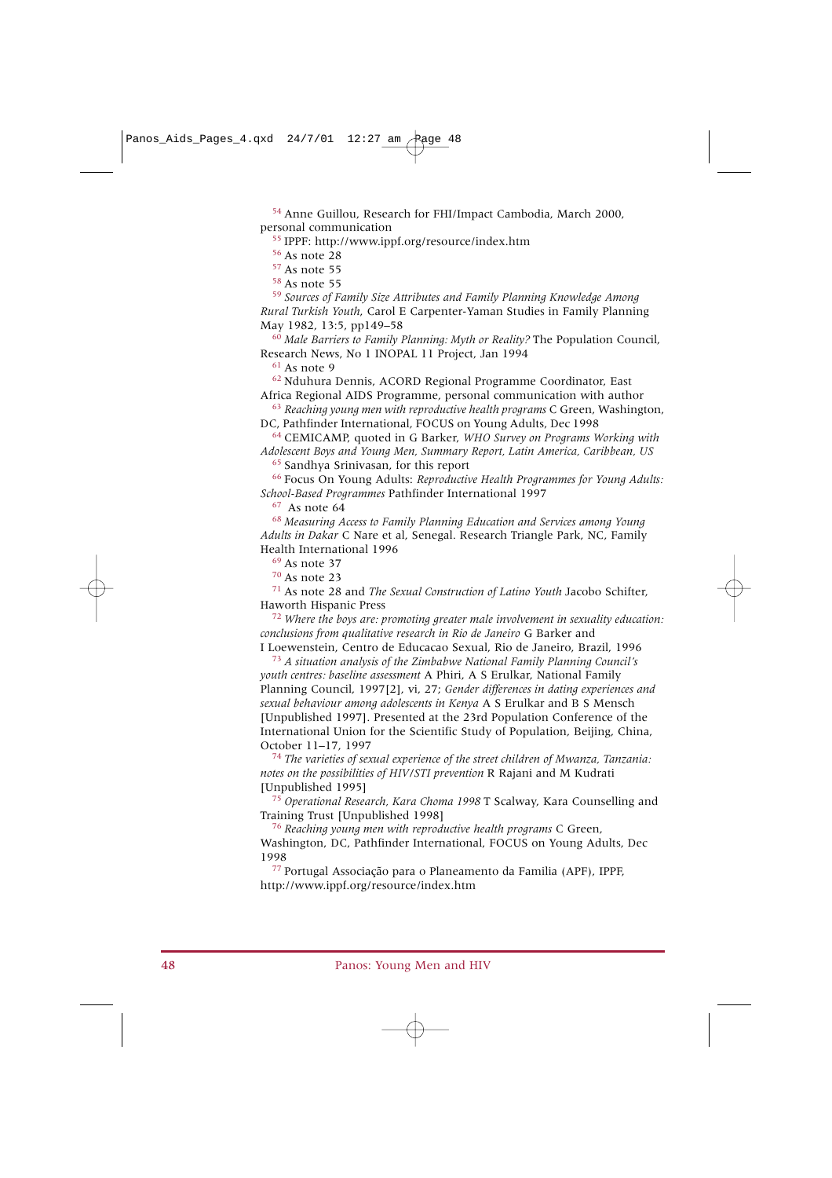[54] Anne Guillou, Research for FHI/Impact Cambodia, March 2000, personal communication

[55] IPPF: http://www.ippf.org/resource/index.htm

[56] As note 28

[57] As note 55

[58] As note 55

[59] *Sources of Family Size Attributes and Family Planning Knowledge Among Rural Turkish Youth*, Carol E Carpenter-Yaman Studies in Family Planning May 1982, 13:5, pp149–58

[60] *Male Barriers to Family Planning: Myth or Reality?* The Population Council, Research News, No 1 INOPAL 11 Project, Jan 1994

[61] As note 9

[62] Nduhura Dennis, ACORD Regional Programme Coordinator, East Africa Regional AIDS Programme, personal communication with author

[63] *Reaching young men with reproductive health programs* C Green, Washington, DC, Pathfinder International, FOCUS on Young Adults, Dec 1998

[64] CEMICAMP, quoted in G Barker, *WHO Survey on Programs Working with Adolescent Boys and Young Men, Summary Report, Latin America, Caribbean, US*

[65] Sandhya Srinivasan, for this report

[66] Focus On Young Adults: *Reproductive Health Programmes for Young Adults: School-Based Programmes* Pathfinder International 1997

[67] As note 64

[68] *Measuring Access to Family Planning Education and Services among Young Adults in Dakar* C Nare et al, Senegal. Research Triangle Park, NC, Family Health International 1996

[69] As note 37

[70] As note 23

[71] As note 28 and *The Sexual Construction of Latino Youth* Jacobo Schifter, Haworth Hispanic Press

[72] *Where the boys are: promoting greater male involvement in sexuality education: conclusions from qualitative research in Rio de Janeiro* G Barker and I Loewenstein, Centro de Educacao Sexual, Rio de Janeiro, Brazil, 1996

[73] *A situation analysis of the Zimbabwe National Family Planning Council's youth centres: baseline assessment* A Phiri, A S Erulkar, National Family Planning Council, 1997[2], vi, 27; *Gender differences in dating experiences and sexual behaviour among adolescents in Kenya* A S Erulkar and B S Mensch [Unpublished 1997]. Presented at the 23rd Population Conference of the International Union for the Scientific Study of Population, Beijing, China, October 11–17, 1997

[74] *The varieties of sexual experience of the street children of Mwanza, Tanzania: notes on the possibilities of HIV/STI prevention* R Rajani and M Kudrati [Unpublished 1995]

[75] *Operational Research, Kara Choma 1998* T Scalway, Kara Counselling and Training Trust [Unpublished 1998]

[76] *Reaching young men with reproductive health programs* C Green, Washington, DC, Pathfinder International, FOCUS on Young Adults, Dec 1998

[77] Portugal Associação para o Planeamento da Familia (APF), IPPF, http://www.ippf.org/resource/index.htm